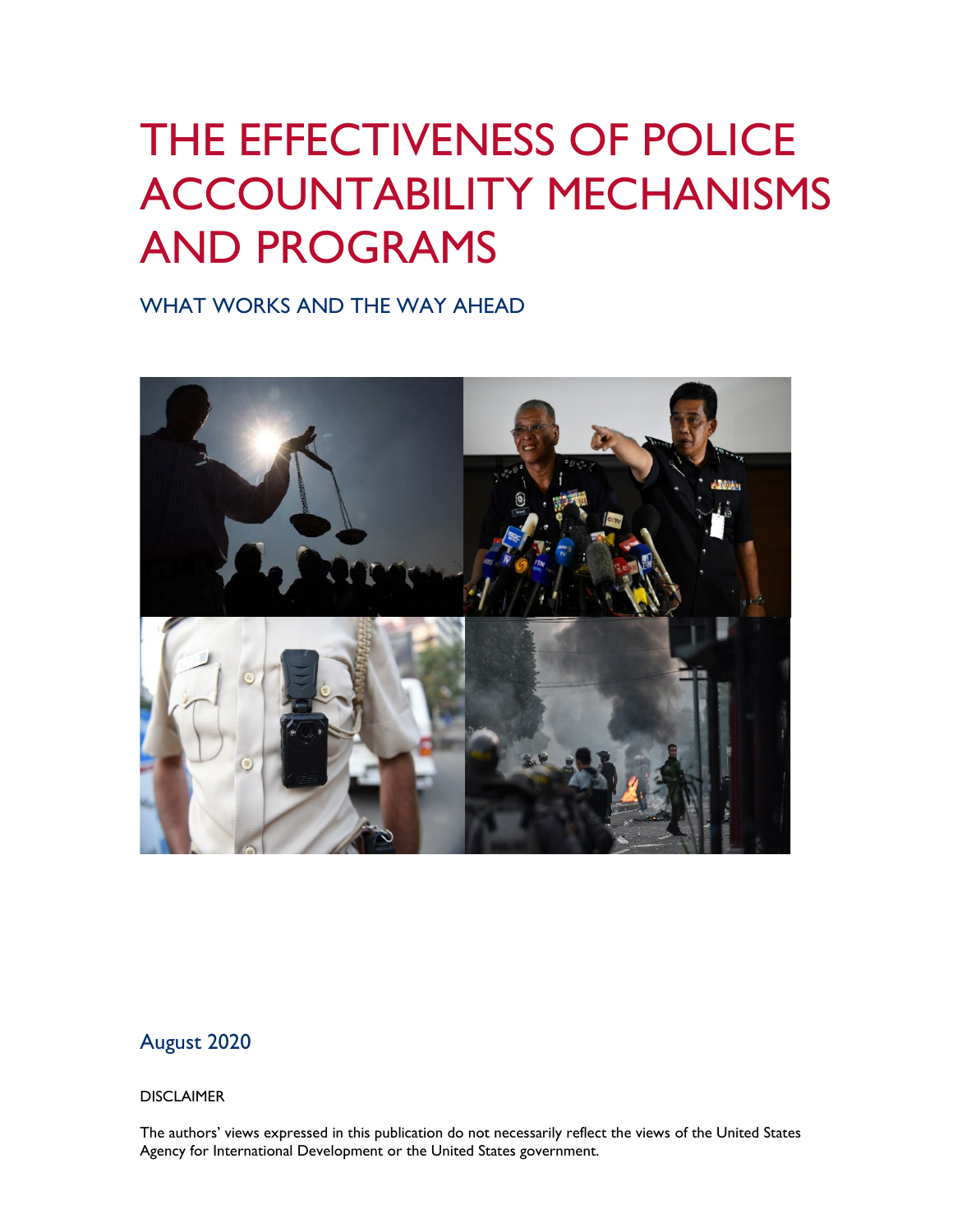# THE EFFECTIVENESS OF POLICE ACCOUNTABILITY MECHANISMS AND PROGRAMS

## WHAT WORKS AND THE WAY AHEAD

August 2020

DISCLAIMER

The authors' views expressed in this publication do not necessarily reflect the views of the United States Agency for International Development or the United States government.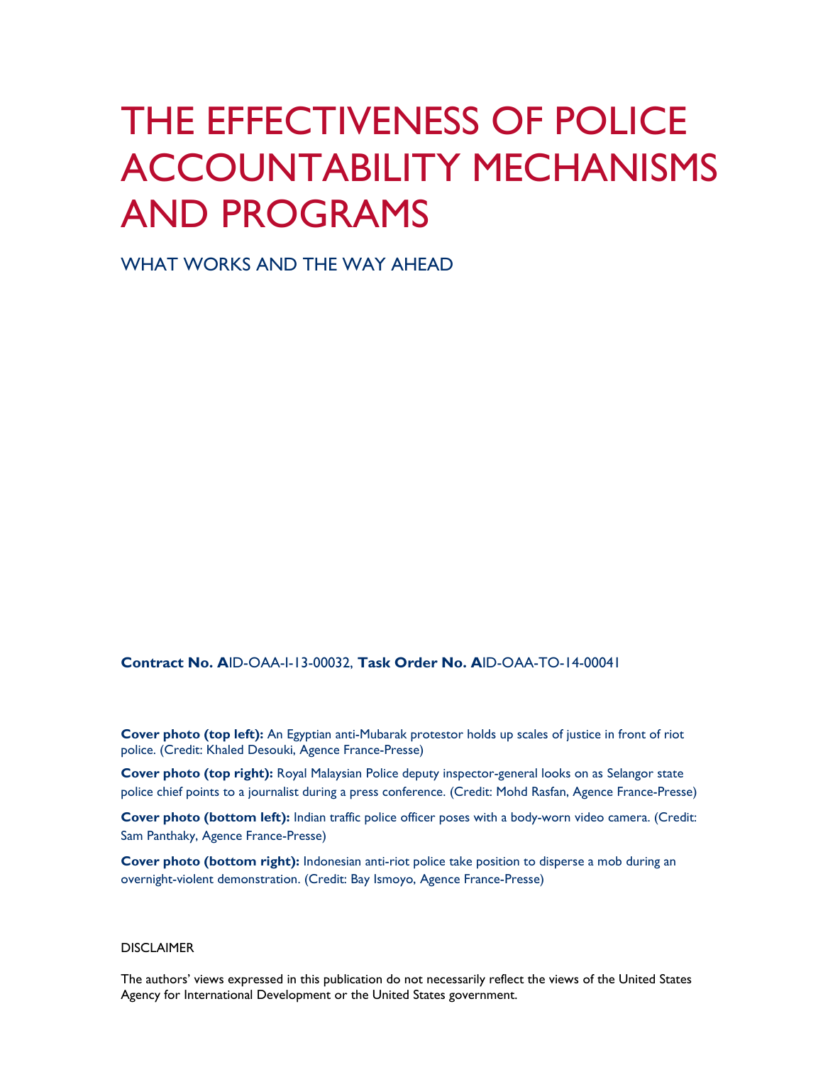# THE EFFECTIVENESS OF POLICE ACCOUNTABILITY MECHANISMS AND PROGRAMS

## WHAT WORKS AND THE WAY AHEAD

**Contract No. A**ID-OAA-I-13-00032, **Task Order No. A**ID-OAA-TO-14-00041

**Cover photo (top left):** An Egyptian anti-Mubarak protestor holds up scales of justice in front of riot police. (Credit: Khaled Desouki, Agence France-Presse)

**Cover photo (top right):** Royal Malaysian Police deputy inspector-general looks on as Selangor state police chief points to a journalist during a press conference. (Credit: Mohd Rasfan, Agence France-Presse)

**Cover photo (bottom left):** Indian traffic police officer poses with a body-worn video camera. (Credit: Sam Panthaky, Agence France-Presse)

**Cover photo (bottom right):** Indonesian anti-riot police take position to disperse a mob during an overnight-violent demonstration. (Credit: Bay Ismoyo, Agence France-Presse)

DISCLAIMER

The authors' views expressed in this publication do not necessarily reflect the views of the United States Agency for International Development or the United States government.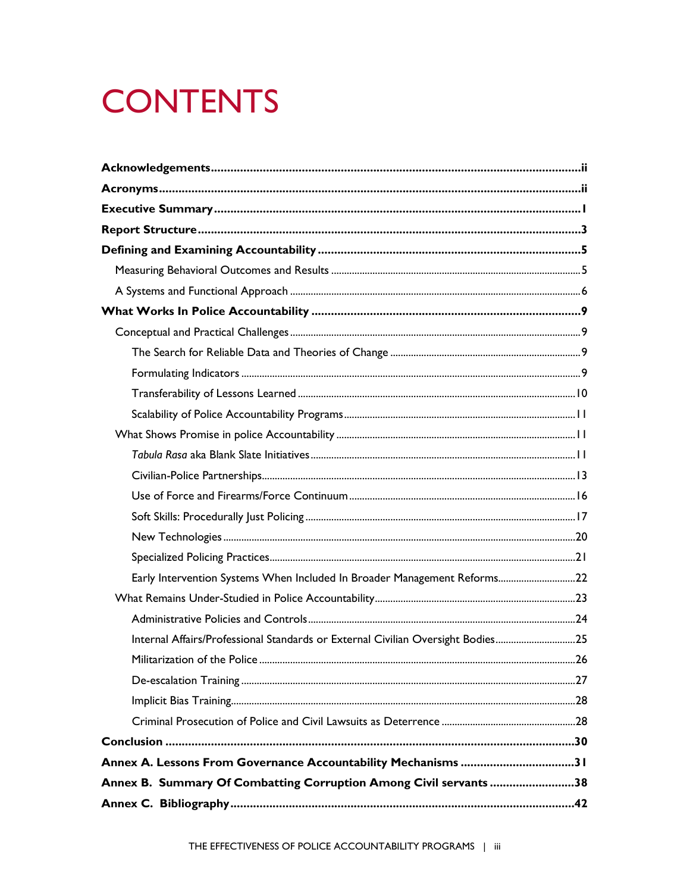# CONTENTS

**Acknowledgements** ..... ii

**Acronyms** ..... ii

**Executive Summary** ..... 1

**Report Structure** ..... 3

**Defining and Examining Accountability** ..... 5

- Measuring Behavioral Outcomes and Results ..... 5
- A Systems and Functional Approach ..... 6

**What Works In Police Accountability** ..... 9

- Conceptual and Practical Challenges ..... 9
  - The Search for Reliable Data and Theories of Change ..... 9
  - Formulating Indicators ..... 9
  - Transferability of Lessons Learned ..... 10
  - Scalability of Police Accountability Programs ..... 11
- What Shows Promise in police Accountability ..... 11
  - *Tabula Rasa* aka Blank Slate Initiatives ..... 11
  - Civilian-Police Partnerships ..... 13
  - Use of Force and Firearms/Force Continuum ..... 16
  - Soft Skills: Procedurally Just Policing ..... 17
  - New Technologies ..... 20
  - Specialized Policing Practices ..... 21
  - Early Intervention Systems When Included In Broader Management Reforms ..... 22
- What Remains Under-Studied in Police Accountability ..... 23
  - Administrative Policies and Controls ..... 24
  - Internal Affairs/Professional Standards or External Civilian Oversight Bodies ..... 25
  - Militarization of the Police ..... 26
  - De-escalation Training ..... 27
  - Implicit Bias Training ..... 28
  - Criminal Prosecution of Police and Civil Lawsuits as Deterrence ..... 28

**Conclusion** ..... 30

**Annex A. Lessons From Governance Accountability Mechanisms** ..... 31

**Annex B. Summary Of Combatting Corruption Among Civil servants** ..... 38

**Annex C. Bibliography** ..... 42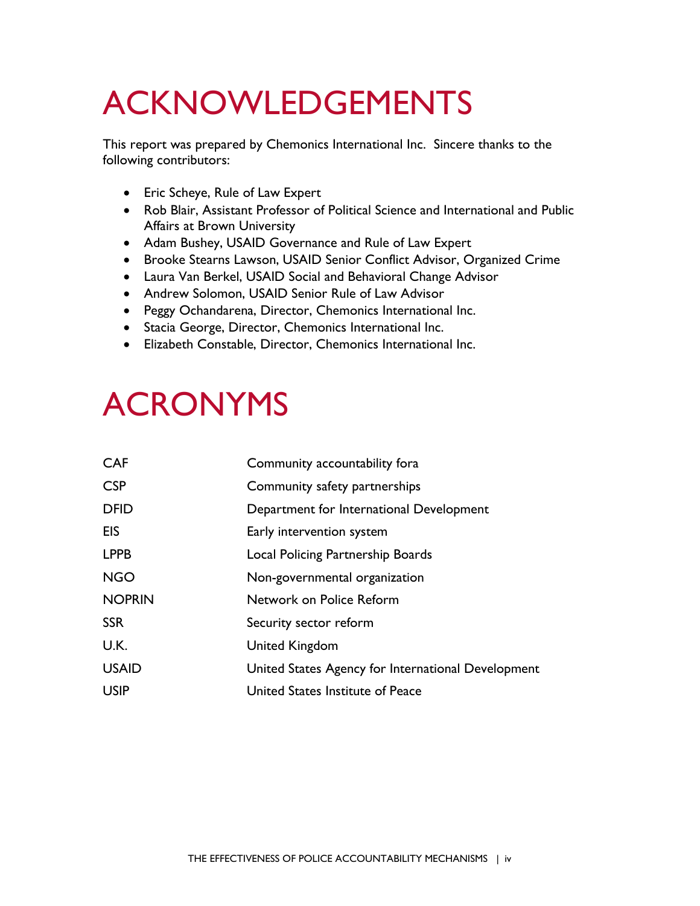# ACKNOWLEDGEMENTS

This report was prepared by Chemonics International Inc. Sincere thanks to the following contributors:

- Eric Scheye, Rule of Law Expert
- Rob Blair, Assistant Professor of Political Science and International and Public Affairs at Brown University
- Adam Bushey, USAID Governance and Rule of Law Expert
- Brooke Stearns Lawson, USAID Senior Conflict Advisor, Organized Crime
- Laura Van Berkel, USAID Social and Behavioral Change Advisor
- Andrew Solomon, USAID Senior Rule of Law Advisor
- Peggy Ochandarena, Director, Chemonics International Inc.
- Stacia George, Director, Chemonics International Inc.
- Elizabeth Constable, Director, Chemonics International Inc.

# ACRONYMS

| | |
|---|---|
| CAF | Community accountability fora |
| CSP | Community safety partnerships |
| DFID | Department for International Development |
| EIS | Early intervention system |
| LPPB | Local Policing Partnership Boards |
| NGO | Non-governmental organization |
| NOPRIN | Network on Police Reform |
| SSR | Security sector reform |
| U.K. | United Kingdom |
| USAID | United States Agency for International Development |
| USIP | United States Institute of Peace |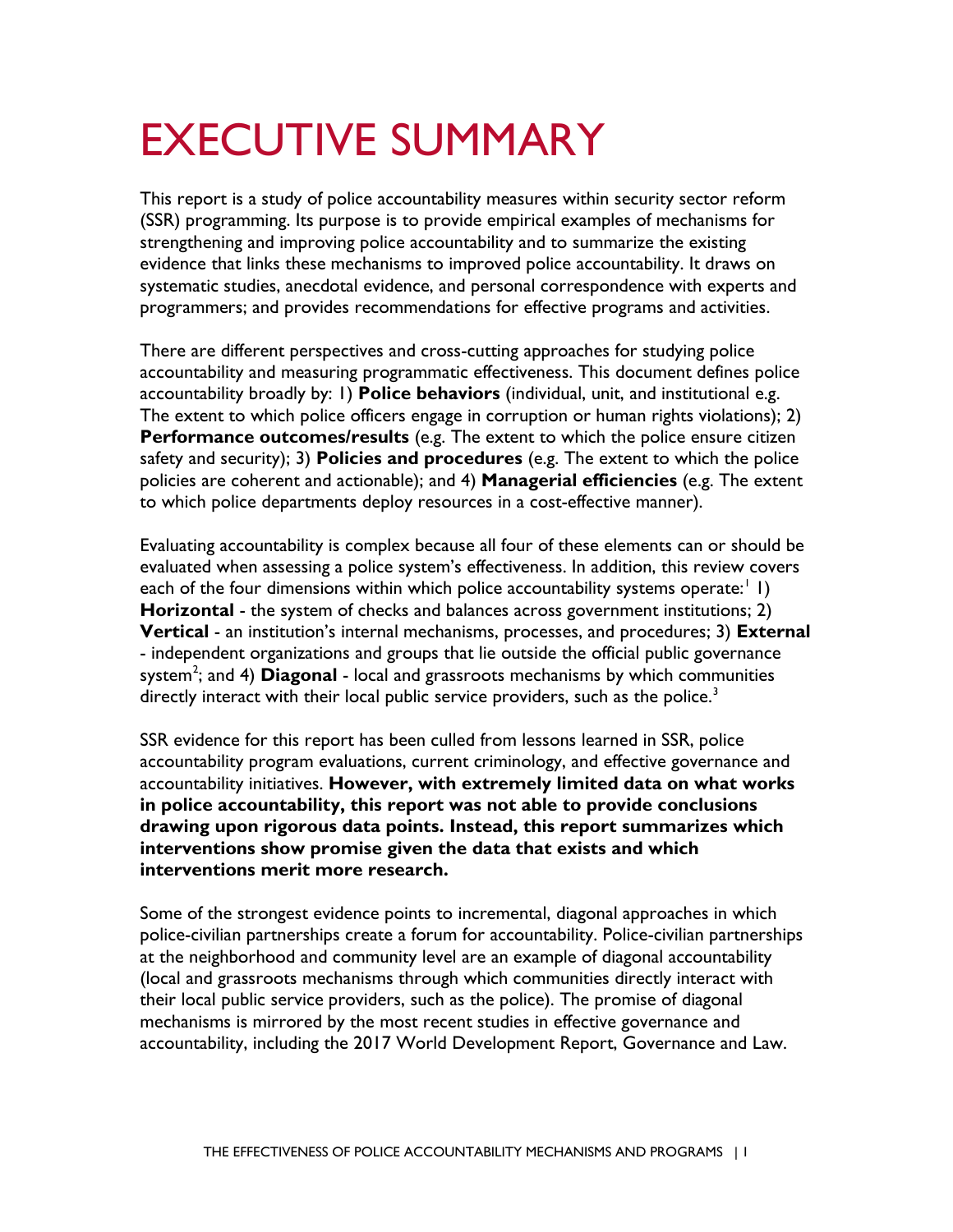# EXECUTIVE SUMMARY

This report is a study of police accountability measures within security sector reform (SSR) programming. Its purpose is to provide empirical examples of mechanisms for strengthening and improving police accountability and to summarize the existing evidence that links these mechanisms to improved police accountability. It draws on systematic studies, anecdotal evidence, and personal correspondence with experts and programmers; and provides recommendations for effective programs and activities.

There are different perspectives and cross-cutting approaches for studying police accountability and measuring programmatic effectiveness. This document defines police accountability broadly by: 1) **Police behaviors** (individual, unit, and institutional e.g. The extent to which police officers engage in corruption or human rights violations); 2) **Performance outcomes/results** (e.g. The extent to which the police ensure citizen safety and security); 3) **Policies and procedures** (e.g. The extent to which the police policies are coherent and actionable); and 4) **Managerial efficiencies** (e.g. The extent to which police departments deploy resources in a cost-effective manner).

Evaluating accountability is complex because all four of these elements can or should be evaluated when assessing a police system's effectiveness. In addition, this review covers each of the four dimensions within which police accountability systems operate:[1] 1) **Horizontal** - the system of checks and balances across government institutions; 2) **Vertical** - an institution's internal mechanisms, processes, and procedures; 3) **External** - independent organizations and groups that lie outside the official public governance system[2]; and 4) **Diagonal** - local and grassroots mechanisms by which communities directly interact with their local public service providers, such as the police.[3]

SSR evidence for this report has been culled from lessons learned in SSR, police accountability program evaluations, current criminology, and effective governance and accountability initiatives. **However, with extremely limited data on what works in police accountability, this report was not able to provide conclusions drawing upon rigorous data points. Instead, this report summarizes which interventions show promise given the data that exists and which interventions merit more research.**

Some of the strongest evidence points to incremental, diagonal approaches in which police-civilian partnerships create a forum for accountability. Police-civilian partnerships at the neighborhood and community level are an example of diagonal accountability (local and grassroots mechanisms through which communities directly interact with their local public service providers, such as the police). The promise of diagonal mechanisms is mirrored by the most recent studies in effective governance and accountability, including the 2017 World Development Report, Governance and Law.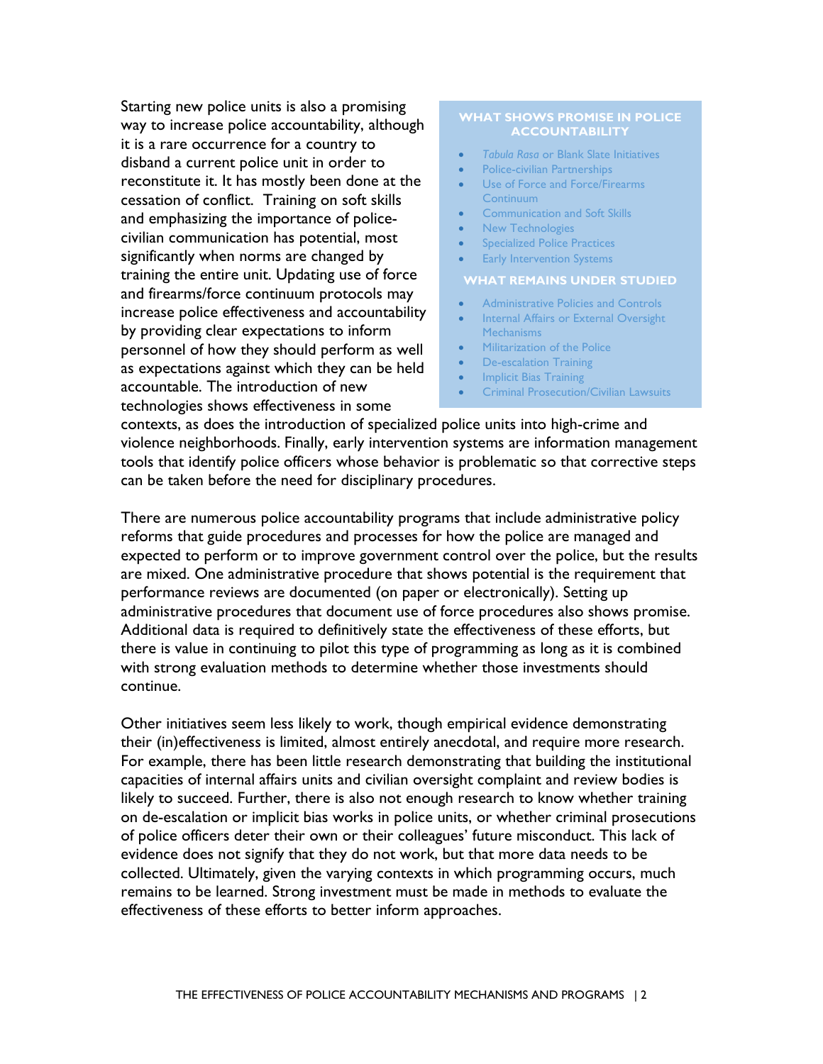Starting new police units is also a promising way to increase police accountability, although it is a rare occurrence for a country to disband a current police unit in order to reconstitute it. It has mostly been done at the cessation of conflict. Training on soft skills and emphasizing the importance of police-civilian communication has potential, most significantly when norms are changed by training the entire unit. Updating use of force and firearms/force continuum protocols may increase police effectiveness and accountability by providing clear expectations to inform personnel of how they should perform as well as expectations against which they can be held accountable. The introduction of new technologies shows effectiveness in some contexts, as does the introduction of specialized police units into high-crime and violence neighborhoods. Finally, early intervention systems are information management tools that identify police officers whose behavior is problematic so that corrective steps can be taken before the need for disciplinary procedures.

> **WHAT SHOWS PROMISE IN POLICE ACCOUNTABILITY**
>
> - *Tabula Rasa* or Blank Slate Initiatives
> - Police-civilian Partnerships
> - Use of Force and Force/Firearms Continuum
> - Communication and Soft Skills
> - New Technologies
> - Specialized Police Practices
> - Early Intervention Systems
>
> **WHAT REMAINS UNDER STUDIED**
>
> - Administrative Policies and Controls
> - Internal Affairs or External Oversight Mechanisms
> - Militarization of the Police
> - De-escalation Training
> - Implicit Bias Training
> - Criminal Prosecution/Civilian Lawsuits

There are numerous police accountability programs that include administrative policy reforms that guide procedures and processes for how the police are managed and expected to perform or to improve government control over the police, but the results are mixed. One administrative procedure that shows potential is the requirement that performance reviews are documented (on paper or electronically). Setting up administrative procedures that document use of force procedures also shows promise. Additional data is required to definitively state the effectiveness of these efforts, but there is value in continuing to pilot this type of programming as long as it is combined with strong evaluation methods to determine whether those investments should continue.

Other initiatives seem less likely to work, though empirical evidence demonstrating their (in)effectiveness is limited, almost entirely anecdotal, and require more research. For example, there has been little research demonstrating that building the institutional capacities of internal affairs units and civilian oversight complaint and review bodies is likely to succeed. Further, there is also not enough research to know whether training on de-escalation or implicit bias works in police units, or whether criminal prosecutions of police officers deter their own or their colleagues' future misconduct. This lack of evidence does not signify that they do not work, but that more data needs to be collected. Ultimately, given the varying contexts in which programming occurs, much remains to be learned. Strong investment must be made in methods to evaluate the effectiveness of these efforts to better inform approaches.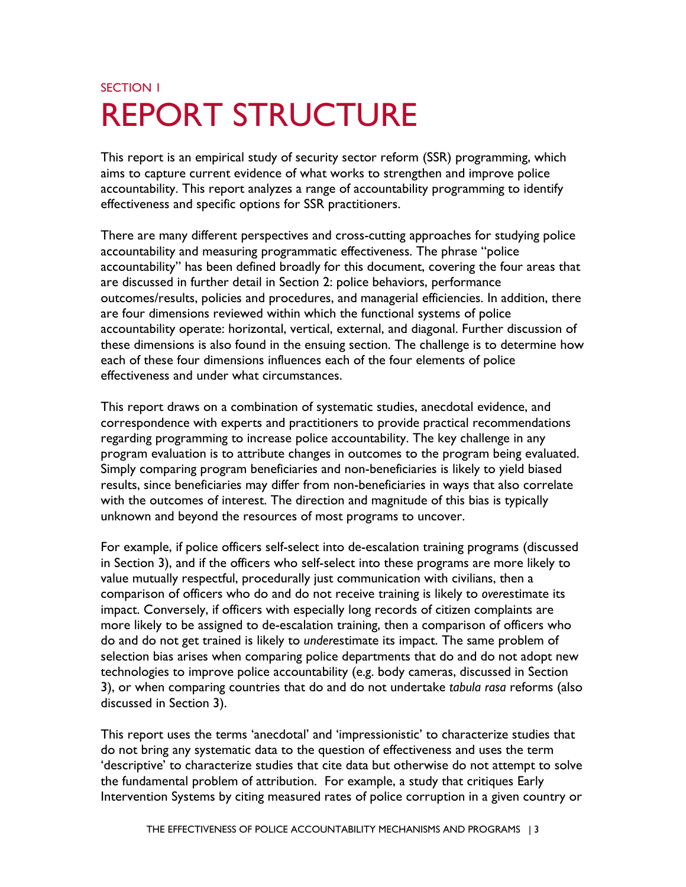SECTION 1

# REPORT STRUCTURE

This report is an empirical study of security sector reform (SSR) programming, which aims to capture current evidence of what works to strengthen and improve police accountability. This report analyzes a range of accountability programming to identify effectiveness and specific options for SSR practitioners.

There are many different perspectives and cross-cutting approaches for studying police accountability and measuring programmatic effectiveness. The phrase "police accountability" has been defined broadly for this document, covering the four areas that are discussed in further detail in Section 2: police behaviors, performance outcomes/results, policies and procedures, and managerial efficiencies. In addition, there are four dimensions reviewed within which the functional systems of police accountability operate: horizontal, vertical, external, and diagonal. Further discussion of these dimensions is also found in the ensuing section. The challenge is to determine how each of these four dimensions influences each of the four elements of police effectiveness and under what circumstances.

This report draws on a combination of systematic studies, anecdotal evidence, and correspondence with experts and practitioners to provide practical recommendations regarding programming to increase police accountability. The key challenge in any program evaluation is to attribute changes in outcomes to the program being evaluated. Simply comparing program beneficiaries and non-beneficiaries is likely to yield biased results, since beneficiaries may differ from non-beneficiaries in ways that also correlate with the outcomes of interest. The direction and magnitude of this bias is typically unknown and beyond the resources of most programs to uncover.

For example, if police officers self-select into de-escalation training programs (discussed in Section 3), and if the officers who self-select into these programs are more likely to value mutually respectful, procedurally just communication with civilians, then a comparison of officers who do and do not receive training is likely to *over*estimate its impact. Conversely, if officers with especially long records of citizen complaints are more likely to be assigned to de-escalation training, then a comparison of officers who do and do not get trained is likely to *under*estimate its impact. The same problem of selection bias arises when comparing police departments that do and do not adopt new technologies to improve police accountability (e.g. body cameras, discussed in Section 3), or when comparing countries that do and do not undertake *tabula rasa* reforms (also discussed in Section 3).

This report uses the terms 'anecdotal' and 'impressionistic' to characterize studies that do not bring any systematic data to the question of effectiveness and uses the term 'descriptive' to characterize studies that cite data but otherwise do not attempt to solve the fundamental problem of attribution. For example, a study that critiques Early Intervention Systems by citing measured rates of police corruption in a given country or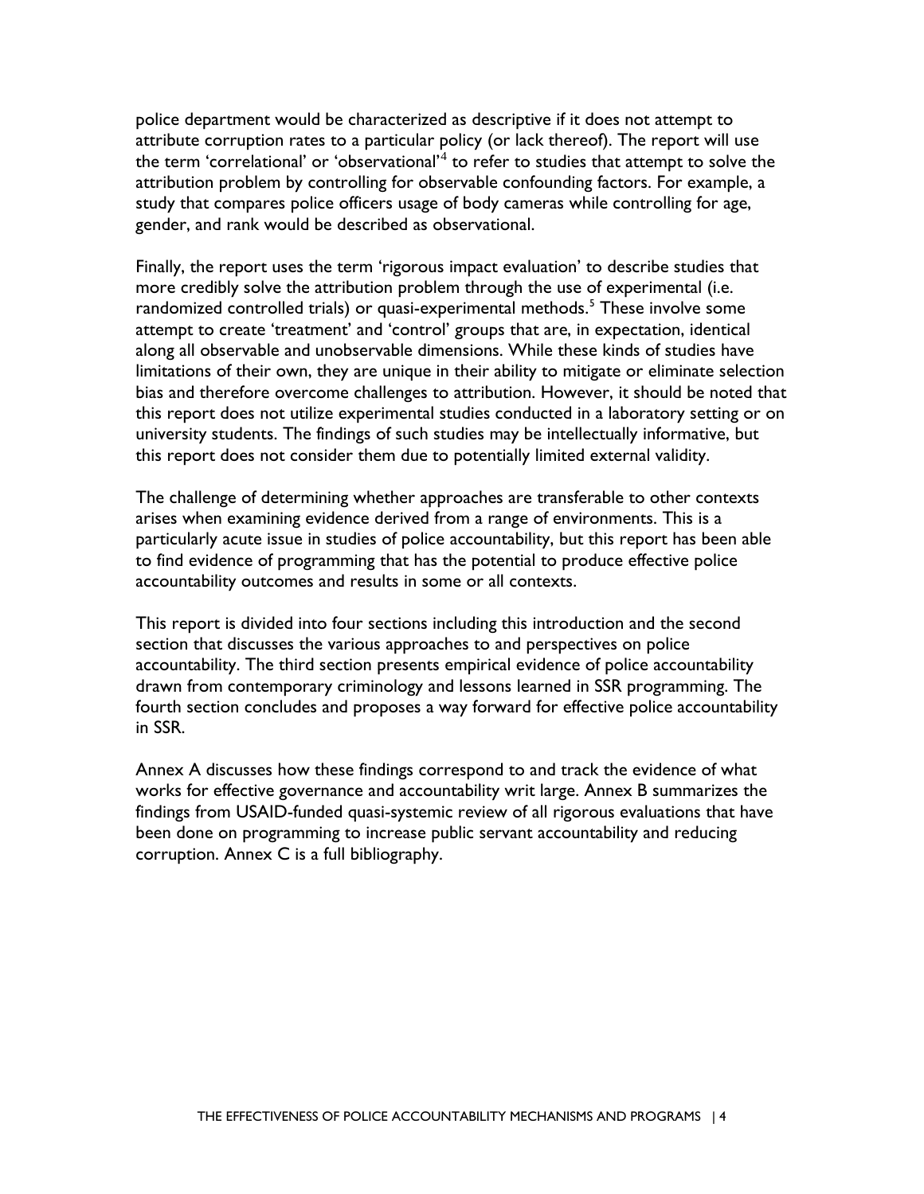police department would be characterized as descriptive if it does not attempt to attribute corruption rates to a particular policy (or lack thereof). The report will use the term 'correlational' or 'observational'[4] to refer to studies that attempt to solve the attribution problem by controlling for observable confounding factors. For example, a study that compares police officers usage of body cameras while controlling for age, gender, and rank would be described as observational.

Finally, the report uses the term 'rigorous impact evaluation' to describe studies that more credibly solve the attribution problem through the use of experimental (i.e. randomized controlled trials) or quasi-experimental methods.[5] These involve some attempt to create 'treatment' and 'control' groups that are, in expectation, identical along all observable and unobservable dimensions. While these kinds of studies have limitations of their own, they are unique in their ability to mitigate or eliminate selection bias and therefore overcome challenges to attribution. However, it should be noted that this report does not utilize experimental studies conducted in a laboratory setting or on university students. The findings of such studies may be intellectually informative, but this report does not consider them due to potentially limited external validity.

The challenge of determining whether approaches are transferable to other contexts arises when examining evidence derived from a range of environments. This is a particularly acute issue in studies of police accountability, but this report has been able to find evidence of programming that has the potential to produce effective police accountability outcomes and results in some or all contexts.

This report is divided into four sections including this introduction and the second section that discusses the various approaches to and perspectives on police accountability. The third section presents empirical evidence of police accountability drawn from contemporary criminology and lessons learned in SSR programming. The fourth section concludes and proposes a way forward for effective police accountability in SSR.

Annex A discusses how these findings correspond to and track the evidence of what works for effective governance and accountability writ large. Annex B summarizes the findings from USAID-funded quasi-systemic review of all rigorous evaluations that have been done on programming to increase public servant accountability and reducing corruption. Annex C is a full bibliography.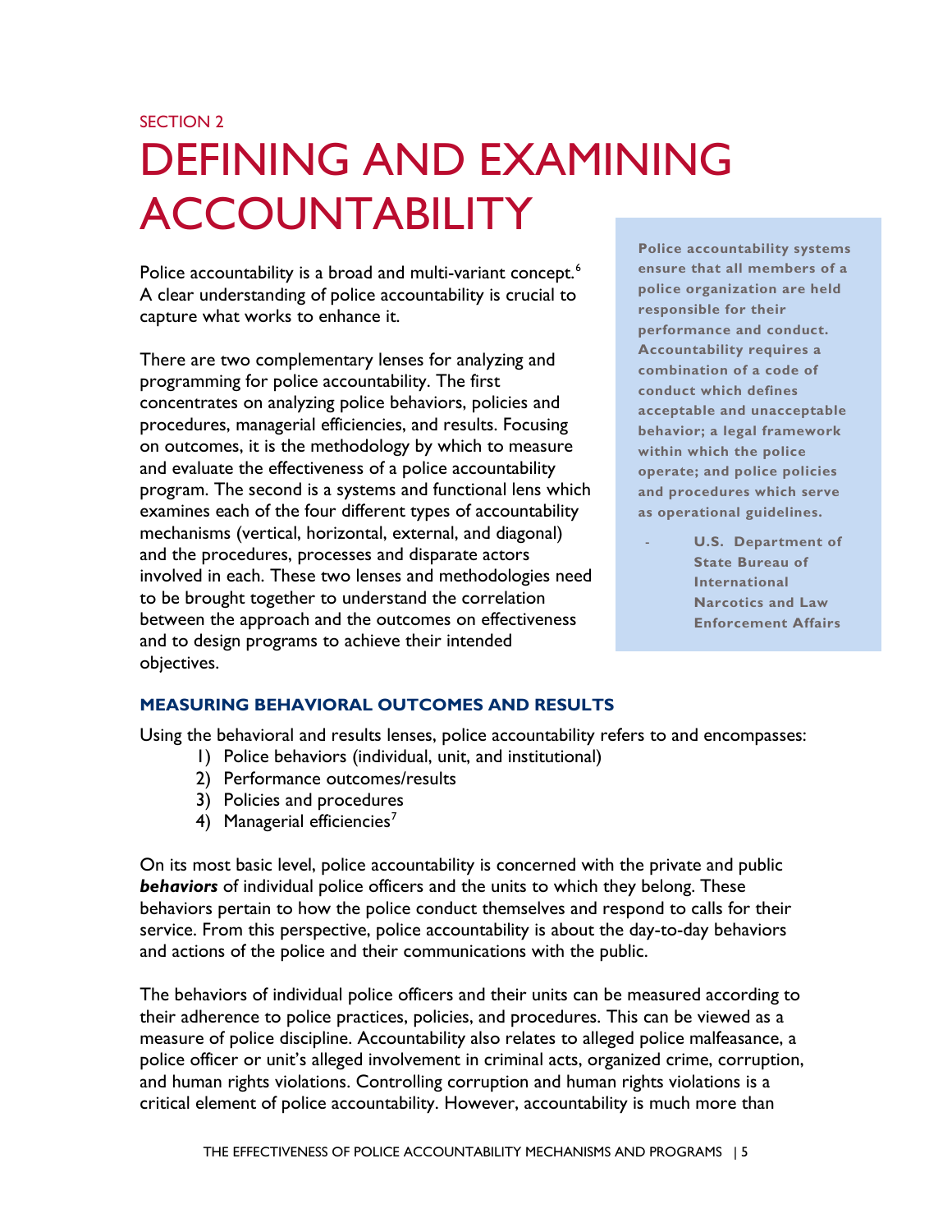SECTION 2

# DEFINING AND EXAMINING ACCOUNTABILITY

Police accountability is a broad and multi-variant concept.[6] A clear understanding of police accountability is crucial to capture what works to enhance it.

There are two complementary lenses for analyzing and programming for police accountability. The first concentrates on analyzing police behaviors, policies and procedures, managerial efficiencies, and results. Focusing on outcomes, it is the methodology by which to measure and evaluate the effectiveness of a police accountability program. The second is a systems and functional lens which examines each of the four different types of accountability mechanisms (vertical, horizontal, external, and diagonal) and the procedures, processes and disparate actors involved in each. These two lenses and methodologies need to be brought together to understand the correlation between the approach and the outcomes on effectiveness and to design programs to achieve their intended objectives.

> **Police accountability systems ensure that all members of a police organization are held responsible for their performance and conduct. Accountability requires a combination of a code of conduct which defines acceptable and unacceptable behavior; a legal framework within which the police operate; and police policies and procedures which serve as operational guidelines.**
>
> **- U.S. Department of State Bureau of International Narcotics and Law Enforcement Affairs**

### MEASURING BEHAVIORAL OUTCOMES AND RESULTS

Using the behavioral and results lenses, police accountability refers to and encompasses:

1) Police behaviors (individual, unit, and institutional)
2) Performance outcomes/results
3) Policies and procedures
4) Managerial efficiencies[7]

On its most basic level, police accountability is concerned with the private and public ***behaviors*** of individual police officers and the units to which they belong. These behaviors pertain to how the police conduct themselves and respond to calls for their service. From this perspective, police accountability is about the day-to-day behaviors and actions of the police and their communications with the public.

The behaviors of individual police officers and their units can be measured according to their adherence to police practices, policies, and procedures. This can be viewed as a measure of police discipline. Accountability also relates to alleged police malfeasance, a police officer or unit's alleged involvement in criminal acts, organized crime, corruption, and human rights violations. Controlling corruption and human rights violations is a critical element of police accountability. However, accountability is much more than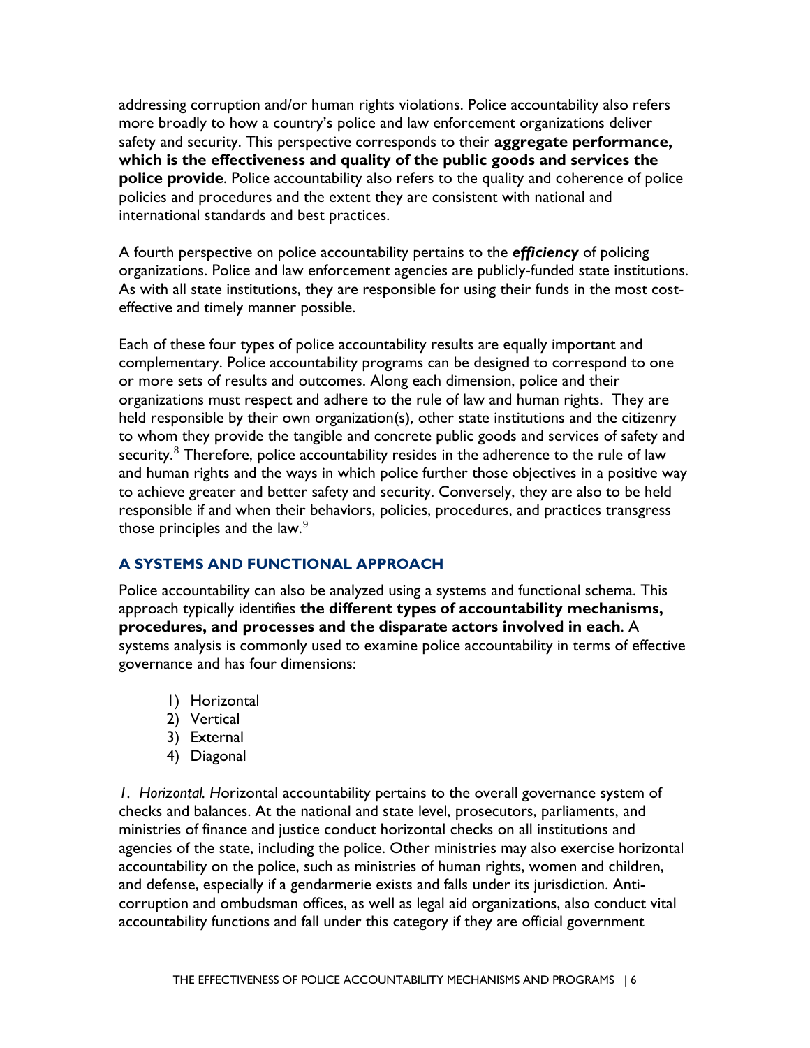addressing corruption and/or human rights violations. Police accountability also refers more broadly to how a country's police and law enforcement organizations deliver safety and security. This perspective corresponds to their **aggregate performance, which is the effectiveness and quality of the public goods and services the police provide**. Police accountability also refers to the quality and coherence of police policies and procedures and the extent they are consistent with national and international standards and best practices.

A fourth perspective on police accountability pertains to the ***efficiency*** of policing organizations. Police and law enforcement agencies are publicly-funded state institutions. As with all state institutions, they are responsible for using their funds in the most cost-effective and timely manner possible.

Each of these four types of police accountability results are equally important and complementary. Police accountability programs can be designed to correspond to one or more sets of results and outcomes. Along each dimension, police and their organizations must respect and adhere to the rule of law and human rights. They are held responsible by their own organization(s), other state institutions and the citizenry to whom they provide the tangible and concrete public goods and services of safety and security.[8] Therefore, police accountability resides in the adherence to the rule of law and human rights and the ways in which police further those objectives in a positive way to achieve greater and better safety and security. Conversely, they are also to be held responsible if and when their behaviors, policies, procedures, and practices transgress those principles and the law.[9]

## A SYSTEMS AND FUNCTIONAL APPROACH

Police accountability can also be analyzed using a systems and functional schema. This approach typically identifies **the different types of accountability mechanisms, procedures, and processes and the disparate actors involved in each**. A systems analysis is commonly used to examine police accountability in terms of effective governance and has four dimensions:

1) Horizontal
2) Vertical
3) External
4) Diagonal

*1. Horizontal. H*orizontal accountability pertains to the overall governance system of checks and balances. At the national and state level, prosecutors, parliaments, and ministries of finance and justice conduct horizontal checks on all institutions and agencies of the state, including the police. Other ministries may also exercise horizontal accountability on the police, such as ministries of human rights, women and children, and defense, especially if a gendarmerie exists and falls under its jurisdiction. Anti-corruption and ombudsman offices, as well as legal aid organizations, also conduct vital accountability functions and fall under this category if they are official government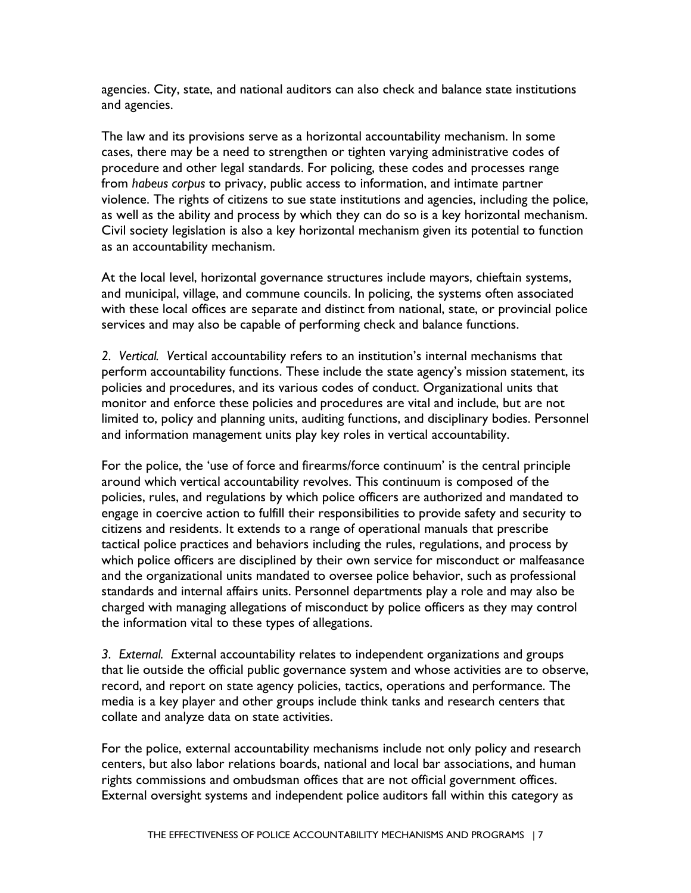agencies. City, state, and national auditors can also check and balance state institutions and agencies.

The law and its provisions serve as a horizontal accountability mechanism. In some cases, there may be a need to strengthen or tighten varying administrative codes of procedure and other legal standards. For policing, these codes and processes range from *habeus corpus* to privacy, public access to information, and intimate partner violence. The rights of citizens to sue state institutions and agencies, including the police, as well as the ability and process by which they can do so is a key horizontal mechanism. Civil society legislation is also a key horizontal mechanism given its potential to function as an accountability mechanism.

At the local level, horizontal governance structures include mayors, chieftain systems, and municipal, village, and commune councils. In policing, the systems often associated with these local offices are separate and distinct from national, state, or provincial police services and may also be capable of performing check and balance functions.

*2. Vertical.* Vertical accountability refers to an institution's internal mechanisms that perform accountability functions. These include the state agency's mission statement, its policies and procedures, and its various codes of conduct. Organizational units that monitor and enforce these policies and procedures are vital and include, but are not limited to, policy and planning units, auditing functions, and disciplinary bodies. Personnel and information management units play key roles in vertical accountability.

For the police, the 'use of force and firearms/force continuum' is the central principle around which vertical accountability revolves. This continuum is composed of the policies, rules, and regulations by which police officers are authorized and mandated to engage in coercive action to fulfill their responsibilities to provide safety and security to citizens and residents. It extends to a range of operational manuals that prescribe tactical police practices and behaviors including the rules, regulations, and process by which police officers are disciplined by their own service for misconduct or malfeasance and the organizational units mandated to oversee police behavior, such as professional standards and internal affairs units. Personnel departments play a role and may also be charged with managing allegations of misconduct by police officers as they may control the information vital to these types of allegations.

*3. External.* External accountability relates to independent organizations and groups that lie outside the official public governance system and whose activities are to observe, record, and report on state agency policies, tactics, operations and performance. The media is a key player and other groups include think tanks and research centers that collate and analyze data on state activities.

For the police, external accountability mechanisms include not only policy and research centers, but also labor relations boards, national and local bar associations, and human rights commissions and ombudsman offices that are not official government offices. External oversight systems and independent police auditors fall within this category as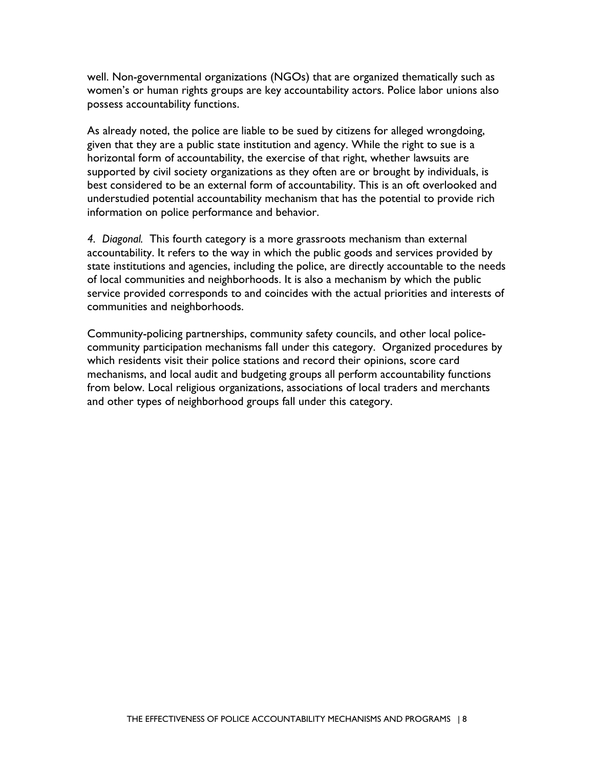well. Non-governmental organizations (NGOs) that are organized thematically such as women's or human rights groups are key accountability actors. Police labor unions also possess accountability functions.

As already noted, the police are liable to be sued by citizens for alleged wrongdoing, given that they are a public state institution and agency. While the right to sue is a horizontal form of accountability, the exercise of that right, whether lawsuits are supported by civil society organizations as they often are or brought by individuals, is best considered to be an external form of accountability. This is an oft overlooked and understudied potential accountability mechanism that has the potential to provide rich information on police performance and behavior.

*4. Diagonal.* This fourth category is a more grassroots mechanism than external accountability. It refers to the way in which the public goods and services provided by state institutions and agencies, including the police, are directly accountable to the needs of local communities and neighborhoods. It is also a mechanism by which the public service provided corresponds to and coincides with the actual priorities and interests of communities and neighborhoods.

Community-policing partnerships, community safety councils, and other local police-community participation mechanisms fall under this category. Organized procedures by which residents visit their police stations and record their opinions, score card mechanisms, and local audit and budgeting groups all perform accountability functions from below. Local religious organizations, associations of local traders and merchants and other types of neighborhood groups fall under this category.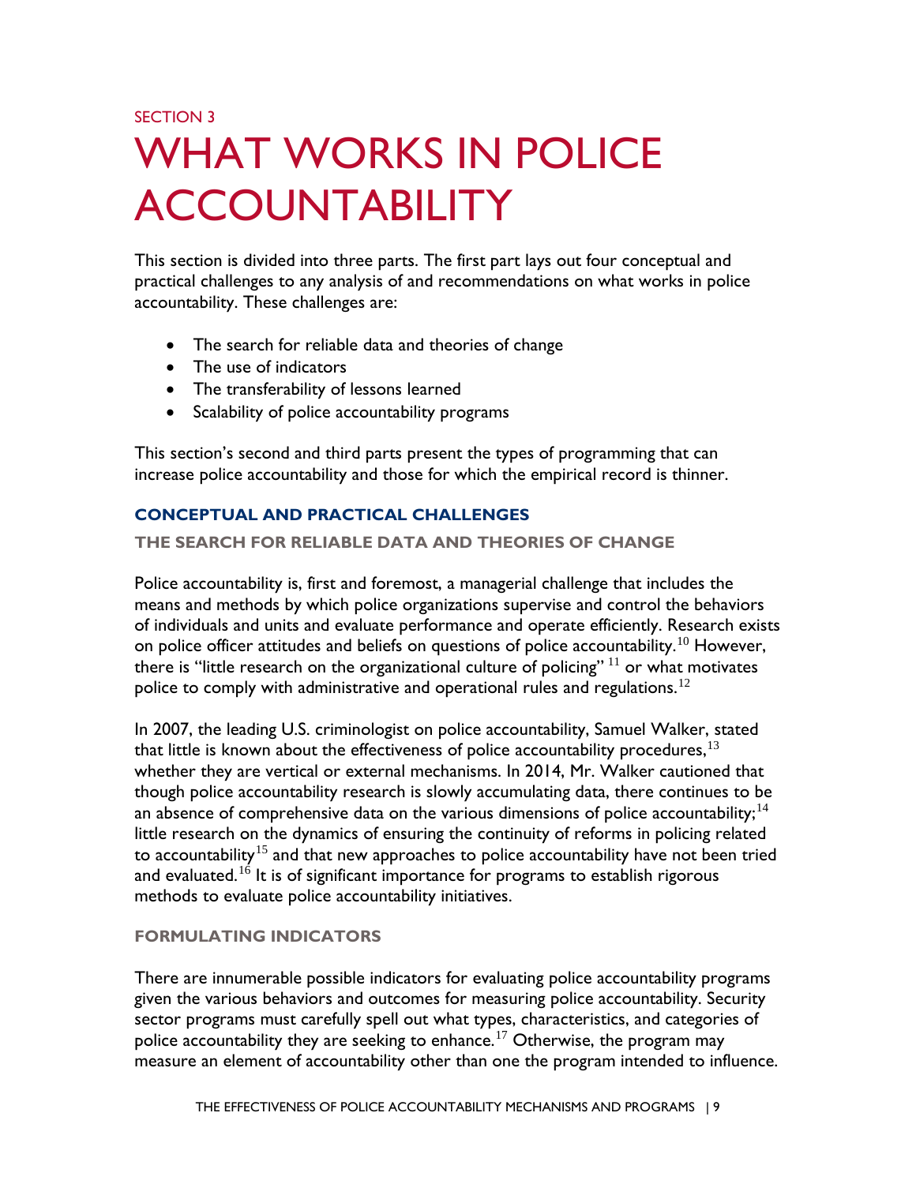SECTION 3

# WHAT WORKS IN POLICE ACCOUNTABILITY

This section is divided into three parts. The first part lays out four conceptual and practical challenges to any analysis of and recommendations on what works in police accountability. These challenges are:

- The search for reliable data and theories of change
- The use of indicators
- The transferability of lessons learned
- Scalability of police accountability programs

This section's second and third parts present the types of programming that can increase police accountability and those for which the empirical record is thinner.

## CONCEPTUAL AND PRACTICAL CHALLENGES

### THE SEARCH FOR RELIABLE DATA AND THEORIES OF CHANGE

Police accountability is, first and foremost, a managerial challenge that includes the means and methods by which police organizations supervise and control the behaviors of individuals and units and evaluate performance and operate efficiently. Research exists on police officer attitudes and beliefs on questions of police accountability.[10] However, there is "little research on the organizational culture of policing" [11] or what motivates police to comply with administrative and operational rules and regulations.[12]

In 2007, the leading U.S. criminologist on police accountability, Samuel Walker, stated that little is known about the effectiveness of police accountability procedures,[13] whether they are vertical or external mechanisms. In 2014, Mr. Walker cautioned that though police accountability research is slowly accumulating data, there continues to be an absence of comprehensive data on the various dimensions of police accountability;[14] little research on the dynamics of ensuring the continuity of reforms in policing related to accountability[15] and that new approaches to police accountability have not been tried and evaluated.[16] It is of significant importance for programs to establish rigorous methods to evaluate police accountability initiatives.

### FORMULATING INDICATORS

There are innumerable possible indicators for evaluating police accountability programs given the various behaviors and outcomes for measuring police accountability. Security sector programs must carefully spell out what types, characteristics, and categories of police accountability they are seeking to enhance.[17] Otherwise, the program may measure an element of accountability other than one the program intended to influence.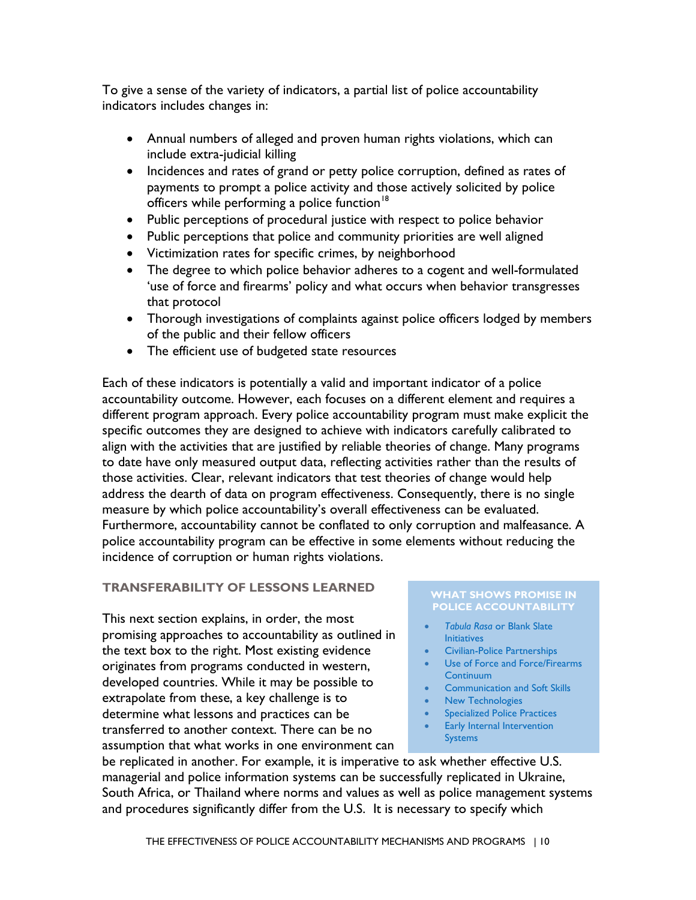To give a sense of the variety of indicators, a partial list of police accountability indicators includes changes in:

- Annual numbers of alleged and proven human rights violations, which can include extra-judicial killing
- Incidences and rates of grand or petty police corruption, defined as rates of payments to prompt a police activity and those actively solicited by police officers while performing a police function[18]
- Public perceptions of procedural justice with respect to police behavior
- Public perceptions that police and community priorities are well aligned
- Victimization rates for specific crimes, by neighborhood
- The degree to which police behavior adheres to a cogent and well-formulated 'use of force and firearms' policy and what occurs when behavior transgresses that protocol
- Thorough investigations of complaints against police officers lodged by members of the public and their fellow officers
- The efficient use of budgeted state resources

Each of these indicators is potentially a valid and important indicator of a police accountability outcome. However, each focuses on a different element and requires a different program approach. Every police accountability program must make explicit the specific outcomes they are designed to achieve with indicators carefully calibrated to align with the activities that are justified by reliable theories of change. Many programs to date have only measured output data, reflecting activities rather than the results of those activities. Clear, relevant indicators that test theories of change would help address the dearth of data on program effectiveness. Consequently, there is no single measure by which police accountability's overall effectiveness can be evaluated. Furthermore, accountability cannot be conflated to only corruption and malfeasance. A police accountability program can be effective in some elements without reducing the incidence of corruption or human rights violations.

## TRANSFERABILITY OF LESSONS LEARNED

This next section explains, in order, the most promising approaches to accountability as outlined in the text box to the right. Most existing evidence originates from programs conducted in western, developed countries. While it may be possible to extrapolate from these, a key challenge is to determine what lessons and practices can be transferred to another context. There can be no assumption that what works in one environment can be replicated in another. For example, it is imperative to ask whether effective U.S. managerial and police information systems can be successfully replicated in Ukraine, South Africa, or Thailand where norms and values as well as police management systems and procedures significantly differ from the U.S. It is necessary to specify which

**WHAT SHOWS PROMISE IN POLICE ACCOUNTABILITY**

- *Tabula Rasa* or Blank Slate Initiatives
- Civilian-Police Partnerships
- Use of Force and Force/Firearms Continuum
- Communication and Soft Skills
- New Technologies
- Specialized Police Practices
- Early Internal Intervention Systems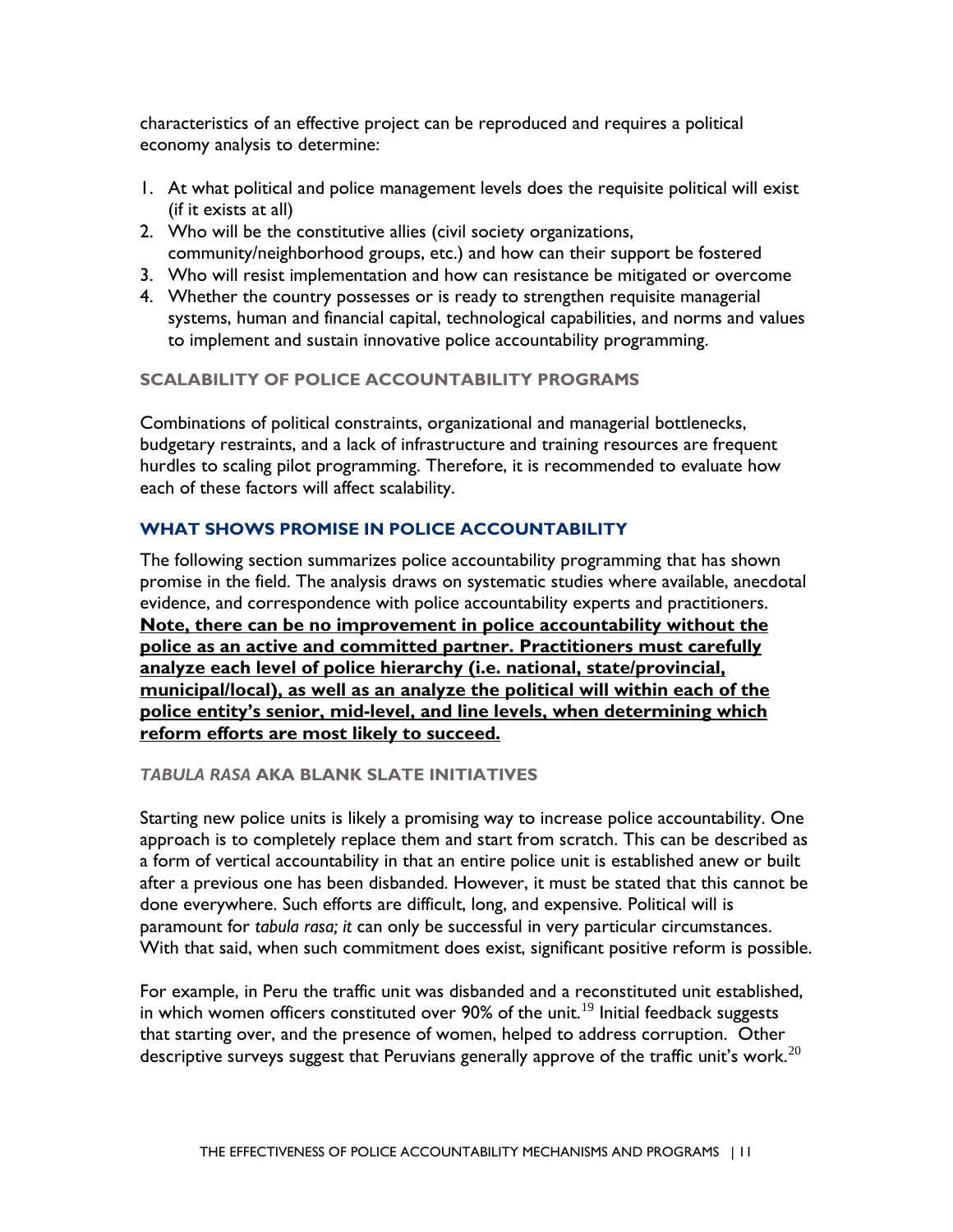characteristics of an effective project can be reproduced and requires a political economy analysis to determine:

1. At what political and police management levels does the requisite political will exist (if it exists at all)
2. Who will be the constitutive allies (civil society organizations, community/neighborhood groups, etc.) and how can their support be fostered
3. Who will resist implementation and how can resistance be mitigated or overcome
4. Whether the country possesses or is ready to strengthen requisite managerial systems, human and financial capital, technological capabilities, and norms and values to implement and sustain innovative police accountability programming.

### SCALABILITY OF POLICE ACCOUNTABILITY PROGRAMS

Combinations of political constraints, organizational and managerial bottlenecks, budgetary restraints, and a lack of infrastructure and training resources are frequent hurdles to scaling pilot programming. Therefore, it is recommended to evaluate how each of these factors will affect scalability.

## WHAT SHOWS PROMISE IN POLICE ACCOUNTABILITY

The following section summarizes police accountability programming that has shown promise in the field. The analysis draws on systematic studies where available, anecdotal evidence, and correspondence with police accountability experts and practitioners. **Note, there can be no improvement in police accountability without the police as an active and committed partner. Practitioners must carefully analyze each level of police hierarchy (i.e. national, state/provincial, municipal/local), as well as an analyze the political will within each of the police entity's senior, mid-level, and line levels, when determining which reform efforts are most likely to succeed.**

### *TABULA RASA* AKA BLANK SLATE INITIATIVES

Starting new police units is likely a promising way to increase police accountability. One approach is to completely replace them and start from scratch. This can be described as a form of vertical accountability in that an entire police unit is established anew or built after a previous one has been disbanded. However, it must be stated that this cannot be done everywhere. Such efforts are difficult, long, and expensive. Political will is paramount for *tabula rasa; it* can only be successful in very particular circumstances. With that said, when such commitment does exist, significant positive reform is possible.

For example, in Peru the traffic unit was disbanded and a reconstituted unit established, in which women officers constituted over 90% of the unit.[19] Initial feedback suggests that starting over, and the presence of women, helped to address corruption. Other descriptive surveys suggest that Peruvians generally approve of the traffic unit's work.[20]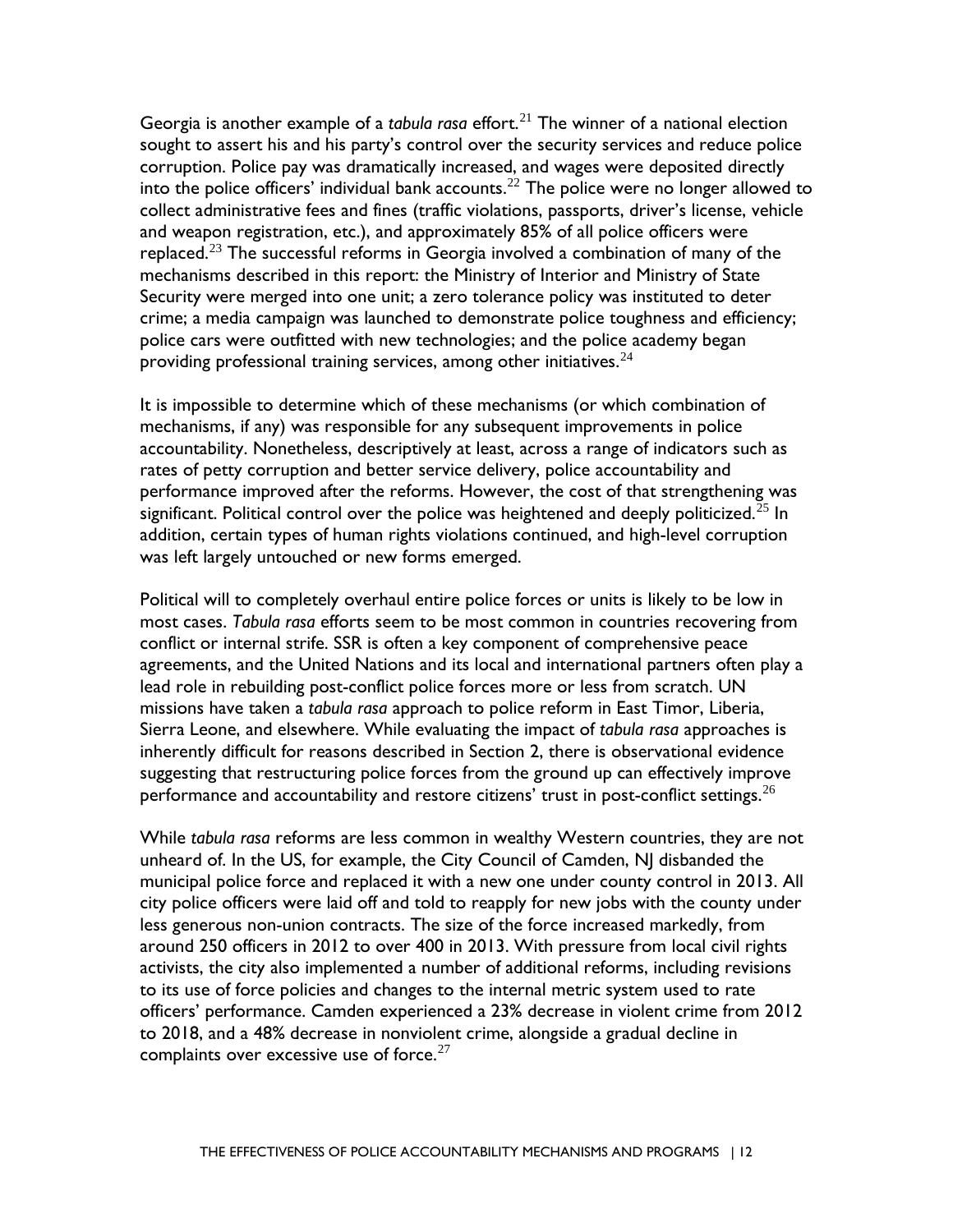Georgia is another example of a *tabula rasa* effort.[21] The winner of a national election sought to assert his and his party's control over the security services and reduce police corruption. Police pay was dramatically increased, and wages were deposited directly into the police officers' individual bank accounts.[22] The police were no longer allowed to collect administrative fees and fines (traffic violations, passports, driver's license, vehicle and weapon registration, etc.), and approximately 85% of all police officers were replaced.[23] The successful reforms in Georgia involved a combination of many of the mechanisms described in this report: the Ministry of Interior and Ministry of State Security were merged into one unit; a zero tolerance policy was instituted to deter crime; a media campaign was launched to demonstrate police toughness and efficiency; police cars were outfitted with new technologies; and the police academy began providing professional training services, among other initiatives.[24]

It is impossible to determine which of these mechanisms (or which combination of mechanisms, if any) was responsible for any subsequent improvements in police accountability. Nonetheless, descriptively at least, across a range of indicators such as rates of petty corruption and better service delivery, police accountability and performance improved after the reforms. However, the cost of that strengthening was significant. Political control over the police was heightened and deeply politicized.[25] In addition, certain types of human rights violations continued, and high-level corruption was left largely untouched or new forms emerged.

Political will to completely overhaul entire police forces or units is likely to be low in most cases. *Tabula rasa* efforts seem to be most common in countries recovering from conflict or internal strife. SSR is often a key component of comprehensive peace agreements, and the United Nations and its local and international partners often play a lead role in rebuilding post-conflict police forces more or less from scratch. UN missions have taken a *tabula rasa* approach to police reform in East Timor, Liberia, Sierra Leone, and elsewhere. While evaluating the impact of *tabula rasa* approaches is inherently difficult for reasons described in Section 2, there is observational evidence suggesting that restructuring police forces from the ground up can effectively improve performance and accountability and restore citizens' trust in post-conflict settings.[26]

While *tabula rasa* reforms are less common in wealthy Western countries, they are not unheard of. In the US, for example, the City Council of Camden, NJ disbanded the municipal police force and replaced it with a new one under county control in 2013. All city police officers were laid off and told to reapply for new jobs with the county under less generous non-union contracts. The size of the force increased markedly, from around 250 officers in 2012 to over 400 in 2013. With pressure from local civil rights activists, the city also implemented a number of additional reforms, including revisions to its use of force policies and changes to the internal metric system used to rate officers' performance. Camden experienced a 23% decrease in violent crime from 2012 to 2018, and a 48% decrease in nonviolent crime, alongside a gradual decline in complaints over excessive use of force.[27]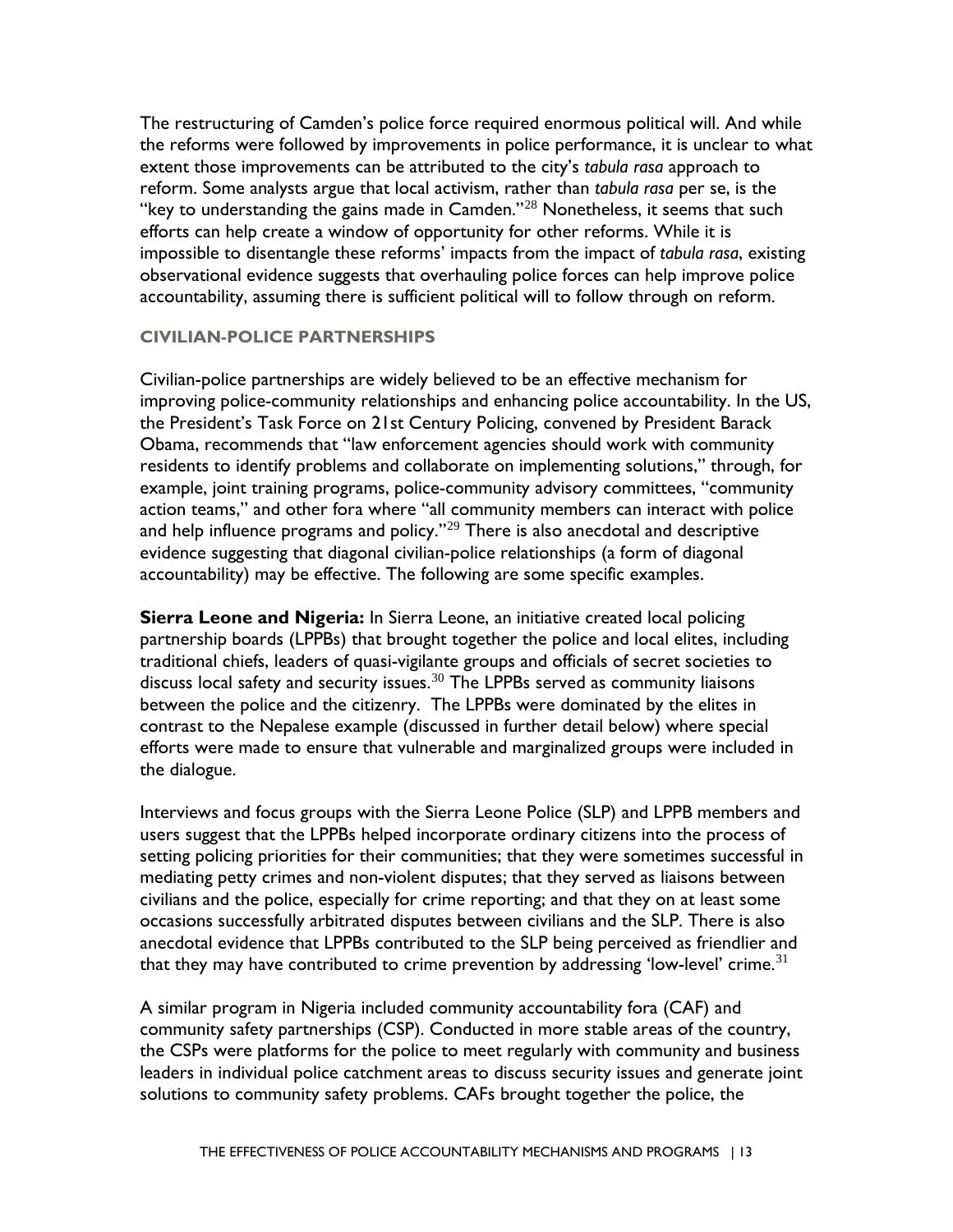The restructuring of Camden's police force required enormous political will. And while the reforms were followed by improvements in police performance, it is unclear to what extent those improvements can be attributed to the city's *tabula rasa* approach to reform. Some analysts argue that local activism, rather than *tabula rasa* per se, is the "key to understanding the gains made in Camden."[28] Nonetheless, it seems that such efforts can help create a window of opportunity for other reforms. While it is impossible to disentangle these reforms' impacts from the impact of *tabula rasa*, existing observational evidence suggests that overhauling police forces can help improve police accountability, assuming there is sufficient political will to follow through on reform.

### CIVILIAN-POLICE PARTNERSHIPS

Civilian-police partnerships are widely believed to be an effective mechanism for improving police-community relationships and enhancing police accountability. In the US, the President's Task Force on 21st Century Policing, convened by President Barack Obama, recommends that "law enforcement agencies should work with community residents to identify problems and collaborate on implementing solutions," through, for example, joint training programs, police-community advisory committees, "community action teams," and other fora where "all community members can interact with police and help influence programs and policy."[29] There is also anecdotal and descriptive evidence suggesting that diagonal civilian-police relationships (a form of diagonal accountability) may be effective. The following are some specific examples.

**Sierra Leone and Nigeria:** In Sierra Leone, an initiative created local policing partnership boards (LPPBs) that brought together the police and local elites, including traditional chiefs, leaders of quasi-vigilante groups and officials of secret societies to discuss local safety and security issues.[30] The LPPBs served as community liaisons between the police and the citizenry. The LPPBs were dominated by the elites in contrast to the Nepalese example (discussed in further detail below) where special efforts were made to ensure that vulnerable and marginalized groups were included in the dialogue.

Interviews and focus groups with the Sierra Leone Police (SLP) and LPPB members and users suggest that the LPPBs helped incorporate ordinary citizens into the process of setting policing priorities for their communities; that they were sometimes successful in mediating petty crimes and non-violent disputes; that they served as liaisons between civilians and the police, especially for crime reporting; and that they on at least some occasions successfully arbitrated disputes between civilians and the SLP. There is also anecdotal evidence that LPPBs contributed to the SLP being perceived as friendlier and that they may have contributed to crime prevention by addressing 'low-level' crime.[31]

A similar program in Nigeria included community accountability fora (CAF) and community safety partnerships (CSP). Conducted in more stable areas of the country, the CSPs were platforms for the police to meet regularly with community and business leaders in individual police catchment areas to discuss security issues and generate joint solutions to community safety problems. CAFs brought together the police, the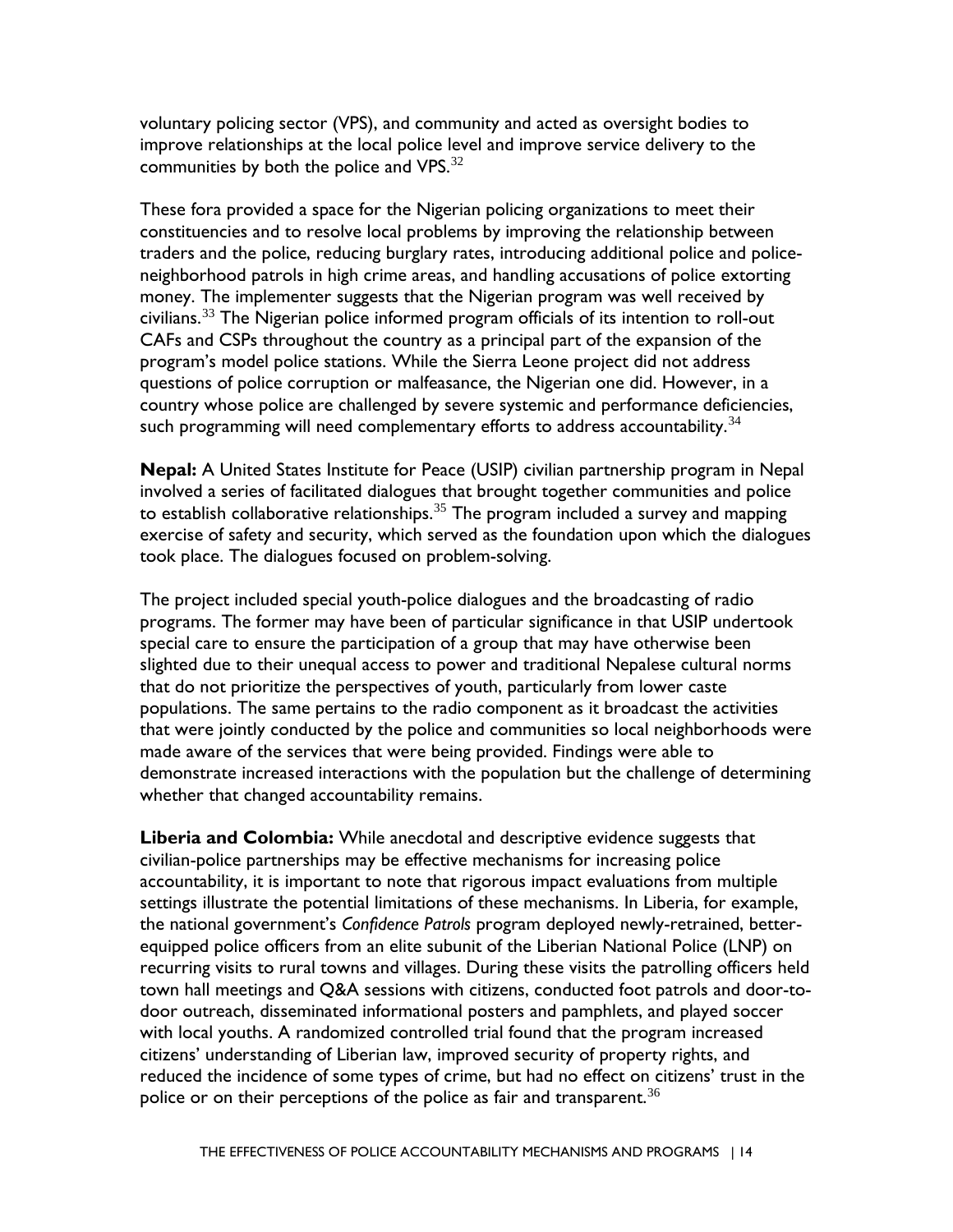voluntary policing sector (VPS), and community and acted as oversight bodies to improve relationships at the local police level and improve service delivery to the communities by both the police and VPS.[32]

These fora provided a space for the Nigerian policing organizations to meet their constituencies and to resolve local problems by improving the relationship between traders and the police, reducing burglary rates, introducing additional police and police-neighborhood patrols in high crime areas, and handling accusations of police extorting money. The implementer suggests that the Nigerian program was well received by civilians.[33] The Nigerian police informed program officials of its intention to roll-out CAFs and CSPs throughout the country as a principal part of the expansion of the program's model police stations. While the Sierra Leone project did not address questions of police corruption or malfeasance, the Nigerian one did. However, in a country whose police are challenged by severe systemic and performance deficiencies, such programming will need complementary efforts to address accountability.[34]

**Nepal:** A United States Institute for Peace (USIP) civilian partnership program in Nepal involved a series of facilitated dialogues that brought together communities and police to establish collaborative relationships.[35] The program included a survey and mapping exercise of safety and security, which served as the foundation upon which the dialogues took place. The dialogues focused on problem-solving.

The project included special youth-police dialogues and the broadcasting of radio programs. The former may have been of particular significance in that USIP undertook special care to ensure the participation of a group that may have otherwise been slighted due to their unequal access to power and traditional Nepalese cultural norms that do not prioritize the perspectives of youth, particularly from lower caste populations. The same pertains to the radio component as it broadcast the activities that were jointly conducted by the police and communities so local neighborhoods were made aware of the services that were being provided. Findings were able to demonstrate increased interactions with the population but the challenge of determining whether that changed accountability remains.

**Liberia and Colombia:** While anecdotal and descriptive evidence suggests that civilian-police partnerships may be effective mechanisms for increasing police accountability, it is important to note that rigorous impact evaluations from multiple settings illustrate the potential limitations of these mechanisms. In Liberia, for example, the national government's *Confidence Patrols* program deployed newly-retrained, better-equipped police officers from an elite subunit of the Liberian National Police (LNP) on recurring visits to rural towns and villages. During these visits the patrolling officers held town hall meetings and Q&A sessions with citizens, conducted foot patrols and door-to-door outreach, disseminated informational posters and pamphlets, and played soccer with local youths. A randomized controlled trial found that the program increased citizens' understanding of Liberian law, improved security of property rights, and reduced the incidence of some types of crime, but had no effect on citizens' trust in the police or on their perceptions of the police as fair and transparent.[36]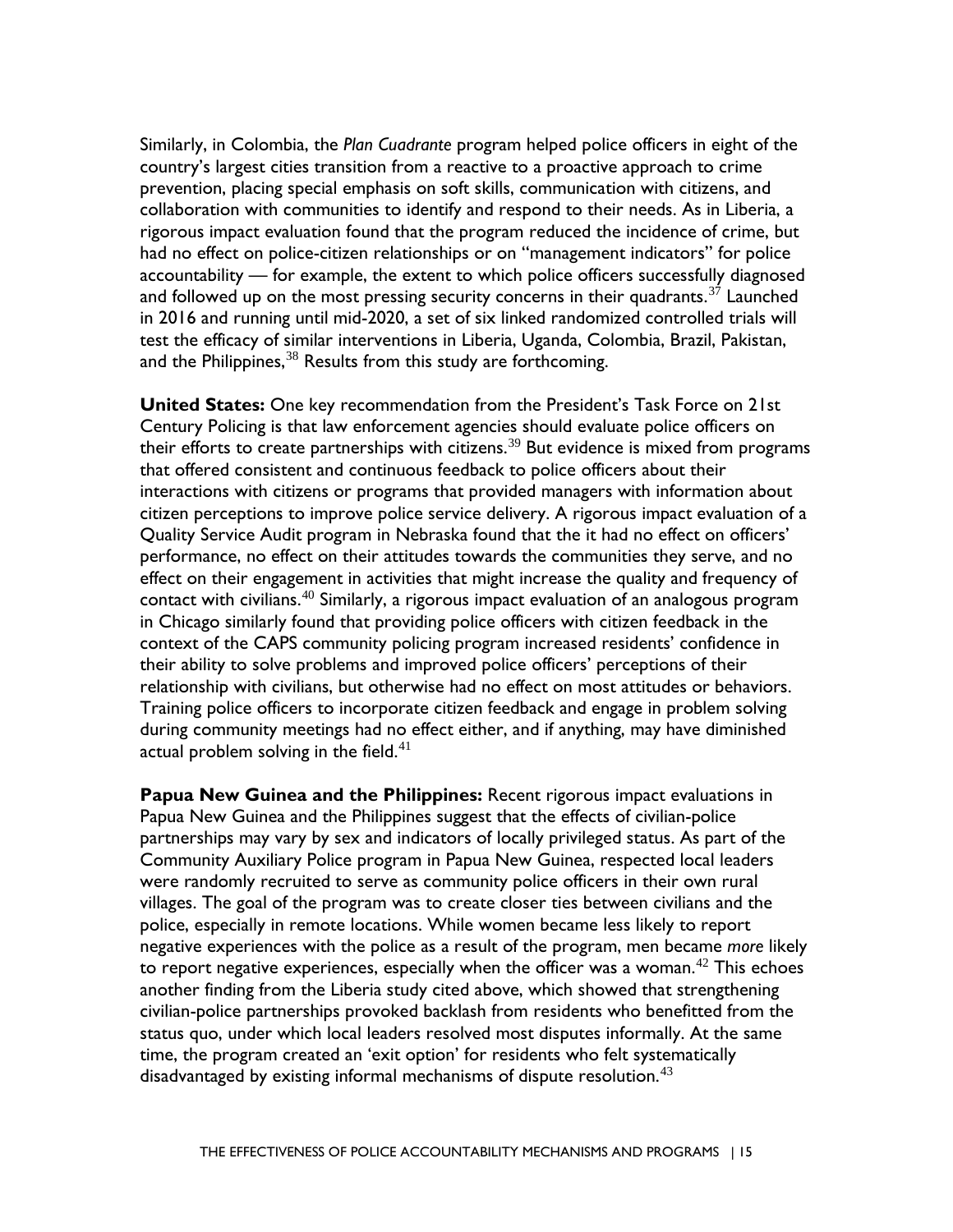Similarly, in Colombia, the *Plan Cuadrante* program helped police officers in eight of the country's largest cities transition from a reactive to a proactive approach to crime prevention, placing special emphasis on soft skills, communication with citizens, and collaboration with communities to identify and respond to their needs. As in Liberia, a rigorous impact evaluation found that the program reduced the incidence of crime, but had no effect on police-citizen relationships or on "management indicators" for police accountability — for example, the extent to which police officers successfully diagnosed and followed up on the most pressing security concerns in their quadrants.[37] Launched in 2016 and running until mid-2020, a set of six linked randomized controlled trials will test the efficacy of similar interventions in Liberia, Uganda, Colombia, Brazil, Pakistan, and the Philippines,[38] Results from this study are forthcoming.

**United States:** One key recommendation from the President's Task Force on 21st Century Policing is that law enforcement agencies should evaluate police officers on their efforts to create partnerships with citizens.[39] But evidence is mixed from programs that offered consistent and continuous feedback to police officers about their interactions with citizens or programs that provided managers with information about citizen perceptions to improve police service delivery. A rigorous impact evaluation of a Quality Service Audit program in Nebraska found that the it had no effect on officers' performance, no effect on their attitudes towards the communities they serve, and no effect on their engagement in activities that might increase the quality and frequency of contact with civilians.[40] Similarly, a rigorous impact evaluation of an analogous program in Chicago similarly found that providing police officers with citizen feedback in the context of the CAPS community policing program increased residents' confidence in their ability to solve problems and improved police officers' perceptions of their relationship with civilians, but otherwise had no effect on most attitudes or behaviors. Training police officers to incorporate citizen feedback and engage in problem solving during community meetings had no effect either, and if anything, may have diminished actual problem solving in the field.[41]

**Papua New Guinea and the Philippines:** Recent rigorous impact evaluations in Papua New Guinea and the Philippines suggest that the effects of civilian-police partnerships may vary by sex and indicators of locally privileged status. As part of the Community Auxiliary Police program in Papua New Guinea, respected local leaders were randomly recruited to serve as community police officers in their own rural villages. The goal of the program was to create closer ties between civilians and the police, especially in remote locations. While women became less likely to report negative experiences with the police as a result of the program, men became *more* likely to report negative experiences, especially when the officer was a woman.[42] This echoes another finding from the Liberia study cited above, which showed that strengthening civilian-police partnerships provoked backlash from residents who benefitted from the status quo, under which local leaders resolved most disputes informally. At the same time, the program created an 'exit option' for residents who felt systematically disadvantaged by existing informal mechanisms of dispute resolution.[43]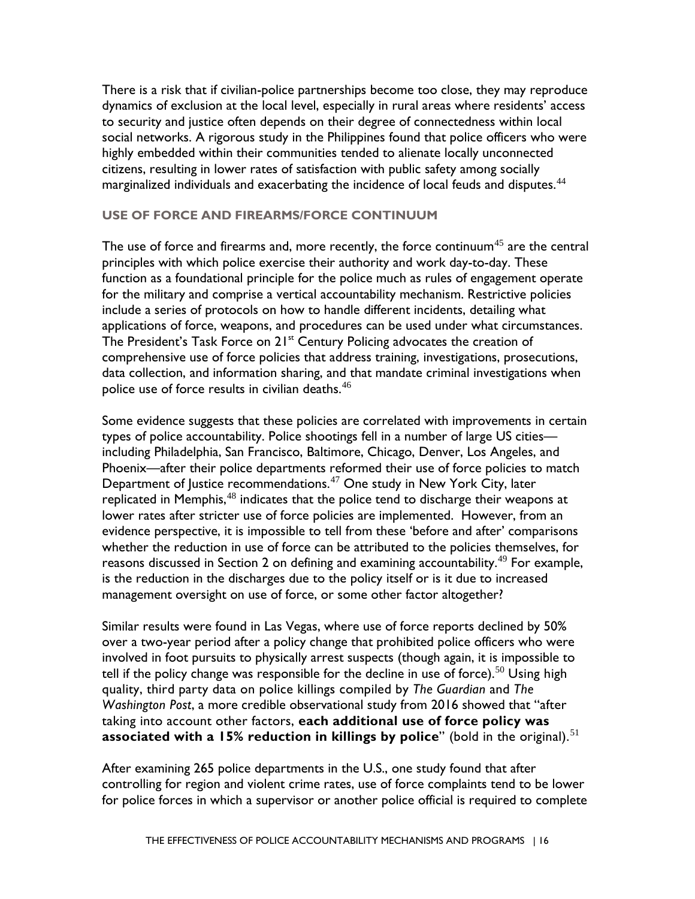There is a risk that if civilian-police partnerships become too close, they may reproduce dynamics of exclusion at the local level, especially in rural areas where residents' access to security and justice often depends on their degree of connectedness within local social networks. A rigorous study in the Philippines found that police officers who were highly embedded within their communities tended to alienate locally unconnected citizens, resulting in lower rates of satisfaction with public safety among socially marginalized individuals and exacerbating the incidence of local feuds and disputes.[44]

### USE OF FORCE AND FIREARMS/FORCE CONTINUUM

The use of force and firearms and, more recently, the force continuum[45] are the central principles with which police exercise their authority and work day-to-day. These function as a foundational principle for the police much as rules of engagement operate for the military and comprise a vertical accountability mechanism. Restrictive policies include a series of protocols on how to handle different incidents, detailing what applications of force, weapons, and procedures can be used under what circumstances. The President's Task Force on 21st Century Policing advocates the creation of comprehensive use of force policies that address training, investigations, prosecutions, data collection, and information sharing, and that mandate criminal investigations when police use of force results in civilian deaths.[46]

Some evidence suggests that these policies are correlated with improvements in certain types of police accountability. Police shootings fell in a number of large US cities—including Philadelphia, San Francisco, Baltimore, Chicago, Denver, Los Angeles, and Phoenix—after their police departments reformed their use of force policies to match Department of Justice recommendations.[47] One study in New York City, later replicated in Memphis,[48] indicates that the police tend to discharge their weapons at lower rates after stricter use of force policies are implemented. However, from an evidence perspective, it is impossible to tell from these 'before and after' comparisons whether the reduction in use of force can be attributed to the policies themselves, for reasons discussed in Section 2 on defining and examining accountability.[49] For example, is the reduction in the discharges due to the policy itself or is it due to increased management oversight on use of force, or some other factor altogether?

Similar results were found in Las Vegas, where use of force reports declined by 50% over a two-year period after a policy change that prohibited police officers who were involved in foot pursuits to physically arrest suspects (though again, it is impossible to tell if the policy change was responsible for the decline in use of force).[50] Using high quality, third party data on police killings compiled by *The Guardian* and *The Washington Post*, a more credible observational study from 2016 showed that "after taking into account other factors, **each additional use of force policy was associated with a 15% reduction in killings by police**" (bold in the original).[51]

After examining 265 police departments in the U.S., one study found that after controlling for region and violent crime rates, use of force complaints tend to be lower for police forces in which a supervisor or another police official is required to complete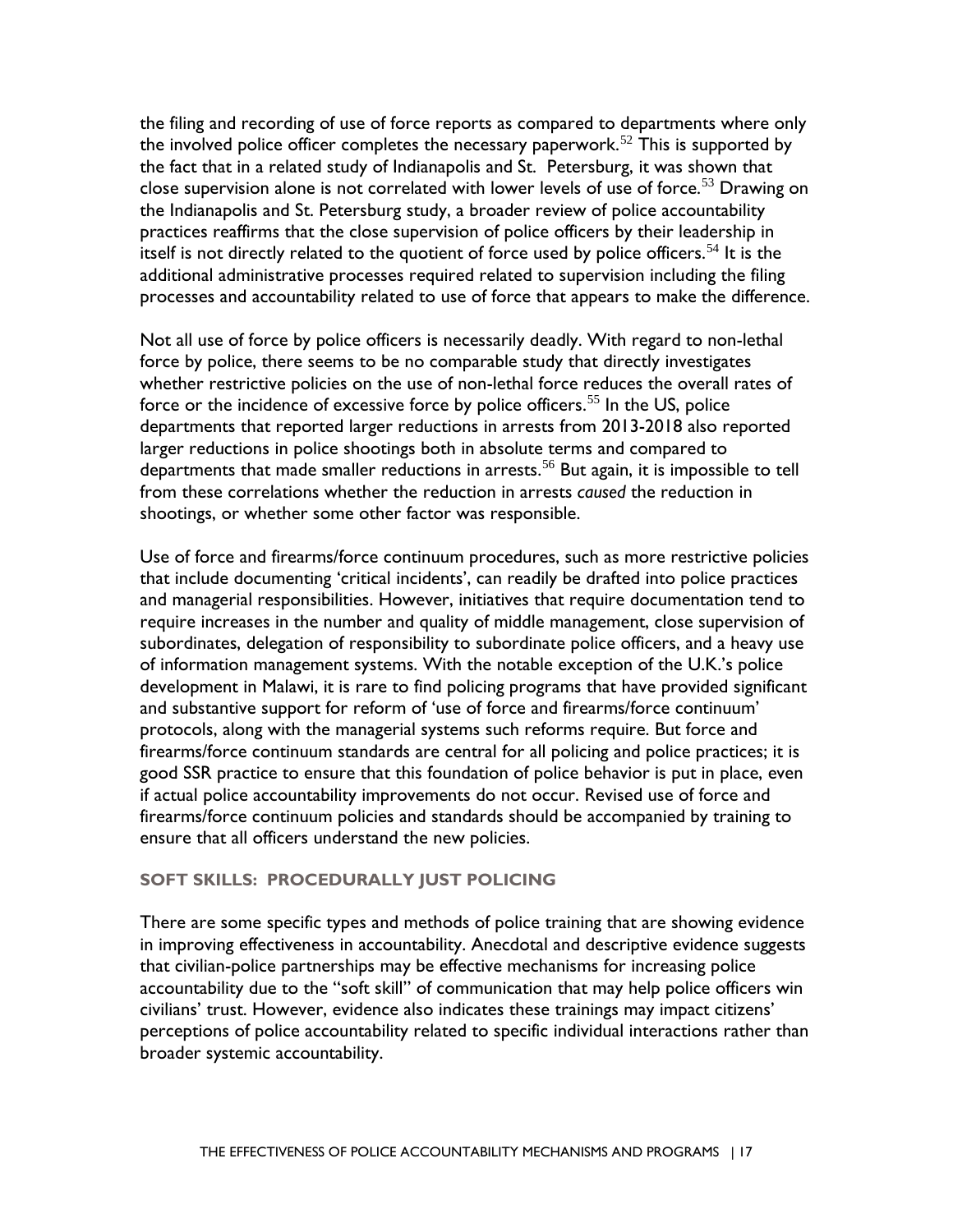the filing and recording of use of force reports as compared to departments where only the involved police officer completes the necessary paperwork.[52] This is supported by the fact that in a related study of Indianapolis and St. Petersburg, it was shown that close supervision alone is not correlated with lower levels of use of force.[53] Drawing on the Indianapolis and St. Petersburg study, a broader review of police accountability practices reaffirms that the close supervision of police officers by their leadership in itself is not directly related to the quotient of force used by police officers.[54] It is the additional administrative processes required related to supervision including the filing processes and accountability related to use of force that appears to make the difference.

Not all use of force by police officers is necessarily deadly. With regard to non-lethal force by police, there seems to be no comparable study that directly investigates whether restrictive policies on the use of non-lethal force reduces the overall rates of force or the incidence of excessive force by police officers.[55] In the US, police departments that reported larger reductions in arrests from 2013-2018 also reported larger reductions in police shootings both in absolute terms and compared to departments that made smaller reductions in arrests.[56] But again, it is impossible to tell from these correlations whether the reduction in arrests *caused* the reduction in shootings, or whether some other factor was responsible.

Use of force and firearms/force continuum procedures, such as more restrictive policies that include documenting 'critical incidents', can readily be drafted into police practices and managerial responsibilities. However, initiatives that require documentation tend to require increases in the number and quality of middle management, close supervision of subordinates, delegation of responsibility to subordinate police officers, and a heavy use of information management systems. With the notable exception of the U.K.'s police development in Malawi, it is rare to find policing programs that have provided significant and substantive support for reform of 'use of force and firearms/force continuum' protocols, along with the managerial systems such reforms require. But force and firearms/force continuum standards are central for all policing and police practices; it is good SSR practice to ensure that this foundation of police behavior is put in place, even if actual police accountability improvements do not occur. Revised use of force and firearms/force continuum policies and standards should be accompanied by training to ensure that all officers understand the new policies.

### SOFT SKILLS: PROCEDURALLY JUST POLICING

There are some specific types and methods of police training that are showing evidence in improving effectiveness in accountability. Anecdotal and descriptive evidence suggests that civilian-police partnerships may be effective mechanisms for increasing police accountability due to the "soft skill" of communication that may help police officers win civilians' trust. However, evidence also indicates these trainings may impact citizens' perceptions of police accountability related to specific individual interactions rather than broader systemic accountability.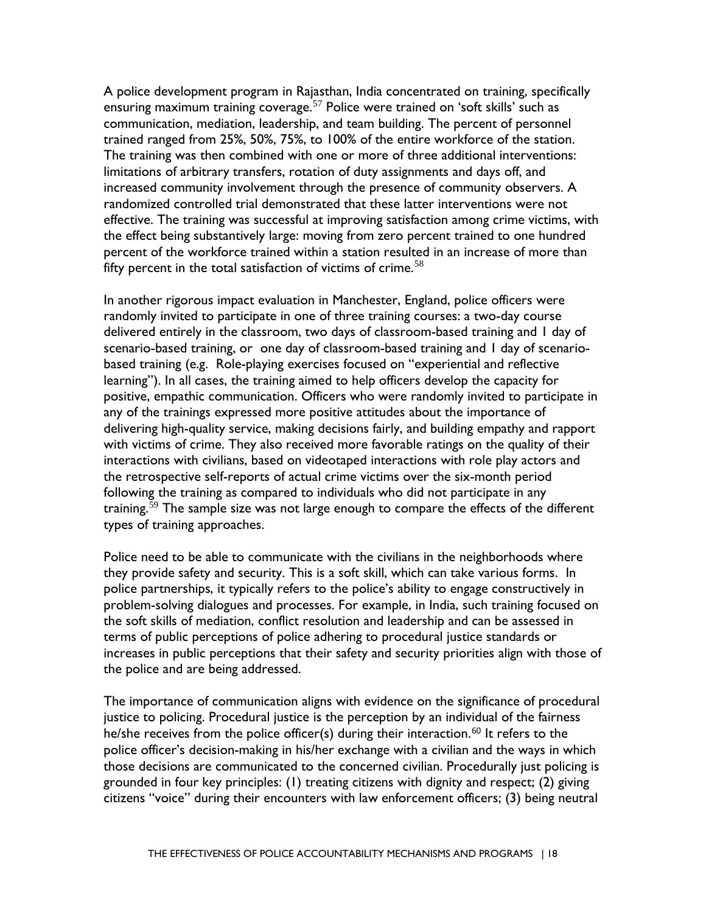A police development program in Rajasthan, India concentrated on training, specifically ensuring maximum training coverage.[57] Police were trained on 'soft skills' such as communication, mediation, leadership, and team building. The percent of personnel trained ranged from 25%, 50%, 75%, to 100% of the entire workforce of the station. The training was then combined with one or more of three additional interventions: limitations of arbitrary transfers, rotation of duty assignments and days off, and increased community involvement through the presence of community observers. A randomized controlled trial demonstrated that these latter interventions were not effective. The training was successful at improving satisfaction among crime victims, with the effect being substantively large: moving from zero percent trained to one hundred percent of the workforce trained within a station resulted in an increase of more than fifty percent in the total satisfaction of victims of crime.[58]

In another rigorous impact evaluation in Manchester, England, police officers were randomly invited to participate in one of three training courses: a two-day course delivered entirely in the classroom, two days of classroom-based training and 1 day of scenario-based training, or one day of classroom-based training and 1 day of scenario-based training (e.g. Role-playing exercises focused on "experiential and reflective learning"). In all cases, the training aimed to help officers develop the capacity for positive, empathic communication. Officers who were randomly invited to participate in any of the trainings expressed more positive attitudes about the importance of delivering high-quality service, making decisions fairly, and building empathy and rapport with victims of crime. They also received more favorable ratings on the quality of their interactions with civilians, based on videotaped interactions with role play actors and the retrospective self-reports of actual crime victims over the six-month period following the training as compared to individuals who did not participate in any training.[59] The sample size was not large enough to compare the effects of the different types of training approaches.

Police need to be able to communicate with the civilians in the neighborhoods where they provide safety and security. This is a soft skill, which can take various forms. In police partnerships, it typically refers to the police's ability to engage constructively in problem-solving dialogues and processes. For example, in India, such training focused on the soft skills of mediation, conflict resolution and leadership and can be assessed in terms of public perceptions of police adhering to procedural justice standards or increases in public perceptions that their safety and security priorities align with those of the police and are being addressed.

The importance of communication aligns with evidence on the significance of procedural justice to policing. Procedural justice is the perception by an individual of the fairness he/she receives from the police officer(s) during their interaction.[60] It refers to the police officer's decision-making in his/her exchange with a civilian and the ways in which those decisions are communicated to the concerned civilian. Procedurally just policing is grounded in four key principles: (1) treating citizens with dignity and respect; (2) giving citizens "voice" during their encounters with law enforcement officers; (3) being neutral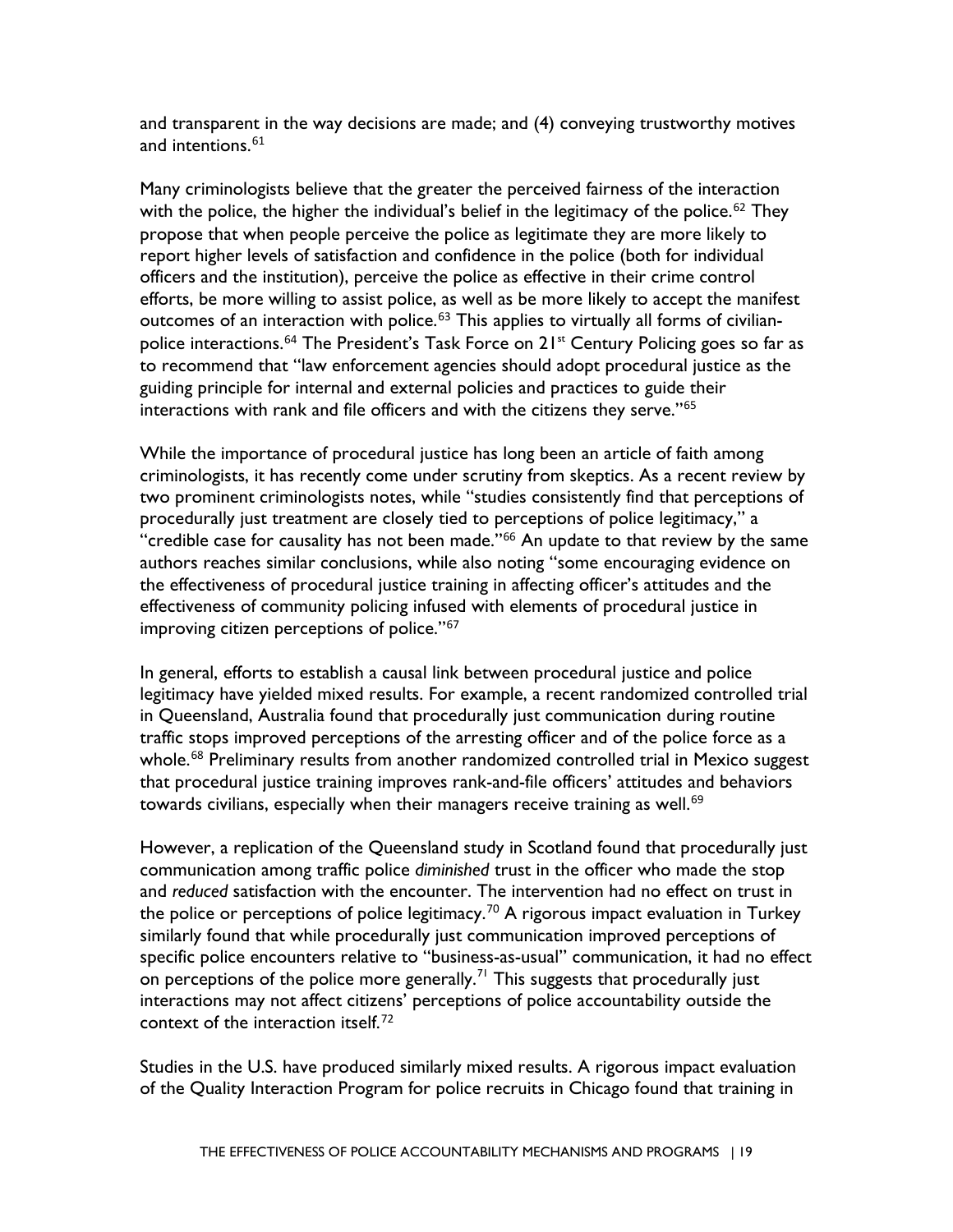and transparent in the way decisions are made; and (4) conveying trustworthy motives and intentions.[61]

Many criminologists believe that the greater the perceived fairness of the interaction with the police, the higher the individual's belief in the legitimacy of the police.[62] They propose that when people perceive the police as legitimate they are more likely to report higher levels of satisfaction and confidence in the police (both for individual officers and the institution), perceive the police as effective in their crime control efforts, be more willing to assist police, as well as be more likely to accept the manifest outcomes of an interaction with police.[63] This applies to virtually all forms of civilian-police interactions.[64] The President's Task Force on 21st Century Policing goes so far as to recommend that "law enforcement agencies should adopt procedural justice as the guiding principle for internal and external policies and practices to guide their interactions with rank and file officers and with the citizens they serve."[65]

While the importance of procedural justice has long been an article of faith among criminologists, it has recently come under scrutiny from skeptics. As a recent review by two prominent criminologists notes, while "studies consistently find that perceptions of procedurally just treatment are closely tied to perceptions of police legitimacy," a "credible case for causality has not been made."[66] An update to that review by the same authors reaches similar conclusions, while also noting "some encouraging evidence on the effectiveness of procedural justice training in affecting officer's attitudes and the effectiveness of community policing infused with elements of procedural justice in improving citizen perceptions of police."[67]

In general, efforts to establish a causal link between procedural justice and police legitimacy have yielded mixed results. For example, a recent randomized controlled trial in Queensland, Australia found that procedurally just communication during routine traffic stops improved perceptions of the arresting officer and of the police force as a whole.[68] Preliminary results from another randomized controlled trial in Mexico suggest that procedural justice training improves rank-and-file officers' attitudes and behaviors towards civilians, especially when their managers receive training as well.[69]

However, a replication of the Queensland study in Scotland found that procedurally just communication among traffic police *diminished* trust in the officer who made the stop and *reduced* satisfaction with the encounter. The intervention had no effect on trust in the police or perceptions of police legitimacy.[70] A rigorous impact evaluation in Turkey similarly found that while procedurally just communication improved perceptions of specific police encounters relative to "business-as-usual" communication, it had no effect on perceptions of the police more generally.[71] This suggests that procedurally just interactions may not affect citizens' perceptions of police accountability outside the context of the interaction itself.[72]

Studies in the U.S. have produced similarly mixed results. A rigorous impact evaluation of the Quality Interaction Program for police recruits in Chicago found that training in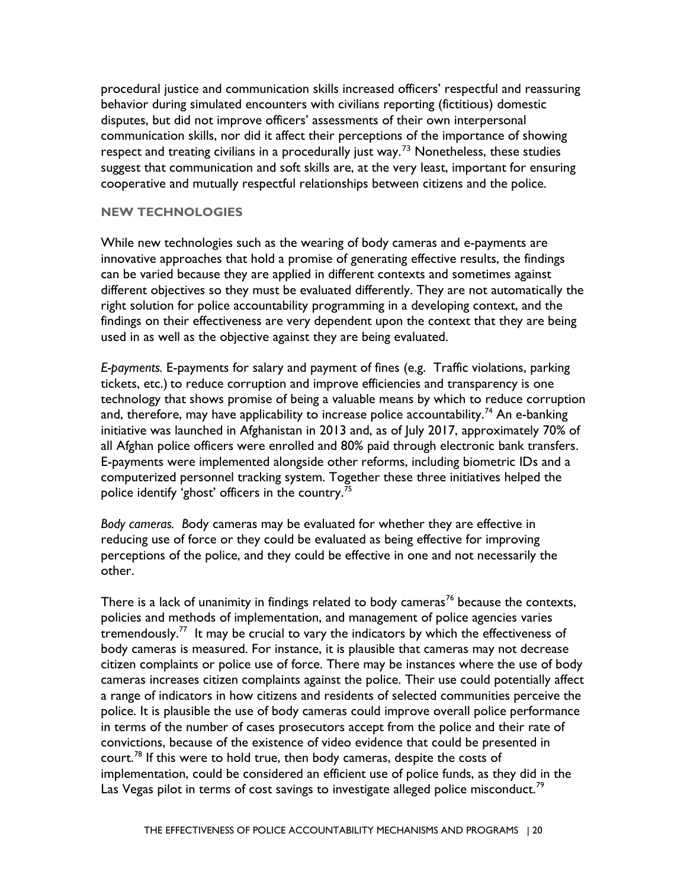procedural justice and communication skills increased officers' respectful and reassuring behavior during simulated encounters with civilians reporting (fictitious) domestic disputes, but did not improve officers' assessments of their own interpersonal communication skills, nor did it affect their perceptions of the importance of showing respect and treating civilians in a procedurally just way.[73] Nonetheless, these studies suggest that communication and soft skills are, at the very least, important for ensuring cooperative and mutually respectful relationships between citizens and the police.

### NEW TECHNOLOGIES

While new technologies such as the wearing of body cameras and e-payments are innovative approaches that hold a promise of generating effective results, the findings can be varied because they are applied in different contexts and sometimes against different objectives so they must be evaluated differently. They are not automatically the right solution for police accountability programming in a developing context, and the findings on their effectiveness are very dependent upon the context that they are being used in as well as the objective against they are being evaluated.

*E-payments.* E-payments for salary and payment of fines (e.g. Traffic violations, parking tickets, etc.) to reduce corruption and improve efficiencies and transparency is one technology that shows promise of being a valuable means by which to reduce corruption and, therefore, may have applicability to increase police accountability.[74] An e-banking initiative was launched in Afghanistan in 2013 and, as of July 2017, approximately 70% of all Afghan police officers were enrolled and 80% paid through electronic bank transfers. E-payments were implemented alongside other reforms, including biometric IDs and a computerized personnel tracking system. Together these three initiatives helped the police identify 'ghost' officers in the country.[75]

*Body cameras.* Body cameras may be evaluated for whether they are effective in reducing use of force or they could be evaluated as being effective for improving perceptions of the police, and they could be effective in one and not necessarily the other.

There is a lack of unanimity in findings related to body cameras[76] because the contexts, policies and methods of implementation, and management of police agencies varies tremendously.[77] It may be crucial to vary the indicators by which the effectiveness of body cameras is measured. For instance, it is plausible that cameras may not decrease citizen complaints or police use of force. There may be instances where the use of body cameras increases citizen complaints against the police. Their use could potentially affect a range of indicators in how citizens and residents of selected communities perceive the police. It is plausible the use of body cameras could improve overall police performance in terms of the number of cases prosecutors accept from the police and their rate of convictions, because of the existence of video evidence that could be presented in court.[78] If this were to hold true, then body cameras, despite the costs of implementation, could be considered an efficient use of police funds, as they did in the Las Vegas pilot in terms of cost savings to investigate alleged police misconduct.[79]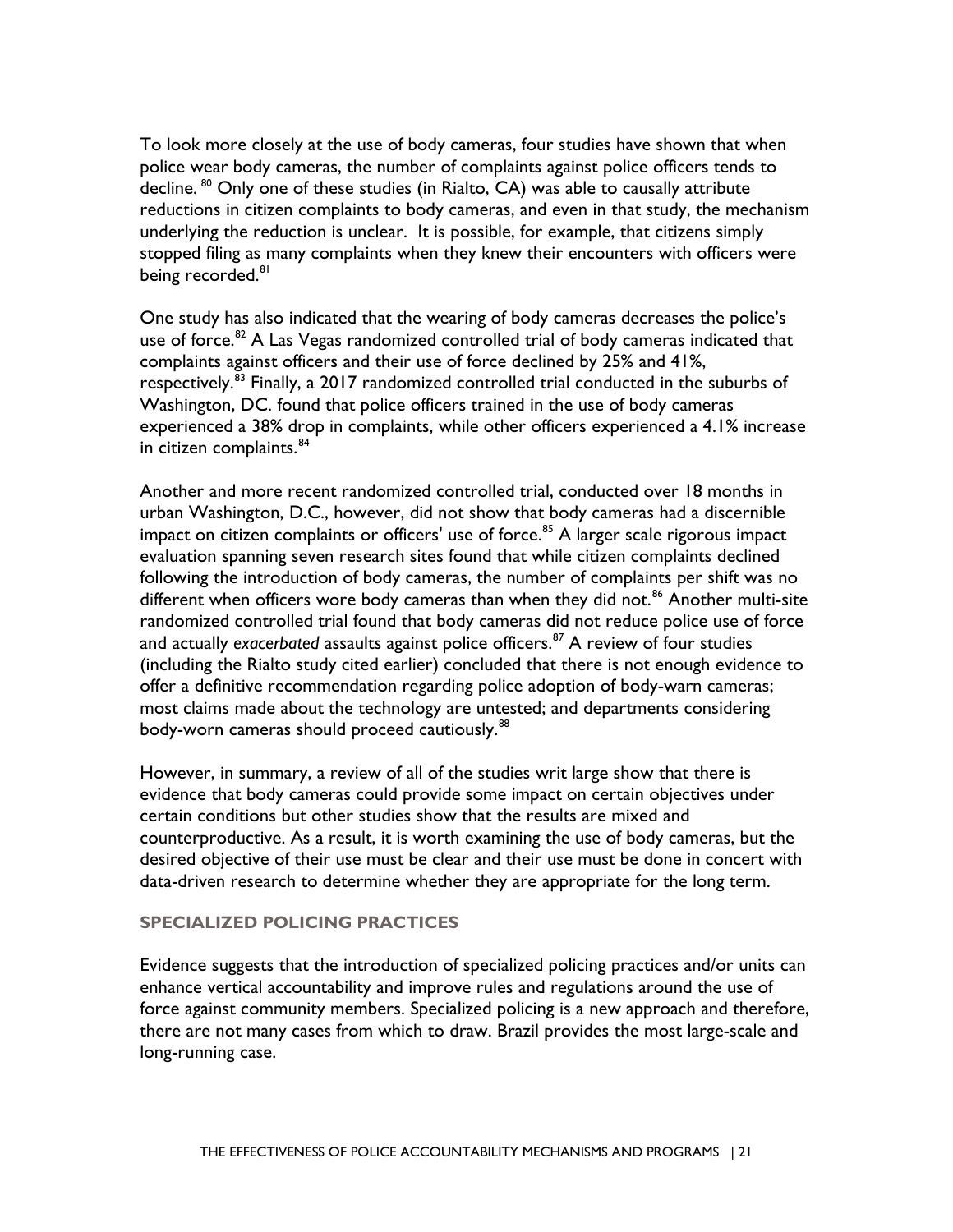To look more closely at the use of body cameras, four studies have shown that when police wear body cameras, the number of complaints against police officers tends to decline. [80] Only one of these studies (in Rialto, CA) was able to causally attribute reductions in citizen complaints to body cameras, and even in that study, the mechanism underlying the reduction is unclear. It is possible, for example, that citizens simply stopped filing as many complaints when they knew their encounters with officers were being recorded.[81]

One study has also indicated that the wearing of body cameras decreases the police's use of force.[82] A Las Vegas randomized controlled trial of body cameras indicated that complaints against officers and their use of force declined by 25% and 41%, respectively.[83] Finally, a 2017 randomized controlled trial conducted in the suburbs of Washington, DC. found that police officers trained in the use of body cameras experienced a 38% drop in complaints, while other officers experienced a 4.1% increase in citizen complaints.[84]

Another and more recent randomized controlled trial, conducted over 18 months in urban Washington, D.C., however, did not show that body cameras had a discernible impact on citizen complaints or officers' use of force.[85] A larger scale rigorous impact evaluation spanning seven research sites found that while citizen complaints declined following the introduction of body cameras, the number of complaints per shift was no different when officers wore body cameras than when they did not.[86] Another multi-site randomized controlled trial found that body cameras did not reduce police use of force and actually *exacerbated* assaults against police officers.[87] A review of four studies (including the Rialto study cited earlier) concluded that there is not enough evidence to offer a definitive recommendation regarding police adoption of body-warn cameras; most claims made about the technology are untested; and departments considering body-worn cameras should proceed cautiously.[88]

However, in summary, a review of all of the studies writ large show that there is evidence that body cameras could provide some impact on certain objectives under certain conditions but other studies show that the results are mixed and counterproductive. As a result, it is worth examining the use of body cameras, but the desired objective of their use must be clear and their use must be done in concert with data-driven research to determine whether they are appropriate for the long term.

### SPECIALIZED POLICING PRACTICES

Evidence suggests that the introduction of specialized policing practices and/or units can enhance vertical accountability and improve rules and regulations around the use of force against community members. Specialized policing is a new approach and therefore, there are not many cases from which to draw. Brazil provides the most large-scale and long-running case.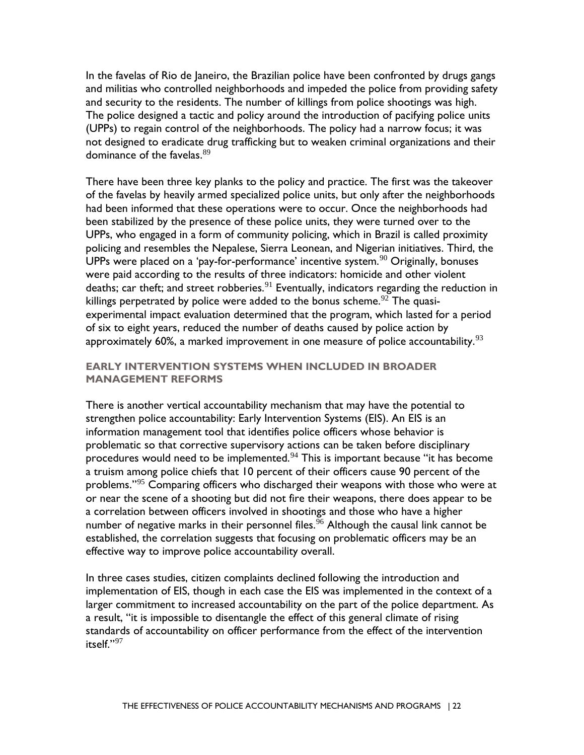In the favelas of Rio de Janeiro, the Brazilian police have been confronted by drugs gangs and militias who controlled neighborhoods and impeded the police from providing safety and security to the residents. The number of killings from police shootings was high. The police designed a tactic and policy around the introduction of pacifying police units (UPPs) to regain control of the neighborhoods. The policy had a narrow focus; it was not designed to eradicate drug trafficking but to weaken criminal organizations and their dominance of the favelas.[89]

There have been three key planks to the policy and practice. The first was the takeover of the favelas by heavily armed specialized police units, but only after the neighborhoods had been informed that these operations were to occur. Once the neighborhoods had been stabilized by the presence of these police units, they were turned over to the UPPs, who engaged in a form of community policing, which in Brazil is called proximity policing and resembles the Nepalese, Sierra Leonean, and Nigerian initiatives. Third, the UPPs were placed on a 'pay-for-performance' incentive system.[90] Originally, bonuses were paid according to the results of three indicators: homicide and other violent deaths; car theft; and street robberies.[91] Eventually, indicators regarding the reduction in killings perpetrated by police were added to the bonus scheme.[92] The quasi-experimental impact evaluation determined that the program, which lasted for a period of six to eight years, reduced the number of deaths caused by police action by approximately 60%, a marked improvement in one measure of police accountability.[93]

### EARLY INTERVENTION SYSTEMS WHEN INCLUDED IN BROADER MANAGEMENT REFORMS

There is another vertical accountability mechanism that may have the potential to strengthen police accountability: Early Intervention Systems (EIS). An EIS is an information management tool that identifies police officers whose behavior is problematic so that corrective supervisory actions can be taken before disciplinary procedures would need to be implemented.[94] This is important because "it has become a truism among police chiefs that 10 percent of their officers cause 90 percent of the problems."[95] Comparing officers who discharged their weapons with those who were at or near the scene of a shooting but did not fire their weapons, there does appear to be a correlation between officers involved in shootings and those who have a higher number of negative marks in their personnel files.[96] Although the causal link cannot be established, the correlation suggests that focusing on problematic officers may be an effective way to improve police accountability overall.

In three cases studies, citizen complaints declined following the introduction and implementation of EIS, though in each case the EIS was implemented in the context of a larger commitment to increased accountability on the part of the police department. As a result, "it is impossible to disentangle the effect of this general climate of rising standards of accountability on officer performance from the effect of the intervention itself."[97]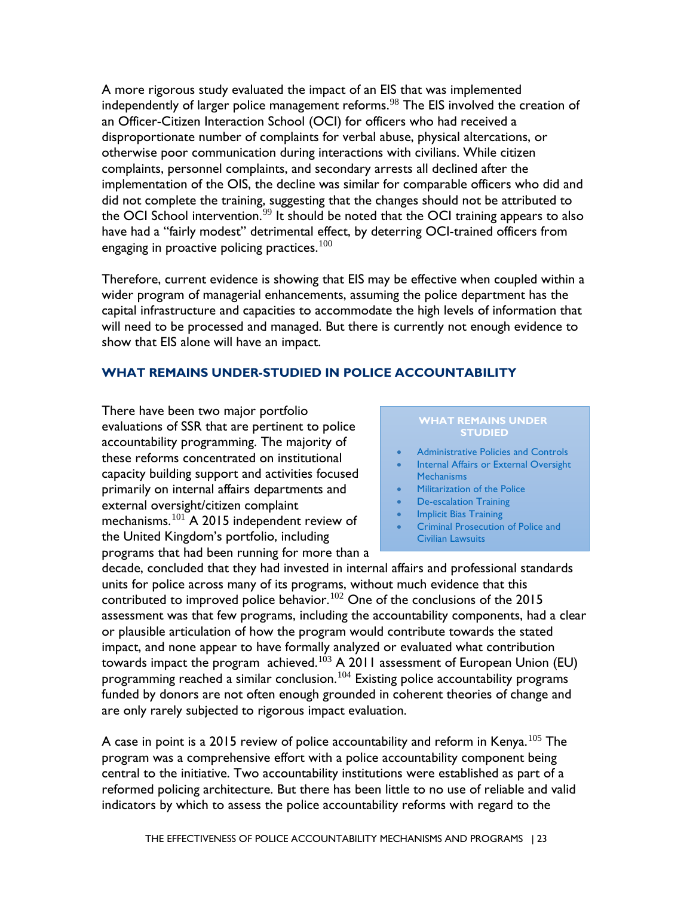A more rigorous study evaluated the impact of an EIS that was implemented independently of larger police management reforms.[98] The EIS involved the creation of an Officer-Citizen Interaction School (OCI) for officers who had received a disproportionate number of complaints for verbal abuse, physical altercations, or otherwise poor communication during interactions with civilians. While citizen complaints, personnel complaints, and secondary arrests all declined after the implementation of the OIS, the decline was similar for comparable officers who did and did not complete the training, suggesting that the changes should not be attributed to the OCI School intervention.[99] It should be noted that the OCI training appears to also have had a "fairly modest" detrimental effect, by deterring OCI-trained officers from engaging in proactive policing practices.[100]

Therefore, current evidence is showing that EIS may be effective when coupled within a wider program of managerial enhancements, assuming the police department has the capital infrastructure and capacities to accommodate the high levels of information that will need to be processed and managed. But there is currently not enough evidence to show that EIS alone will have an impact.

## WHAT REMAINS UNDER-STUDIED IN POLICE ACCOUNTABILITY

There have been two major portfolio evaluations of SSR that are pertinent to police accountability programming. The majority of these reforms concentrated on institutional capacity building support and activities focused primarily on internal affairs departments and external oversight/citizen complaint mechanisms.[101] A 2015 independent review of the United Kingdom's portfolio, including programs that had been running for more than a decade, concluded that they had invested in internal affairs and professional standards units for police across many of its programs, without much evidence that this contributed to improved police behavior.[102] One of the conclusions of the 2015 assessment was that few programs, including the accountability components, had a clear or plausible articulation of how the program would contribute towards the stated impact, and none appear to have formally analyzed or evaluated what contribution towards impact the program achieved.[103] A 2011 assessment of European Union (EU) programming reached a similar conclusion.[104] Existing police accountability programs funded by donors are not often enough grounded in coherent theories of change and are only rarely subjected to rigorous impact evaluation.

**WHAT REMAINS UNDER STUDIED**

- Administrative Policies and Controls
- Internal Affairs or External Oversight Mechanisms
- Militarization of the Police
- De-escalation Training
- Implicit Bias Training
- Criminal Prosecution of Police and Civilian Lawsuits

A case in point is a 2015 review of police accountability and reform in Kenya.[105] The program was a comprehensive effort with a police accountability component being central to the initiative. Two accountability institutions were established as part of a reformed policing architecture. But there has been little to no use of reliable and valid indicators by which to assess the police accountability reforms with regard to the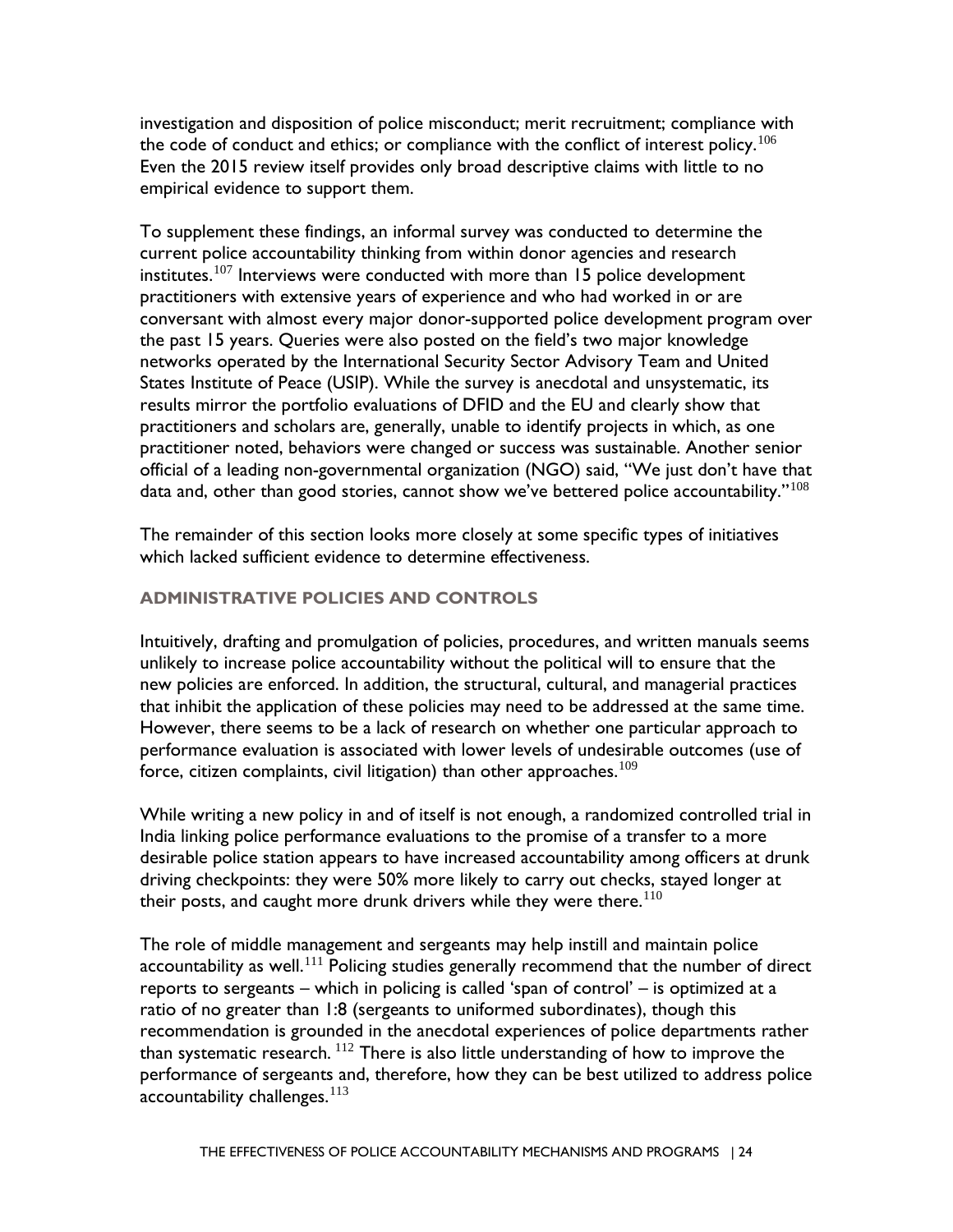investigation and disposition of police misconduct; merit recruitment; compliance with the code of conduct and ethics; or compliance with the conflict of interest policy.[106] Even the 2015 review itself provides only broad descriptive claims with little to no empirical evidence to support them.

To supplement these findings, an informal survey was conducted to determine the current police accountability thinking from within donor agencies and research institutes.[107] Interviews were conducted with more than 15 police development practitioners with extensive years of experience and who had worked in or are conversant with almost every major donor-supported police development program over the past 15 years. Queries were also posted on the field's two major knowledge networks operated by the International Security Sector Advisory Team and United States Institute of Peace (USIP). While the survey is anecdotal and unsystematic, its results mirror the portfolio evaluations of DFID and the EU and clearly show that practitioners and scholars are, generally, unable to identify projects in which, as one practitioner noted, behaviors were changed or success was sustainable. Another senior official of a leading non-governmental organization (NGO) said, "We just don't have that data and, other than good stories, cannot show we've bettered police accountability."[108]

The remainder of this section looks more closely at some specific types of initiatives which lacked sufficient evidence to determine effectiveness.

### ADMINISTRATIVE POLICIES AND CONTROLS

Intuitively, drafting and promulgation of policies, procedures, and written manuals seems unlikely to increase police accountability without the political will to ensure that the new policies are enforced. In addition, the structural, cultural, and managerial practices that inhibit the application of these policies may need to be addressed at the same time. However, there seems to be a lack of research on whether one particular approach to performance evaluation is associated with lower levels of undesirable outcomes (use of force, citizen complaints, civil litigation) than other approaches.[109]

While writing a new policy in and of itself is not enough, a randomized controlled trial in India linking police performance evaluations to the promise of a transfer to a more desirable police station appears to have increased accountability among officers at drunk driving checkpoints: they were 50% more likely to carry out checks, stayed longer at their posts, and caught more drunk drivers while they were there.[110]

The role of middle management and sergeants may help instill and maintain police accountability as well.[111] Policing studies generally recommend that the number of direct reports to sergeants – which in policing is called 'span of control' – is optimized at a ratio of no greater than 1:8 (sergeants to uniformed subordinates), though this recommendation is grounded in the anecdotal experiences of police departments rather than systematic research.[112] There is also little understanding of how to improve the performance of sergeants and, therefore, how they can be best utilized to address police accountability challenges.[113]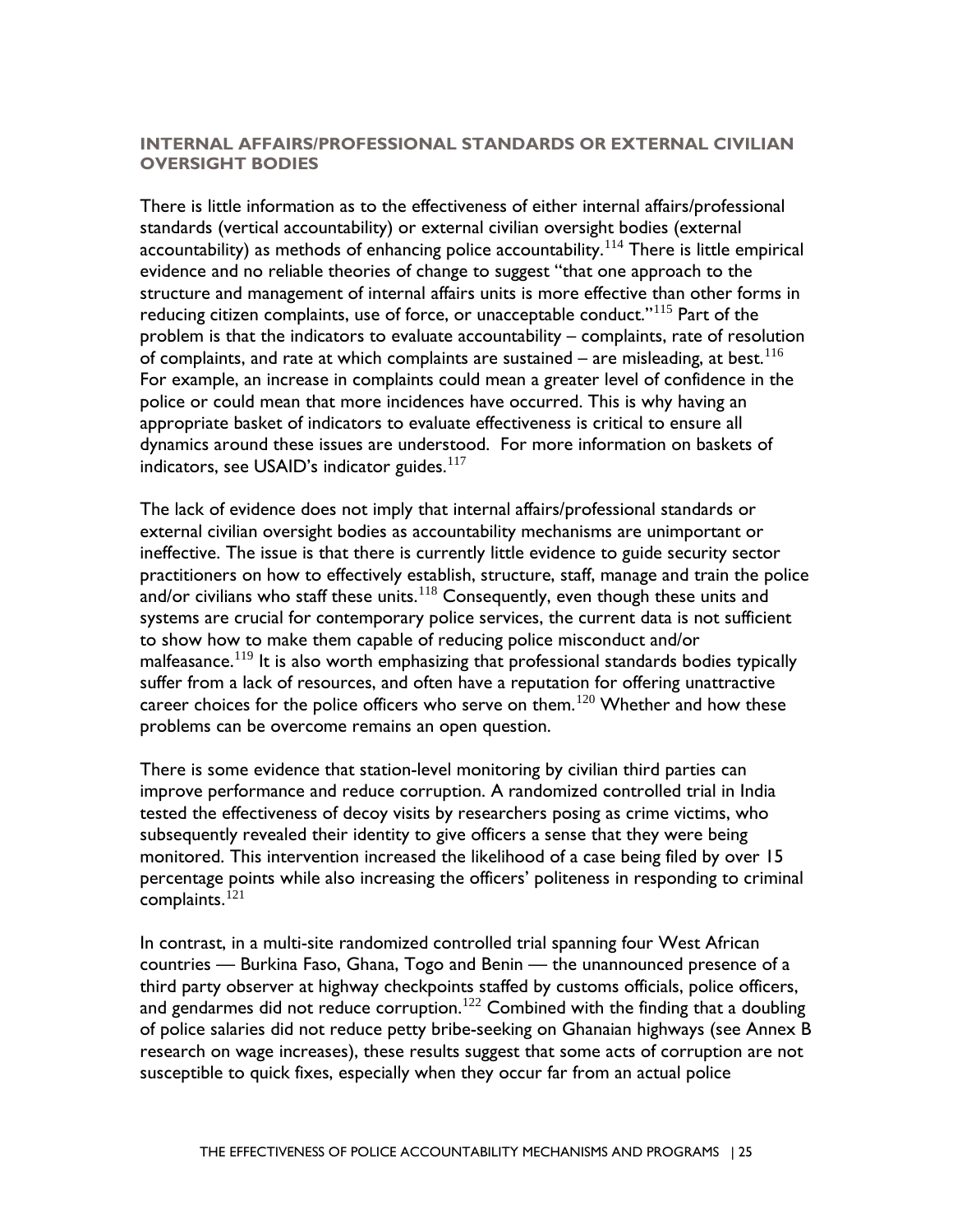## INTERNAL AFFAIRS/PROFESSIONAL STANDARDS OR EXTERNAL CIVILIAN OVERSIGHT BODIES

There is little information as to the effectiveness of either internal affairs/professional standards (vertical accountability) or external civilian oversight bodies (external accountability) as methods of enhancing police accountability.[114] There is little empirical evidence and no reliable theories of change to suggest "that one approach to the structure and management of internal affairs units is more effective than other forms in reducing citizen complaints, use of force, or unacceptable conduct."[115] Part of the problem is that the indicators to evaluate accountability – complaints, rate of resolution of complaints, and rate at which complaints are sustained – are misleading, at best.[116] For example, an increase in complaints could mean a greater level of confidence in the police or could mean that more incidences have occurred. This is why having an appropriate basket of indicators to evaluate effectiveness is critical to ensure all dynamics around these issues are understood. For more information on baskets of indicators, see USAID's indicator guides.[117]

The lack of evidence does not imply that internal affairs/professional standards or external civilian oversight bodies as accountability mechanisms are unimportant or ineffective. The issue is that there is currently little evidence to guide security sector practitioners on how to effectively establish, structure, staff, manage and train the police and/or civilians who staff these units.[118] Consequently, even though these units and systems are crucial for contemporary police services, the current data is not sufficient to show how to make them capable of reducing police misconduct and/or malfeasance.[119] It is also worth emphasizing that professional standards bodies typically suffer from a lack of resources, and often have a reputation for offering unattractive career choices for the police officers who serve on them.[120] Whether and how these problems can be overcome remains an open question.

There is some evidence that station-level monitoring by civilian third parties can improve performance and reduce corruption. A randomized controlled trial in India tested the effectiveness of decoy visits by researchers posing as crime victims, who subsequently revealed their identity to give officers a sense that they were being monitored. This intervention increased the likelihood of a case being filed by over 15 percentage points while also increasing the officers' politeness in responding to criminal complaints.[121]

In contrast, in a multi-site randomized controlled trial spanning four West African countries — Burkina Faso, Ghana, Togo and Benin — the unannounced presence of a third party observer at highway checkpoints staffed by customs officials, police officers, and gendarmes did not reduce corruption.[122] Combined with the finding that a doubling of police salaries did not reduce petty bribe-seeking on Ghanaian highways (see Annex B research on wage increases), these results suggest that some acts of corruption are not susceptible to quick fixes, especially when they occur far from an actual police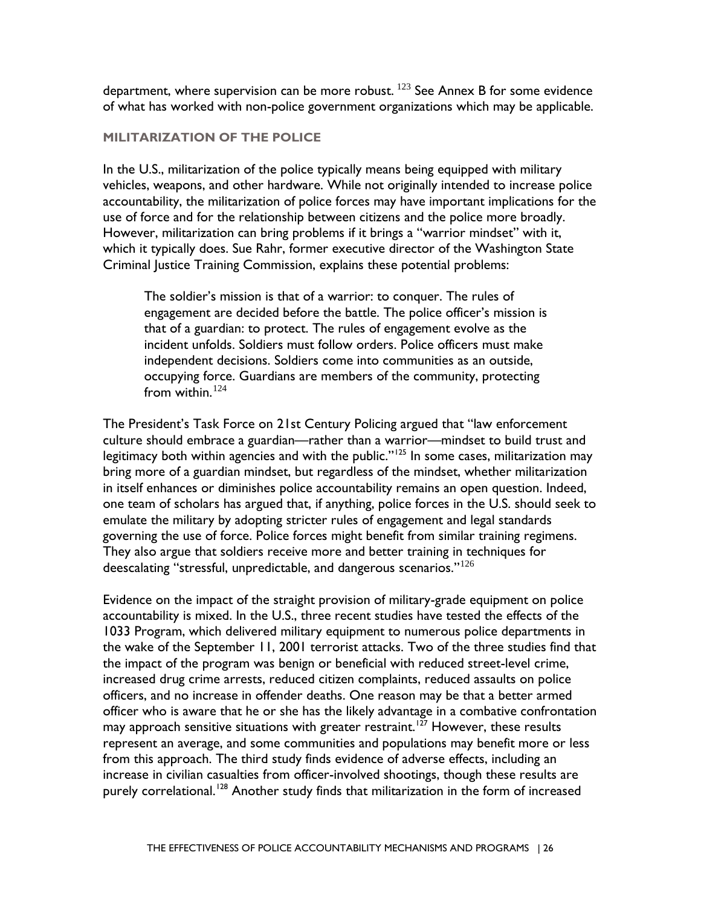department, where supervision can be more robust.[123] See Annex B for some evidence of what has worked with non-police government organizations which may be applicable.

### MILITARIZATION OF THE POLICE

In the U.S., militarization of the police typically means being equipped with military vehicles, weapons, and other hardware. While not originally intended to increase police accountability, the militarization of police forces may have important implications for the use of force and for the relationship between citizens and the police more broadly. However, militarization can bring problems if it brings a "warrior mindset" with it, which it typically does. Sue Rahr, former executive director of the Washington State Criminal Justice Training Commission, explains these potential problems:

> The soldier's mission is that of a warrior: to conquer. The rules of engagement are decided before the battle. The police officer's mission is that of a guardian: to protect. The rules of engagement evolve as the incident unfolds. Soldiers must follow orders. Police officers must make independent decisions. Soldiers come into communities as an outside, occupying force. Guardians are members of the community, protecting from within.[124]

The President's Task Force on 21st Century Policing argued that "law enforcement culture should embrace a guardian—rather than a warrior—mindset to build trust and legitimacy both within agencies and with the public."[125] In some cases, militarization may bring more of a guardian mindset, but regardless of the mindset, whether militarization in itself enhances or diminishes police accountability remains an open question. Indeed, one team of scholars has argued that, if anything, police forces in the U.S. should seek to emulate the military by adopting stricter rules of engagement and legal standards governing the use of force. Police forces might benefit from similar training regimens. They also argue that soldiers receive more and better training in techniques for deescalating "stressful, unpredictable, and dangerous scenarios."[126]

Evidence on the impact of the straight provision of military-grade equipment on police accountability is mixed. In the U.S., three recent studies have tested the effects of the 1033 Program, which delivered military equipment to numerous police departments in the wake of the September 11, 2001 terrorist attacks. Two of the three studies find that the impact of the program was benign or beneficial with reduced street-level crime, increased drug crime arrests, reduced citizen complaints, reduced assaults on police officers, and no increase in offender deaths. One reason may be that a better armed officer who is aware that he or she has the likely advantage in a combative confrontation may approach sensitive situations with greater restraint.[127] However, these results represent an average, and some communities and populations may benefit more or less from this approach. The third study finds evidence of adverse effects, including an increase in civilian casualties from officer-involved shootings, though these results are purely correlational.[128] Another study finds that militarization in the form of increased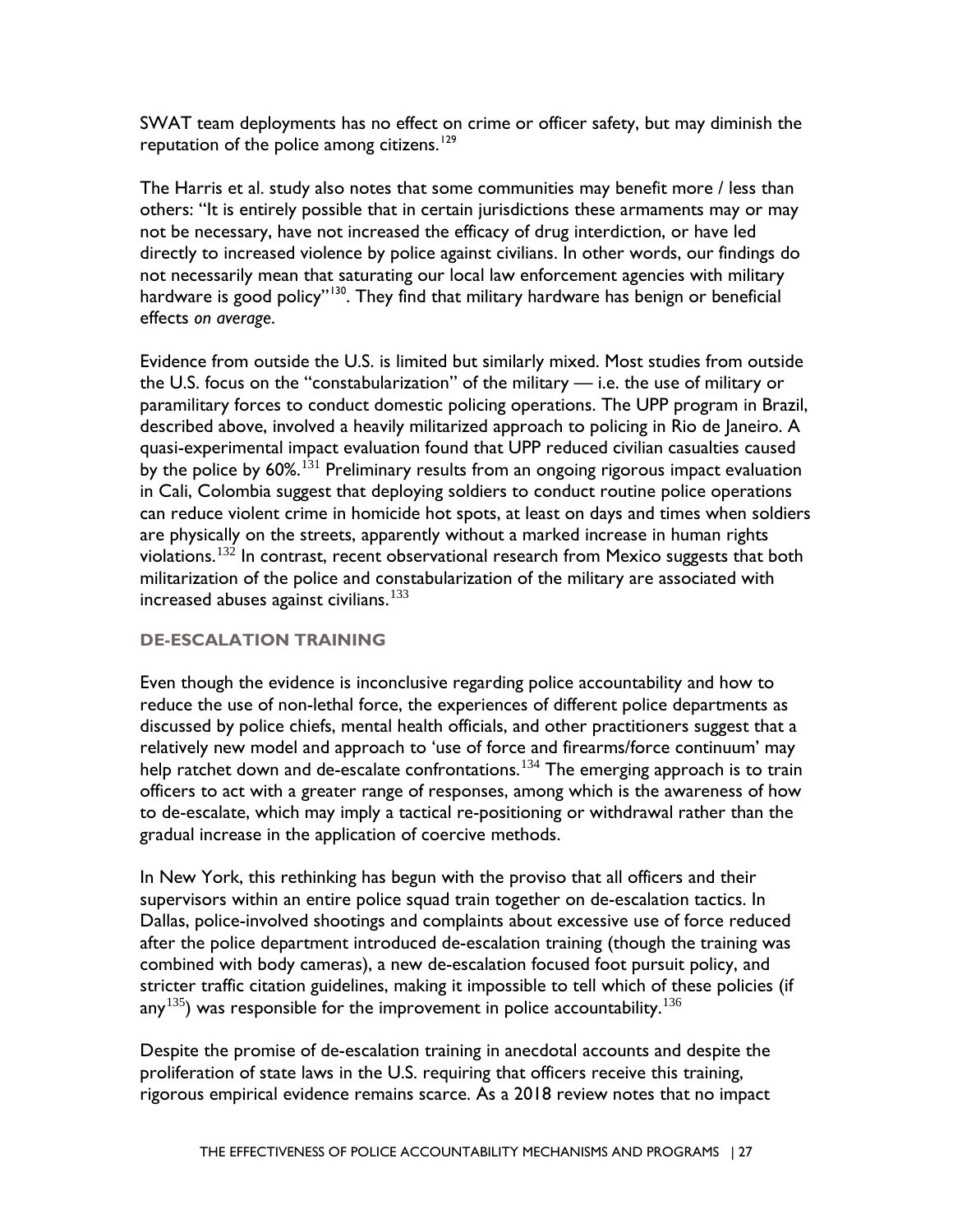SWAT team deployments has no effect on crime or officer safety, but may diminish the reputation of the police among citizens.[129]

The Harris et al. study also notes that some communities may benefit more / less than others: "It is entirely possible that in certain jurisdictions these armaments may or may not be necessary, have not increased the efficacy of drug interdiction, or have led directly to increased violence by police against civilians. In other words, our findings do not necessarily mean that saturating our local law enforcement agencies with military hardware is good policy"[130]. They find that military hardware has benign or beneficial effects *on average*.

Evidence from outside the U.S. is limited but similarly mixed. Most studies from outside the U.S. focus on the "constabularization" of the military — i.e. the use of military or paramilitary forces to conduct domestic policing operations. The UPP program in Brazil, described above, involved a heavily militarized approach to policing in Rio de Janeiro. A quasi-experimental impact evaluation found that UPP reduced civilian casualties caused by the police by 60%.[131] Preliminary results from an ongoing rigorous impact evaluation in Cali, Colombia suggest that deploying soldiers to conduct routine police operations can reduce violent crime in homicide hot spots, at least on days and times when soldiers are physically on the streets, apparently without a marked increase in human rights violations.[132] In contrast, recent observational research from Mexico suggests that both militarization of the police and constabularization of the military are associated with increased abuses against civilians.[133]

### DE-ESCALATION TRAINING

Even though the evidence is inconclusive regarding police accountability and how to reduce the use of non-lethal force, the experiences of different police departments as discussed by police chiefs, mental health officials, and other practitioners suggest that a relatively new model and approach to 'use of force and firearms/force continuum' may help ratchet down and de-escalate confrontations.[134] The emerging approach is to train officers to act with a greater range of responses, among which is the awareness of how to de-escalate, which may imply a tactical re-positioning or withdrawal rather than the gradual increase in the application of coercive methods.

In New York, this rethinking has begun with the proviso that all officers and their supervisors within an entire police squad train together on de-escalation tactics. In Dallas, police-involved shootings and complaints about excessive use of force reduced after the police department introduced de-escalation training (though the training was combined with body cameras), a new de-escalation focused foot pursuit policy, and stricter traffic citation guidelines, making it impossible to tell which of these policies (if any[135]) was responsible for the improvement in police accountability.[136]

Despite the promise of de-escalation training in anecdotal accounts and despite the proliferation of state laws in the U.S. requiring that officers receive this training, rigorous empirical evidence remains scarce. As a 2018 review notes that no impact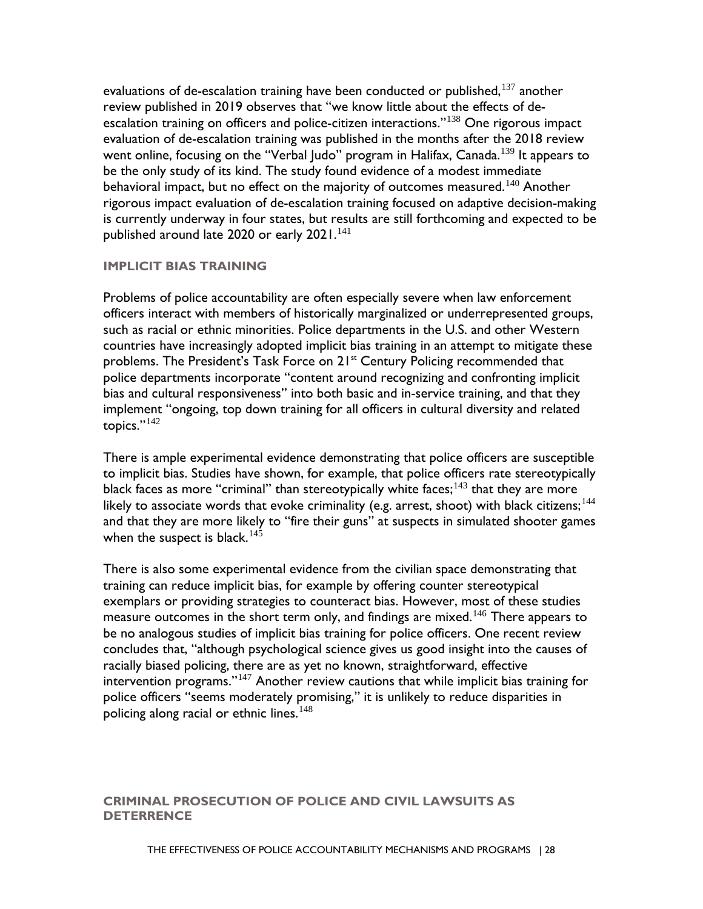evaluations of de-escalation training have been conducted or published,[137] another review published in 2019 observes that "we know little about the effects of de-escalation training on officers and police-citizen interactions."[138] One rigorous impact evaluation of de-escalation training was published in the months after the 2018 review went online, focusing on the "Verbal Judo" program in Halifax, Canada.[139] It appears to be the only study of its kind. The study found evidence of a modest immediate behavioral impact, but no effect on the majority of outcomes measured.[140] Another rigorous impact evaluation of de-escalation training focused on adaptive decision-making is currently underway in four states, but results are still forthcoming and expected to be published around late 2020 or early 2021.[141]

### IMPLICIT BIAS TRAINING

Problems of police accountability are often especially severe when law enforcement officers interact with members of historically marginalized or underrepresented groups, such as racial or ethnic minorities. Police departments in the U.S. and other Western countries have increasingly adopted implicit bias training in an attempt to mitigate these problems. The President's Task Force on 21st Century Policing recommended that police departments incorporate "content around recognizing and confronting implicit bias and cultural responsiveness" into both basic and in-service training, and that they implement "ongoing, top down training for all officers in cultural diversity and related topics."[142]

There is ample experimental evidence demonstrating that police officers are susceptible to implicit bias. Studies have shown, for example, that police officers rate stereotypically black faces as more "criminal" than stereotypically white faces;[143] that they are more likely to associate words that evoke criminality (e.g. arrest, shoot) with black citizens;[144] and that they are more likely to "fire their guns" at suspects in simulated shooter games when the suspect is black.[145]

There is also some experimental evidence from the civilian space demonstrating that training can reduce implicit bias, for example by offering counter stereotypical exemplars or providing strategies to counteract bias. However, most of these studies measure outcomes in the short term only, and findings are mixed.[146] There appears to be no analogous studies of implicit bias training for police officers. One recent review concludes that, "although psychological science gives us good insight into the causes of racially biased policing, there are as yet no known, straightforward, effective intervention programs."[147] Another review cautions that while implicit bias training for police officers "seems moderately promising," it is unlikely to reduce disparities in policing along racial or ethnic lines.[148]

### CRIMINAL PROSECUTION OF POLICE AND CIVIL LAWSUITS AS DETERRENCE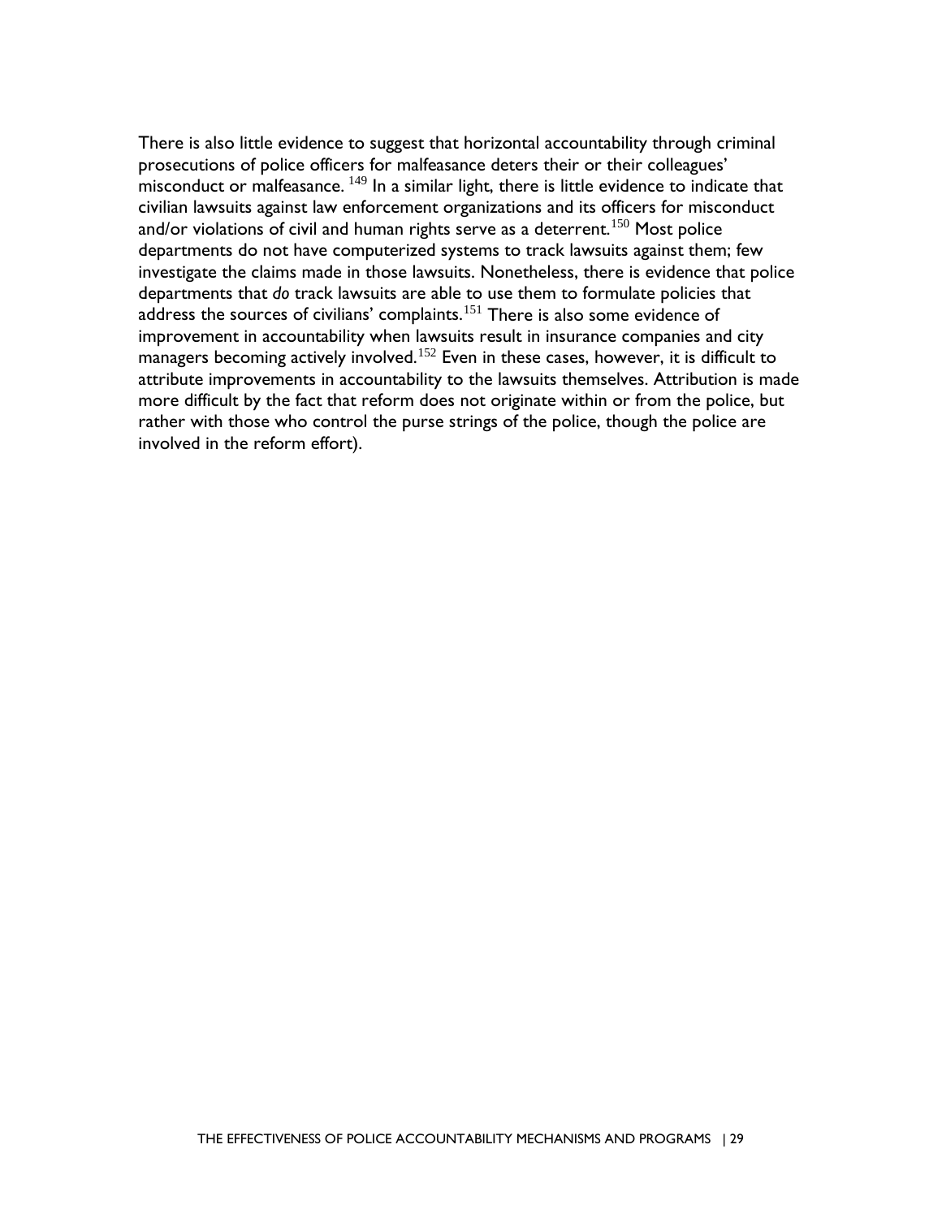There is also little evidence to suggest that horizontal accountability through criminal prosecutions of police officers for malfeasance deters their or their colleagues' misconduct or malfeasance. [149] In a similar light, there is little evidence to indicate that civilian lawsuits against law enforcement organizations and its officers for misconduct and/or violations of civil and human rights serve as a deterrent.[150] Most police departments do not have computerized systems to track lawsuits against them; few investigate the claims made in those lawsuits. Nonetheless, there is evidence that police departments that *do* track lawsuits are able to use them to formulate policies that address the sources of civilians' complaints.[151] There is also some evidence of improvement in accountability when lawsuits result in insurance companies and city managers becoming actively involved.[152] Even in these cases, however, it is difficult to attribute improvements in accountability to the lawsuits themselves. Attribution is made more difficult by the fact that reform does not originate within or from the police, but rather with those who control the purse strings of the police, though the police are involved in the reform effort).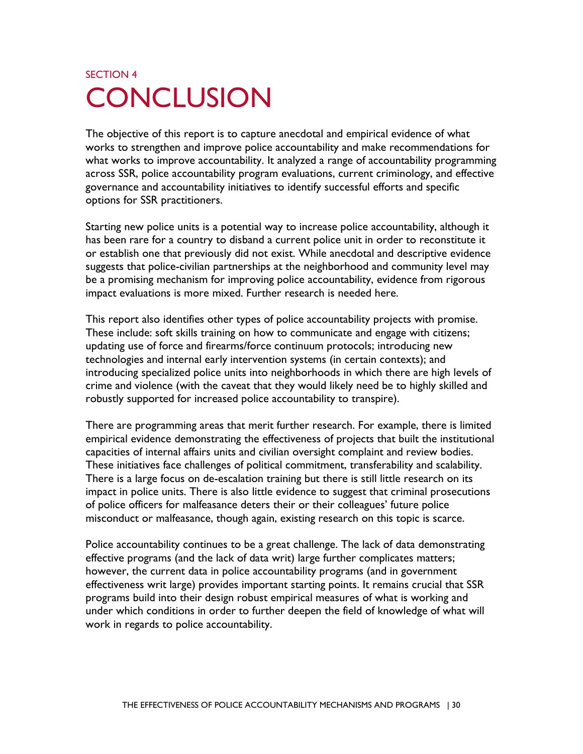SECTION 4

# CONCLUSION

The objective of this report is to capture anecdotal and empirical evidence of what works to strengthen and improve police accountability and make recommendations for what works to improve accountability. It analyzed a range of accountability programming across SSR, police accountability program evaluations, current criminology, and effective governance and accountability initiatives to identify successful efforts and specific options for SSR practitioners.

Starting new police units is a potential way to increase police accountability, although it has been rare for a country to disband a current police unit in order to reconstitute it or establish one that previously did not exist. While anecdotal and descriptive evidence suggests that police-civilian partnerships at the neighborhood and community level may be a promising mechanism for improving police accountability, evidence from rigorous impact evaluations is more mixed. Further research is needed here.

This report also identifies other types of police accountability projects with promise. These include: soft skills training on how to communicate and engage with citizens; updating use of force and firearms/force continuum protocols; introducing new technologies and internal early intervention systems (in certain contexts); and introducing specialized police units into neighborhoods in which there are high levels of crime and violence (with the caveat that they would likely need be to highly skilled and robustly supported for increased police accountability to transpire).

There are programming areas that merit further research. For example, there is limited empirical evidence demonstrating the effectiveness of projects that built the institutional capacities of internal affairs units and civilian oversight complaint and review bodies. These initiatives face challenges of political commitment, transferability and scalability. There is a large focus on de-escalation training but there is still little research on its impact in police units. There is also little evidence to suggest that criminal prosecutions of police officers for malfeasance deters their or their colleagues' future police misconduct or malfeasance, though again, existing research on this topic is scarce.

Police accountability continues to be a great challenge. The lack of data demonstrating effective programs (and the lack of data writ) large further complicates matters; however, the current data in police accountability programs (and in government effectiveness writ large) provides important starting points. It remains crucial that SSR programs build into their design robust empirical measures of what is working and under which conditions in order to further deepen the field of knowledge of what will work in regards to police accountability.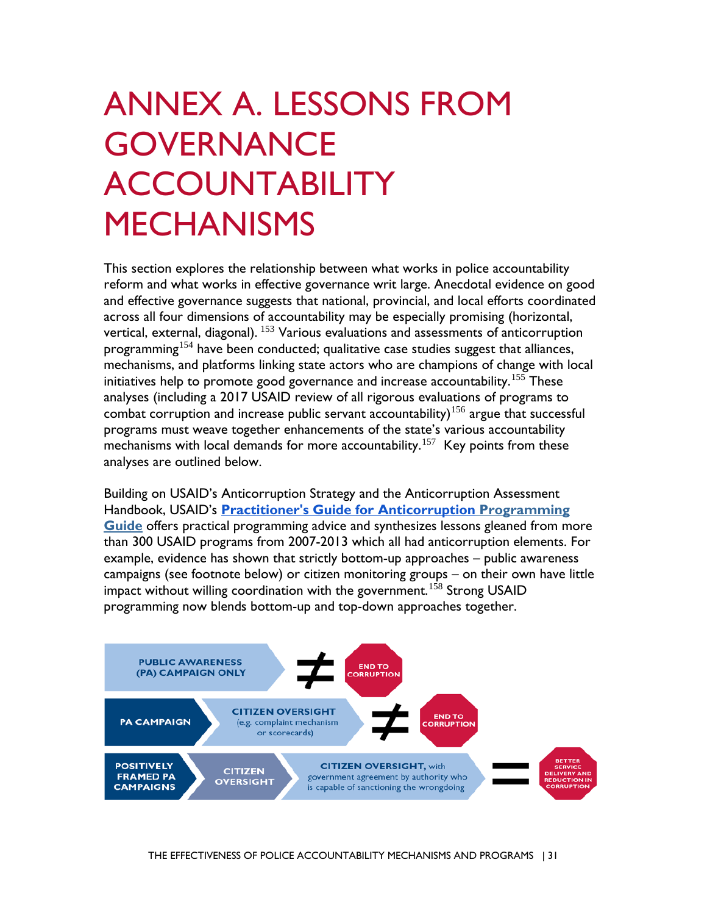# ANNEX A. LESSONS FROM GOVERNANCE ACCOUNTABILITY MECHANISMS

This section explores the relationship between what works in police accountability reform and what works in effective governance writ large. Anecdotal evidence on good and effective governance suggests that national, provincial, and local efforts coordinated across all four dimensions of accountability may be especially promising (horizontal, vertical, external, diagonal). [153] Various evaluations and assessments of anticorruption programming[154] have been conducted; qualitative case studies suggest that alliances, mechanisms, and platforms linking state actors who are champions of change with local initiatives help to promote good governance and increase accountability.[155] These analyses (including a 2017 USAID review of all rigorous evaluations of programs to combat corruption and increase public servant accountability)[156] argue that successful programs must weave together enhancements of the state's various accountability mechanisms with local demands for more accountability.[157] Key points from these analyses are outlined below.

Building on USAID's Anticorruption Strategy and the Anticorruption Assessment Handbook, USAID's **Practitioner's Guide for Anticorruption Programming Guide** offers practical programming advice and synthesizes lessons gleaned from more than 300 USAID programs from 2007-2013 which all had anticorruption elements. For example, evidence has shown that strictly bottom-up approaches – public awareness campaigns (see footnote below) or citizen monitoring groups – on their own have little impact without willing coordination with the government.[158] Strong USAID programming now blends bottom-up and top-down approaches together.

PUBLIC AWARENESS (PA) CAMPAIGN ONLY ≠ END TO CORRUPTION

PA CAMPAIGN → CITIZEN OVERSIGHT (e.g. complaint mechanism or scorecards) ≠ END TO CORRUPTION

POSITIVELY FRAMED PA CAMPAIGNS → CITIZEN OVERSIGHT → CITIZEN OVERSIGHT, with government agreement by authority who is capable of sanctioning the wrongdoing = BETTER SERVICE DELIVERY AND REDUCTION IN CORRUPTION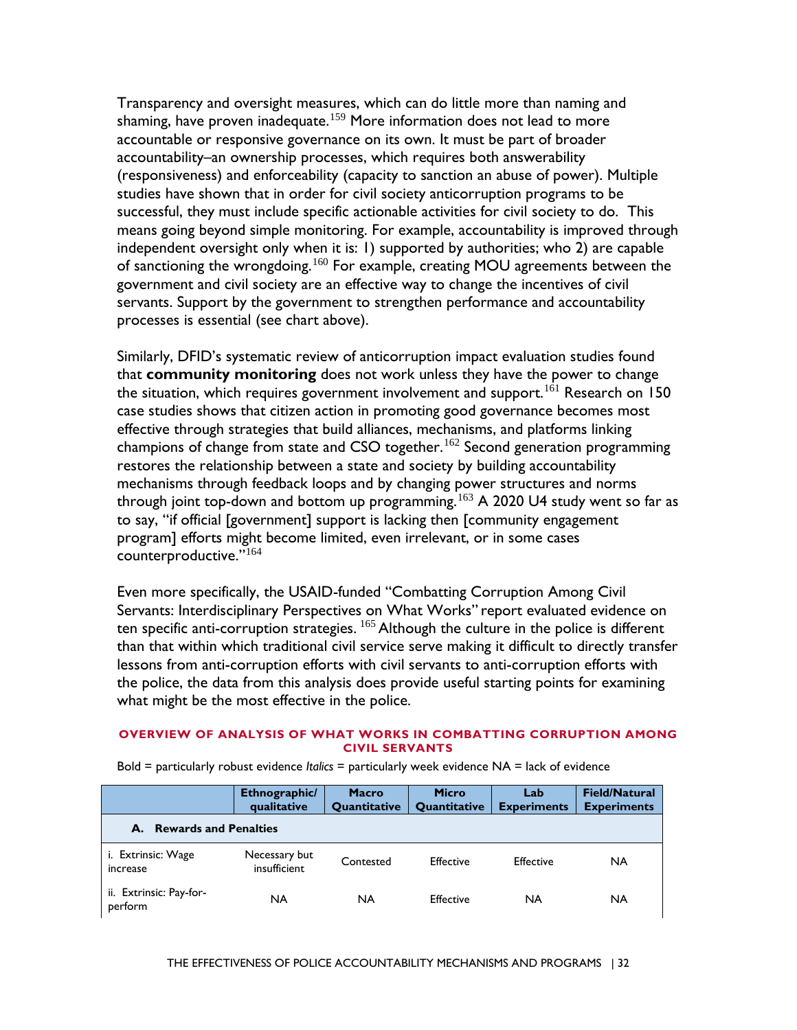Transparency and oversight measures, which can do little more than naming and shaming, have proven inadequate.[159] More information does not lead to more accountable or responsive governance on its own. It must be part of broader accountability–an ownership processes, which requires both answerability (responsiveness) and enforceability (capacity to sanction an abuse of power). Multiple studies have shown that in order for civil society anticorruption programs to be successful, they must include specific actionable activities for civil society to do. This means going beyond simple monitoring. For example, accountability is improved through independent oversight only when it is: 1) supported by authorities; who 2) are capable of sanctioning the wrongdoing.[160] For example, creating MOU agreements between the government and civil society are an effective way to change the incentives of civil servants. Support by the government to strengthen performance and accountability processes is essential (see chart above).

Similarly, DFID's systematic review of anticorruption impact evaluation studies found that **community monitoring** does not work unless they have the power to change the situation, which requires government involvement and support.[161] Research on 150 case studies shows that citizen action in promoting good governance becomes most effective through strategies that build alliances, mechanisms, and platforms linking champions of change from state and CSO together.[162] Second generation programming restores the relationship between a state and society by building accountability mechanisms through feedback loops and by changing power structures and norms through joint top-down and bottom up programming.[163] A 2020 U4 study went so far as to say, "if official [government] support is lacking then [community engagement program] efforts might become limited, even irrelevant, or in some cases counterproductive."[164]

Even more specifically, the USAID-funded "Combatting Corruption Among Civil Servants: Interdisciplinary Perspectives on What Works" report evaluated evidence on ten specific anti-corruption strategies. [165] Although the culture in the police is different than that within which traditional civil service serve making it difficult to directly transfer lessons from anti-corruption efforts with civil servants to anti-corruption efforts with the police, the data from this analysis does provide useful starting points for examining what might be the most effective in the police.

**OVERVIEW OF ANALYSIS OF WHAT WORKS IN COMBATTING CORRUPTION AMONG CIVIL SERVANTS**

Bold = particularly robust evidence *Italics* = particularly week evidence NA = lack of evidence

| | Ethnographic/ qualitative | Macro Quantitative | Micro Quantitative | Lab Experiments | Field/Natural Experiments |
|---|---|---|---|---|---|
| **A. Rewards and Penalties** | | | | | |
| i. Extrinsic: Wage increase | Necessary but insufficient | Contested | Effective | Effective | NA |
| ii. Extrinsic: Pay-for-perform | NA | NA | Effective | NA | NA |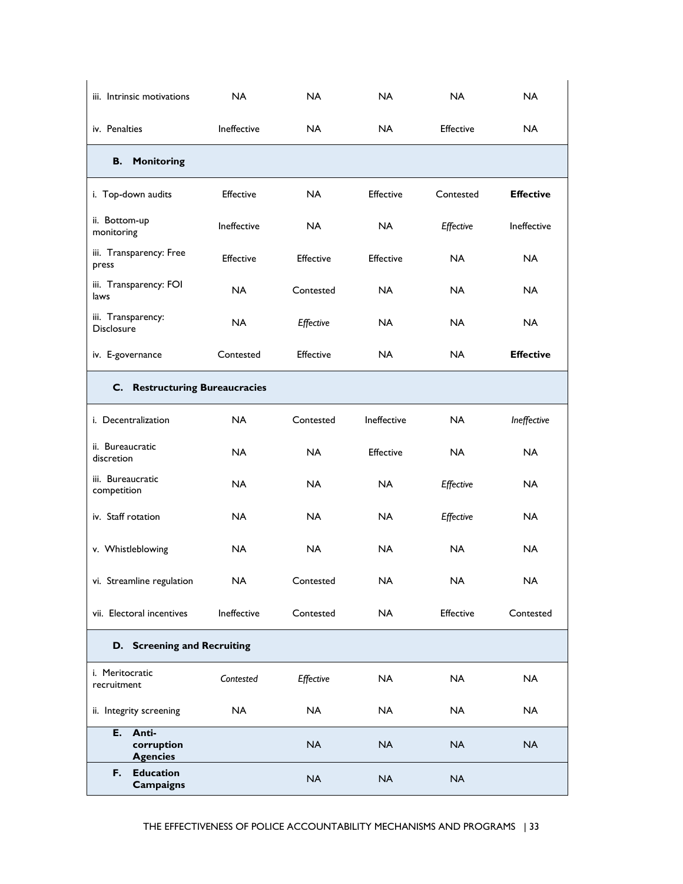| | | | | | |
|---|---|---|---|---|---|
| iii. Intrinsic motivations | NA | NA | NA | NA | NA |
| iv. Penalties | Ineffective | NA | NA | Effective | NA |
| **B. Monitoring** | | | | | |
| i. Top-down audits | Effective | NA | Effective | Contested | **Effective** |
| ii. Bottom-up monitoring | Ineffective | NA | NA | *Effective* | Ineffective |
| iii. Transparency: Free press | Effective | Effective | Effective | NA | NA |
| iii. Transparency: FOI laws | NA | Contested | NA | NA | NA |
| iii. Transparency: Disclosure | NA | *Effective* | NA | NA | NA |
| iv. E-governance | Contested | Effective | NA | NA | **Effective** |
| **C. Restructuring Bureaucracies** | | | | | |
| i. Decentralization | NA | Contested | Ineffective | NA | *Ineffective* |
| ii. Bureaucratic discretion | NA | NA | Effective | NA | NA |
| iii. Bureaucratic competition | NA | NA | NA | *Effective* | NA |
| iv. Staff rotation | NA | NA | NA | *Effective* | NA |
| v. Whistleblowing | NA | NA | NA | NA | NA |
| vi. Streamline regulation | NA | Contested | NA | NA | NA |
| vii. Electoral incentives | Ineffective | Contested | NA | Effective | Contested |
| **D. Screening and Recruiting** | | | | | |
| i. Meritocratic recruitment | *Contested* | *Effective* | NA | NA | NA |
| ii. Integrity screening | NA | NA | NA | NA | NA |
| **E. Anti-corruption Agencies** | | NA | NA | NA | NA |
| **F. Education Campaigns** | | NA | NA | NA | |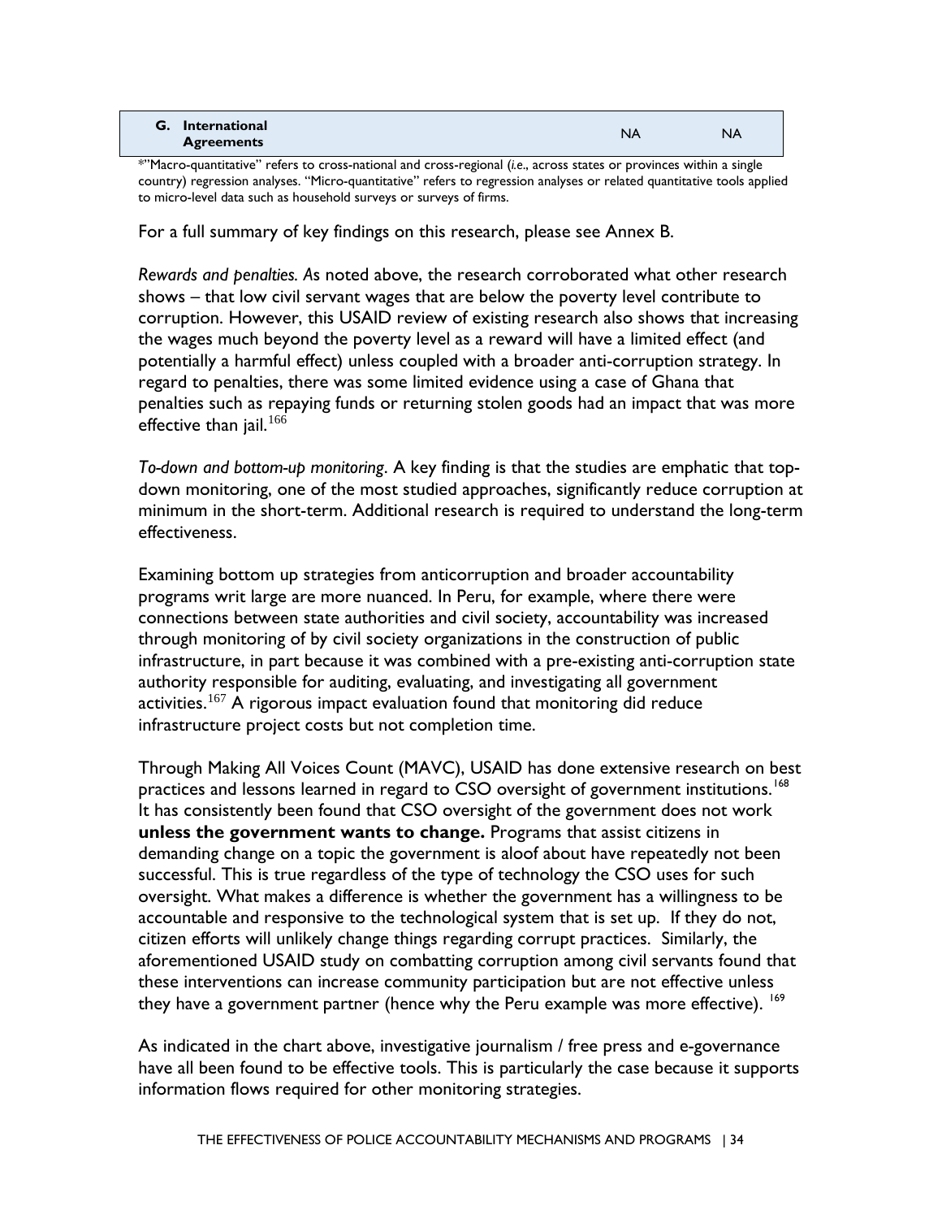| G. International Agreements | NA | NA |
|---|---|---|

*"Macro-quantitative" refers to cross-national and cross-regional (*i.e.*, across states or provinces within a single country) regression analyses. "Micro-quantitative" refers to regression analyses or related quantitative tools applied to micro-level data such as household surveys or surveys of firms.

For a full summary of key findings on this research, please see Annex B.

*Rewards and penalties. A*s noted above, the research corroborated what other research shows – that low civil servant wages that are below the poverty level contribute to corruption. However, this USAID review of existing research also shows that increasing the wages much beyond the poverty level as a reward will have a limited effect (and potentially a harmful effect) unless coupled with a broader anti-corruption strategy. In regard to penalties, there was some limited evidence using a case of Ghana that penalties such as repaying funds or returning stolen goods had an impact that was more effective than jail.[166]

*To-down and bottom-up monitoring*. A key finding is that the studies are emphatic that top-down monitoring, one of the most studied approaches, significantly reduce corruption at minimum in the short-term. Additional research is required to understand the long-term effectiveness.

Examining bottom up strategies from anticorruption and broader accountability programs writ large are more nuanced. In Peru, for example, where there were connections between state authorities and civil society, accountability was increased through monitoring of by civil society organizations in the construction of public infrastructure, in part because it was combined with a pre-existing anti-corruption state authority responsible for auditing, evaluating, and investigating all government activities.[167] A rigorous impact evaluation found that monitoring did reduce infrastructure project costs but not completion time.

Through Making All Voices Count (MAVC), USAID has done extensive research on best practices and lessons learned in regard to CSO oversight of government institutions.[168] It has consistently been found that CSO oversight of the government does not work **unless the government wants to change.** Programs that assist citizens in demanding change on a topic the government is aloof about have repeatedly not been successful. This is true regardless of the type of technology the CSO uses for such oversight. What makes a difference is whether the government has a willingness to be accountable and responsive to the technological system that is set up. If they do not, citizen efforts will unlikely change things regarding corrupt practices. Similarly, the aforementioned USAID study on combatting corruption among civil servants found that these interventions can increase community participation but are not effective unless they have a government partner (hence why the Peru example was more effective). [169]

As indicated in the chart above, investigative journalism / free press and e-governance have all been found to be effective tools. This is particularly the case because it supports information flows required for other monitoring strategies.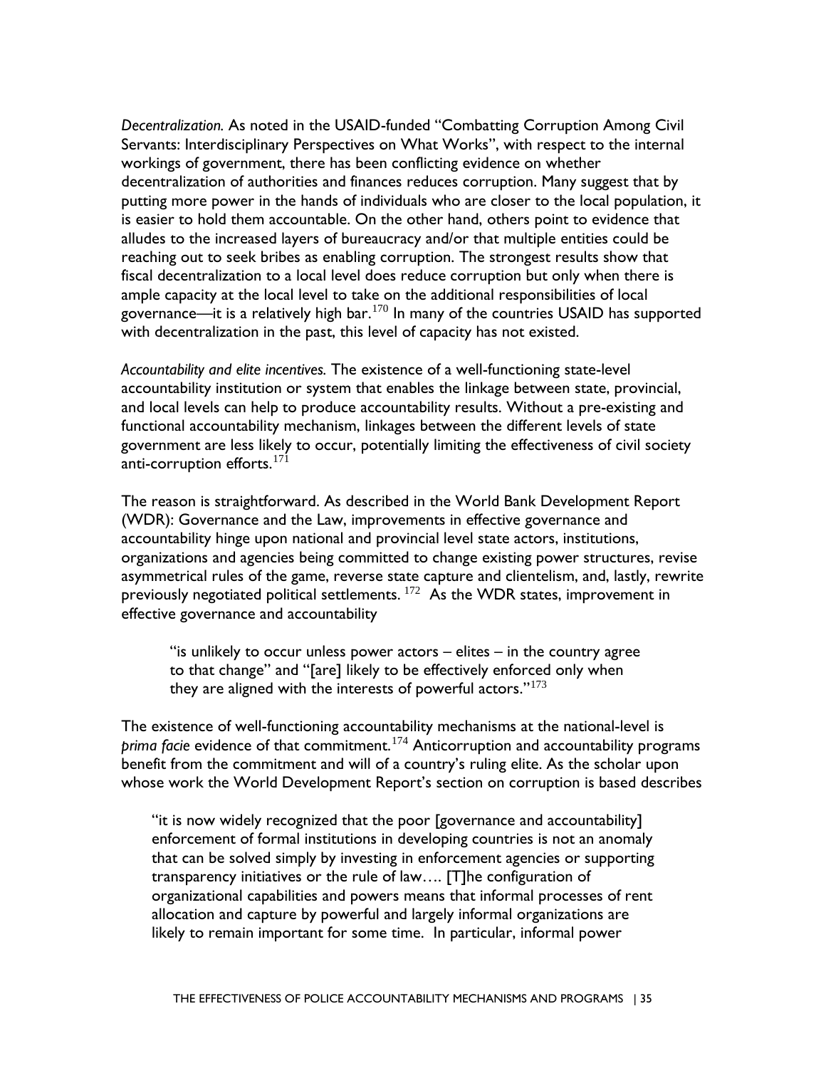*Decentralization.* As noted in the USAID-funded "Combatting Corruption Among Civil Servants: Interdisciplinary Perspectives on What Works", with respect to the internal workings of government, there has been conflicting evidence on whether decentralization of authorities and finances reduces corruption. Many suggest that by putting more power in the hands of individuals who are closer to the local population, it is easier to hold them accountable. On the other hand, others point to evidence that alludes to the increased layers of bureaucracy and/or that multiple entities could be reaching out to seek bribes as enabling corruption. The strongest results show that fiscal decentralization to a local level does reduce corruption but only when there is ample capacity at the local level to take on the additional responsibilities of local governance—it is a relatively high bar.[170] In many of the countries USAID has supported with decentralization in the past, this level of capacity has not existed.

*Accountability and elite incentives.* The existence of a well-functioning state-level accountability institution or system that enables the linkage between state, provincial, and local levels can help to produce accountability results. Without a pre-existing and functional accountability mechanism, linkages between the different levels of state government are less likely to occur, potentially limiting the effectiveness of civil society anti-corruption efforts.[171]

The reason is straightforward. As described in the World Bank Development Report (WDR): Governance and the Law, improvements in effective governance and accountability hinge upon national and provincial level state actors, institutions, organizations and agencies being committed to change existing power structures, revise asymmetrical rules of the game, reverse state capture and clientelism, and, lastly, rewrite previously negotiated political settlements. [172] As the WDR states, improvement in effective governance and accountability

> "is unlikely to occur unless power actors – elites – in the country agree to that change" and "[are] likely to be effectively enforced only when they are aligned with the interests of powerful actors."[173]

The existence of well-functioning accountability mechanisms at the national-level is *prima facie* evidence of that commitment.[174] Anticorruption and accountability programs benefit from the commitment and will of a country's ruling elite. As the scholar upon whose work the World Development Report's section on corruption is based describes

> "it is now widely recognized that the poor [governance and accountability] enforcement of formal institutions in developing countries is not an anomaly that can be solved simply by investing in enforcement agencies or supporting transparency initiatives or the rule of law…. [T]he configuration of organizational capabilities and powers means that informal processes of rent allocation and capture by powerful and largely informal organizations are likely to remain important for some time. In particular, informal power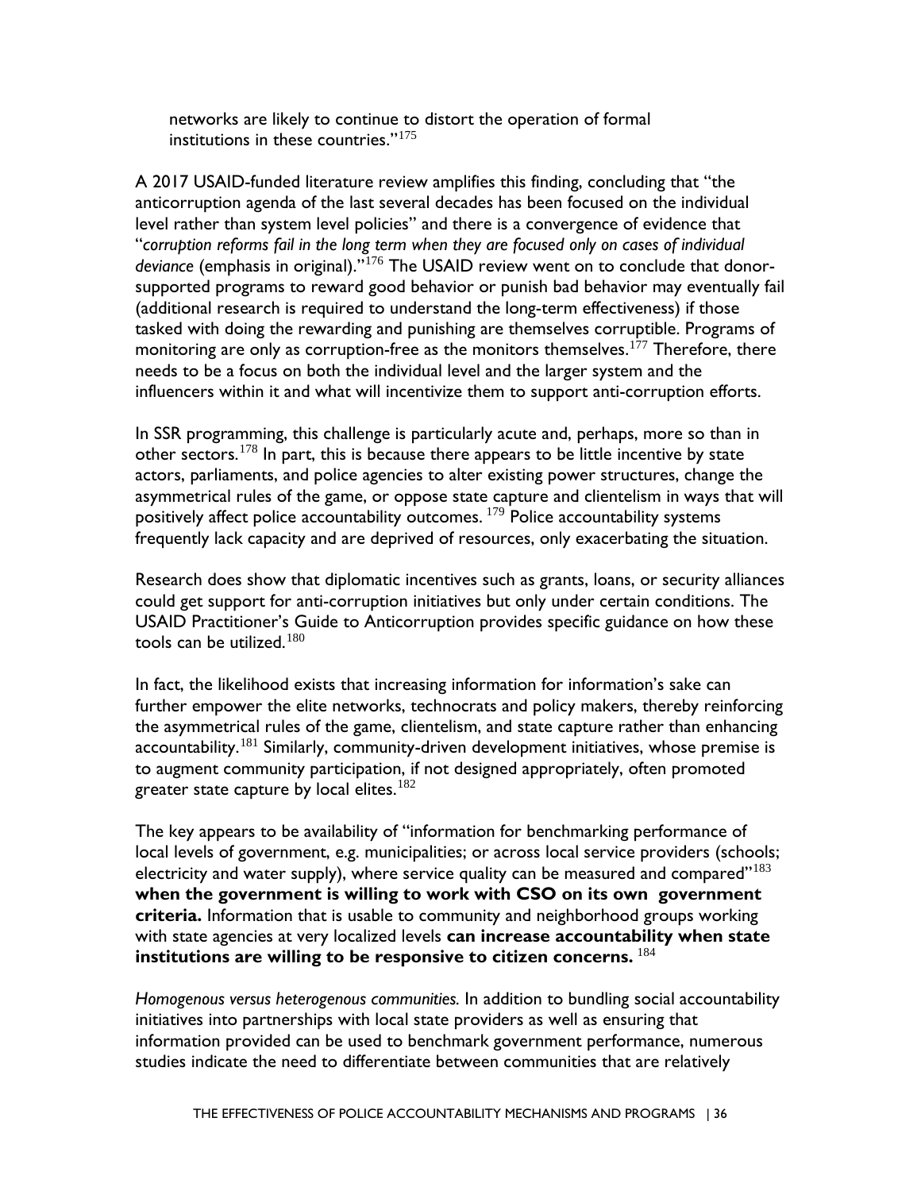networks are likely to continue to distort the operation of formal institutions in these countries."[175]

A 2017 USAID-funded literature review amplifies this finding, concluding that "the anticorruption agenda of the last several decades has been focused on the individual level rather than system level policies" and there is a convergence of evidence that "*corruption reforms fail in the long term when they are focused only on cases of individual deviance* (emphasis in original)."[176] The USAID review went on to conclude that donor-supported programs to reward good behavior or punish bad behavior may eventually fail (additional research is required to understand the long-term effectiveness) if those tasked with doing the rewarding and punishing are themselves corruptible. Programs of monitoring are only as corruption-free as the monitors themselves.[177] Therefore, there needs to be a focus on both the individual level and the larger system and the influencers within it and what will incentivize them to support anti-corruption efforts.

In SSR programming, this challenge is particularly acute and, perhaps, more so than in other sectors.[178] In part, this is because there appears to be little incentive by state actors, parliaments, and police agencies to alter existing power structures, change the asymmetrical rules of the game, or oppose state capture and clientelism in ways that will positively affect police accountability outcomes.[179] Police accountability systems frequently lack capacity and are deprived of resources, only exacerbating the situation.

Research does show that diplomatic incentives such as grants, loans, or security alliances could get support for anti-corruption initiatives but only under certain conditions. The USAID Practitioner's Guide to Anticorruption provides specific guidance on how these tools can be utilized.[180]

In fact, the likelihood exists that increasing information for information's sake can further empower the elite networks, technocrats and policy makers, thereby reinforcing the asymmetrical rules of the game, clientelism, and state capture rather than enhancing accountability.[181] Similarly, community-driven development initiatives, whose premise is to augment community participation, if not designed appropriately, often promoted greater state capture by local elites.[182]

The key appears to be availability of "information for benchmarking performance of local levels of government, e.g. municipalities; or across local service providers (schools; electricity and water supply), where service quality can be measured and compared"[183] **when the government is willing to work with CSO on its own government criteria.** Information that is usable to community and neighborhood groups working with state agencies at very localized levels **can increase accountability when state institutions are willing to be responsive to citizen concerns.**[184]

*Homogenous versus heterogenous communities.* In addition to bundling social accountability initiatives into partnerships with local state providers as well as ensuring that information provided can be used to benchmark government performance, numerous studies indicate the need to differentiate between communities that are relatively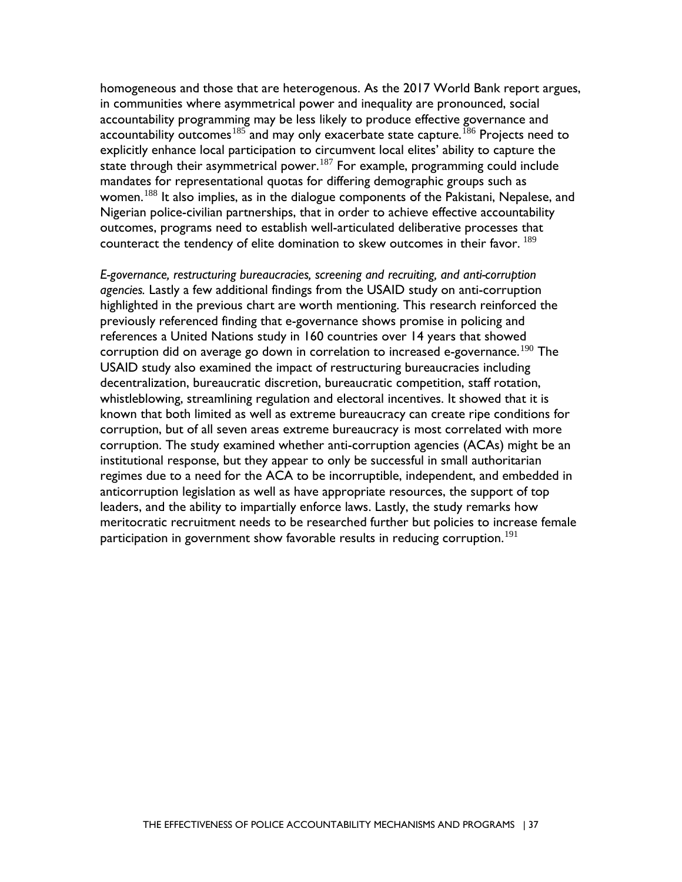homogeneous and those that are heterogenous. As the 2017 World Bank report argues, in communities where asymmetrical power and inequality are pronounced, social accountability programming may be less likely to produce effective governance and accountability outcomes[185] and may only exacerbate state capture.[186] Projects need to explicitly enhance local participation to circumvent local elites' ability to capture the state through their asymmetrical power.[187] For example, programming could include mandates for representational quotas for differing demographic groups such as women.[188] It also implies, as in the dialogue components of the Pakistani, Nepalese, and Nigerian police-civilian partnerships, that in order to achieve effective accountability outcomes, programs need to establish well-articulated deliberative processes that counteract the tendency of elite domination to skew outcomes in their favor.[189]

*E-governance, restructuring bureaucracies, screening and recruiting, and anti-corruption agencies.* Lastly a few additional findings from the USAID study on anti-corruption highlighted in the previous chart are worth mentioning. This research reinforced the previously referenced finding that e-governance shows promise in policing and references a United Nations study in 160 countries over 14 years that showed corruption did on average go down in correlation to increased e-governance.[190] The USAID study also examined the impact of restructuring bureaucracies including decentralization, bureaucratic discretion, bureaucratic competition, staff rotation, whistleblowing, streamlining regulation and electoral incentives. It showed that it is known that both limited as well as extreme bureaucracy can create ripe conditions for corruption, but of all seven areas extreme bureaucracy is most correlated with more corruption. The study examined whether anti-corruption agencies (ACAs) might be an institutional response, but they appear to only be successful in small authoritarian regimes due to a need for the ACA to be incorruptible, independent, and embedded in anticorruption legislation as well as have appropriate resources, the support of top leaders, and the ability to impartially enforce laws. Lastly, the study remarks how meritocratic recruitment needs to be researched further but policies to increase female participation in government show favorable results in reducing corruption.[191]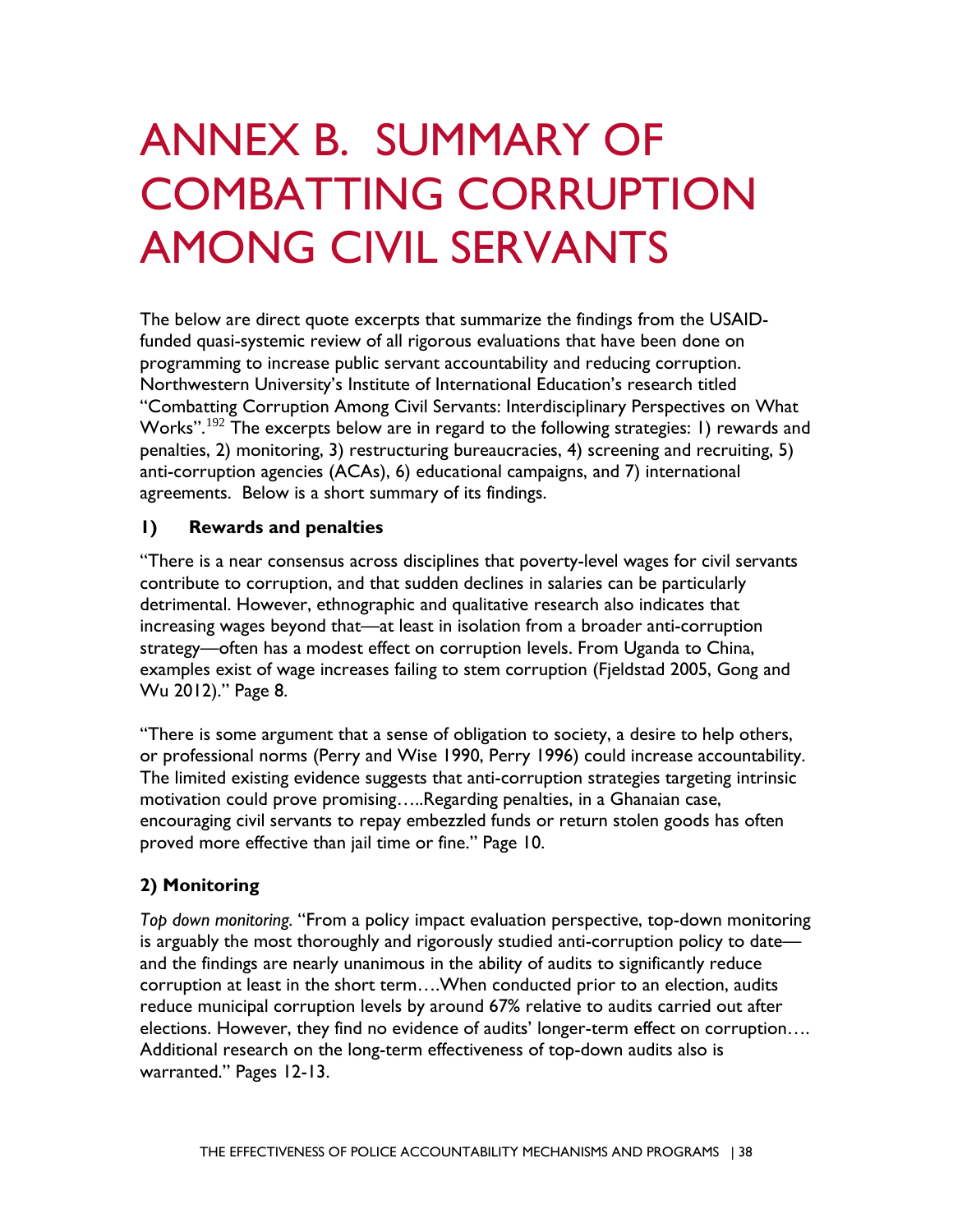# ANNEX B. SUMMARY OF COMBATTING CORRUPTION AMONG CIVIL SERVANTS

The below are direct quote excerpts that summarize the findings from the USAID-funded quasi-systemic review of all rigorous evaluations that have been done on programming to increase public servant accountability and reducing corruption. Northwestern University's Institute of International Education's research titled "Combatting Corruption Among Civil Servants: Interdisciplinary Perspectives on What Works".[192] The excerpts below are in regard to the following strategies: 1) rewards and penalties, 2) monitoring, 3) restructuring bureaucracies, 4) screening and recruiting, 5) anti-corruption agencies (ACAs), 6) educational campaigns, and 7) international agreements. Below is a short summary of its findings.

### 1) Rewards and penalties

"There is a near consensus across disciplines that poverty-level wages for civil servants contribute to corruption, and that sudden declines in salaries can be particularly detrimental. However, ethnographic and qualitative research also indicates that increasing wages beyond that—at least in isolation from a broader anti-corruption strategy—often has a modest effect on corruption levels. From Uganda to China, examples exist of wage increases failing to stem corruption (Fjeldstad 2005, Gong and Wu 2012)." Page 8.

"There is some argument that a sense of obligation to society, a desire to help others, or professional norms (Perry and Wise 1990, Perry 1996) could increase accountability. The limited existing evidence suggests that anti-corruption strategies targeting intrinsic motivation could prove promising…..Regarding penalties, in a Ghanaian case, encouraging civil servants to repay embezzled funds or return stolen goods has often proved more effective than jail time or fine." Page 10.

### 2) Monitoring

*Top down monitoring.* "From a policy impact evaluation perspective, top-down monitoring is arguably the most thoroughly and rigorously studied anti-corruption policy to date—and the findings are nearly unanimous in the ability of audits to significantly reduce corruption at least in the short term….When conducted prior to an election, audits reduce municipal corruption levels by around 67% relative to audits carried out after elections. However, they find no evidence of audits' longer-term effect on corruption…. Additional research on the long-term effectiveness of top-down audits also is warranted." Pages 12-13.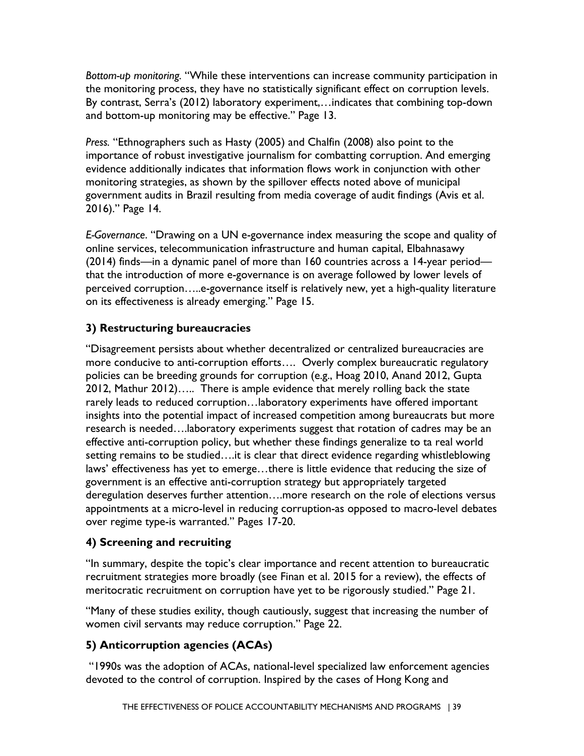*Bottom-up monitoring*. "While these interventions can increase community participation in the monitoring process, they have no statistically significant effect on corruption levels. By contrast, Serra's (2012) laboratory experiment,…indicates that combining top-down and bottom-up monitoring may be effective." Page 13.

*Press.* "Ethnographers such as Hasty (2005) and Chalfin (2008) also point to the importance of robust investigative journalism for combatting corruption. And emerging evidence additionally indicates that information flows work in conjunction with other monitoring strategies, as shown by the spillover effects noted above of municipal government audits in Brazil resulting from media coverage of audit findings (Avis et al. 2016)." Page 14.

*E-Governance*. "Drawing on a UN e-governance index measuring the scope and quality of online services, telecommunication infrastructure and human capital, Elbahnasawy (2014) finds—in a dynamic panel of more than 160 countries across a 14-year period—that the introduction of more e-governance is on average followed by lower levels of perceived corruption…..e-governance itself is relatively new, yet a high-quality literature on its effectiveness is already emerging." Page 15.

### 3) Restructuring bureaucracies

"Disagreement persists about whether decentralized or centralized bureaucracies are more conducive to anti-corruption efforts…. Overly complex bureaucratic regulatory policies can be breeding grounds for corruption (e.g., Hoag 2010, Anand 2012, Gupta 2012, Mathur 2012)….. There is ample evidence that merely rolling back the state rarely leads to reduced corruption…laboratory experiments have offered important insights into the potential impact of increased competition among bureaucrats but more research is needed….laboratory experiments suggest that rotation of cadres may be an effective anti-corruption policy, but whether these findings generalize to ta real world setting remains to be studied….it is clear that direct evidence regarding whistleblowing laws' effectiveness has yet to emerge…there is little evidence that reducing the size of government is an effective anti-corruption strategy but appropriately targeted deregulation deserves further attention….more research on the role of elections versus appointments at a micro-level in reducing corruption-as opposed to macro-level debates over regime type-is warranted." Pages 17-20.

### 4) Screening and recruiting

"In summary, despite the topic's clear importance and recent attention to bureaucratic recruitment strategies more broadly (see Finan et al. 2015 for a review), the effects of meritocratic recruitment on corruption have yet to be rigorously studied." Page 21.

"Many of these studies exility, though cautiously, suggest that increasing the number of women civil servants may reduce corruption." Page 22.

### 5) Anticorruption agencies (ACAs)

"1990s was the adoption of ACAs, national-level specialized law enforcement agencies devoted to the control of corruption. Inspired by the cases of Hong Kong and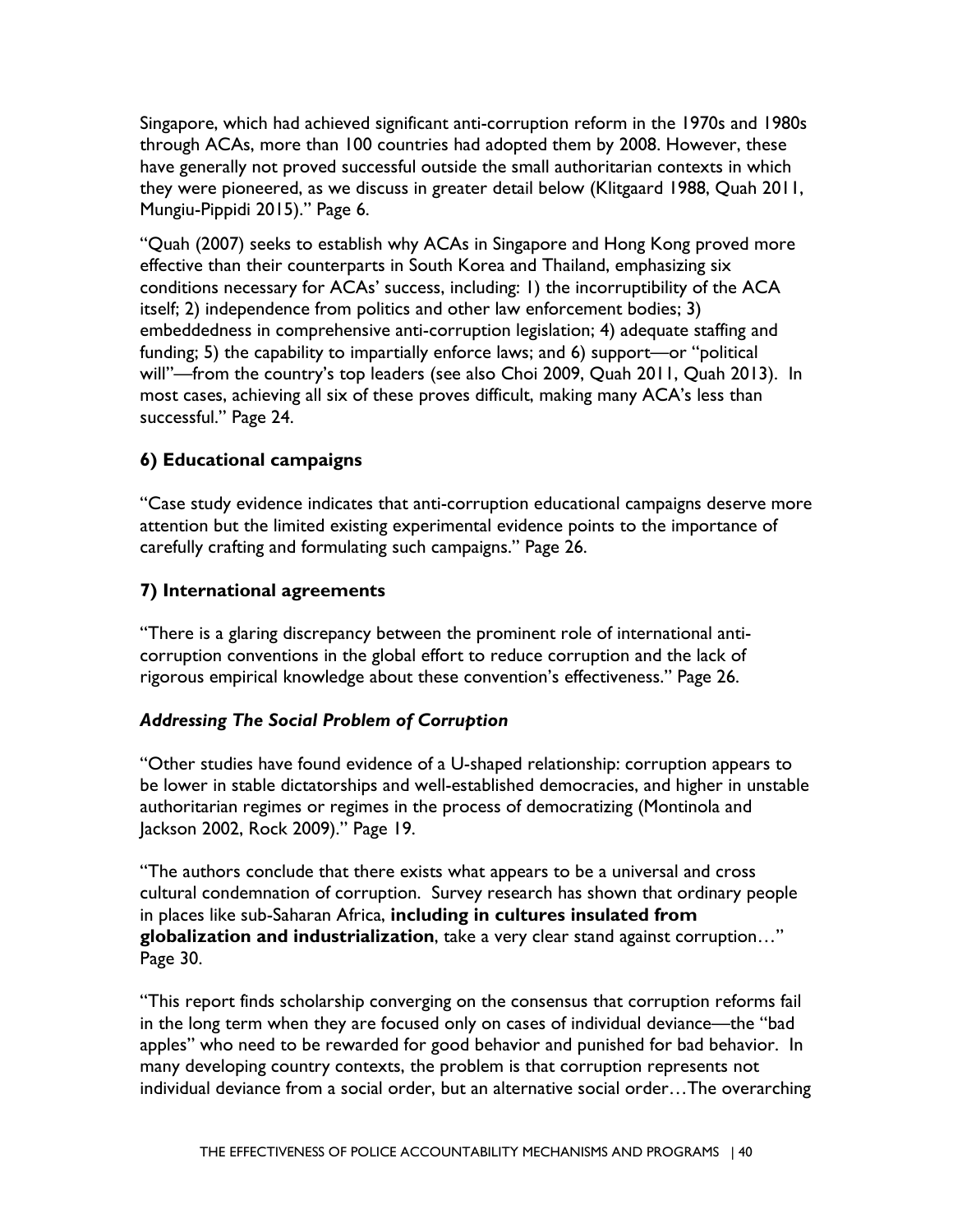Singapore, which had achieved significant anti-corruption reform in the 1970s and 1980s through ACAs, more than 100 countries had adopted them by 2008. However, these have generally not proved successful outside the small authoritarian contexts in which they were pioneered, as we discuss in greater detail below (Klitgaard 1988, Quah 2011, Mungiu-Pippidi 2015)." Page 6.

"Quah (2007) seeks to establish why ACAs in Singapore and Hong Kong proved more effective than their counterparts in South Korea and Thailand, emphasizing six conditions necessary for ACAs' success, including: 1) the incorruptibility of the ACA itself; 2) independence from politics and other law enforcement bodies; 3) embeddedness in comprehensive anti-corruption legislation; 4) adequate staffing and funding; 5) the capability to impartially enforce laws; and 6) support—or "political will"—from the country's top leaders (see also Choi 2009, Quah 2011, Quah 2013). In most cases, achieving all six of these proves difficult, making many ACA's less than successful." Page 24.

### 6) Educational campaigns

"Case study evidence indicates that anti-corruption educational campaigns deserve more attention but the limited existing experimental evidence points to the importance of carefully crafting and formulating such campaigns." Page 26.

### 7) International agreements

"There is a glaring discrepancy between the prominent role of international anti-corruption conventions in the global effort to reduce corruption and the lack of rigorous empirical knowledge about these convention's effectiveness." Page 26.

### *Addressing The Social Problem of Corruption*

"Other studies have found evidence of a U-shaped relationship: corruption appears to be lower in stable dictatorships and well-established democracies, and higher in unstable authoritarian regimes or regimes in the process of democratizing (Montinola and Jackson 2002, Rock 2009)." Page 19.

"The authors conclude that there exists what appears to be a universal and cross cultural condemnation of corruption. Survey research has shown that ordinary people in places like sub-Saharan Africa, **including in cultures insulated from globalization and industrialization**, take a very clear stand against corruption…" Page 30.

"This report finds scholarship converging on the consensus that corruption reforms fail in the long term when they are focused only on cases of individual deviance—the "bad apples" who need to be rewarded for good behavior and punished for bad behavior. In many developing country contexts, the problem is that corruption represents not individual deviance from a social order, but an alternative social order…The overarching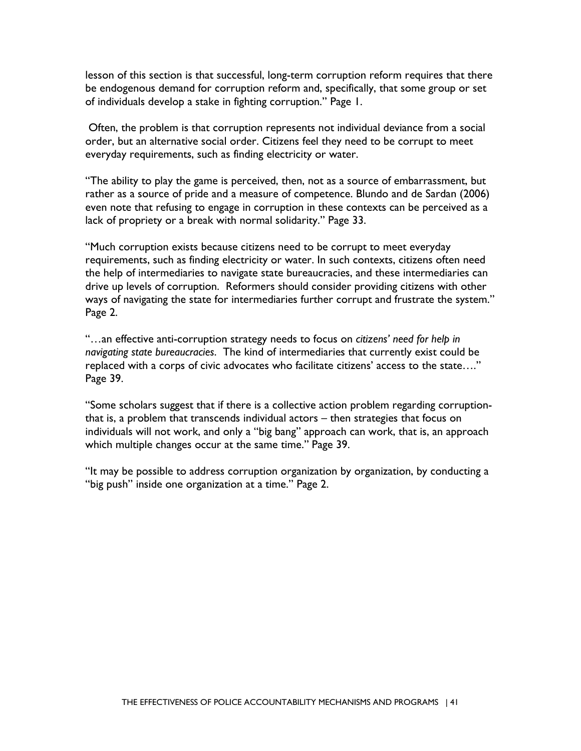lesson of this section is that successful, long-term corruption reform requires that there be endogenous demand for corruption reform and, specifically, that some group or set of individuals develop a stake in fighting corruption." Page 1.

Often, the problem is that corruption represents not individual deviance from a social order, but an alternative social order. Citizens feel they need to be corrupt to meet everyday requirements, such as finding electricity or water.

"The ability to play the game is perceived, then, not as a source of embarrassment, but rather as a source of pride and a measure of competence. Blundo and de Sardan (2006) even note that refusing to engage in corruption in these contexts can be perceived as a lack of propriety or a break with normal solidarity." Page 33.

"Much corruption exists because citizens need to be corrupt to meet everyday requirements, such as finding electricity or water. In such contexts, citizens often need the help of intermediaries to navigate state bureaucracies, and these intermediaries can drive up levels of corruption. Reformers should consider providing citizens with other ways of navigating the state for intermediaries further corrupt and frustrate the system." Page 2.

"…an effective anti-corruption strategy needs to focus on *citizens' need for help in navigating state bureaucracies.* The kind of intermediaries that currently exist could be replaced with a corps of civic advocates who facilitate citizens' access to the state…." Page 39.

"Some scholars suggest that if there is a collective action problem regarding corruption-that is, a problem that transcends individual actors – then strategies that focus on individuals will not work, and only a "big bang" approach can work, that is, an approach which multiple changes occur at the same time." Page 39.

"It may be possible to address corruption organization by organization, by conducting a "big push" inside one organization at a time." Page 2.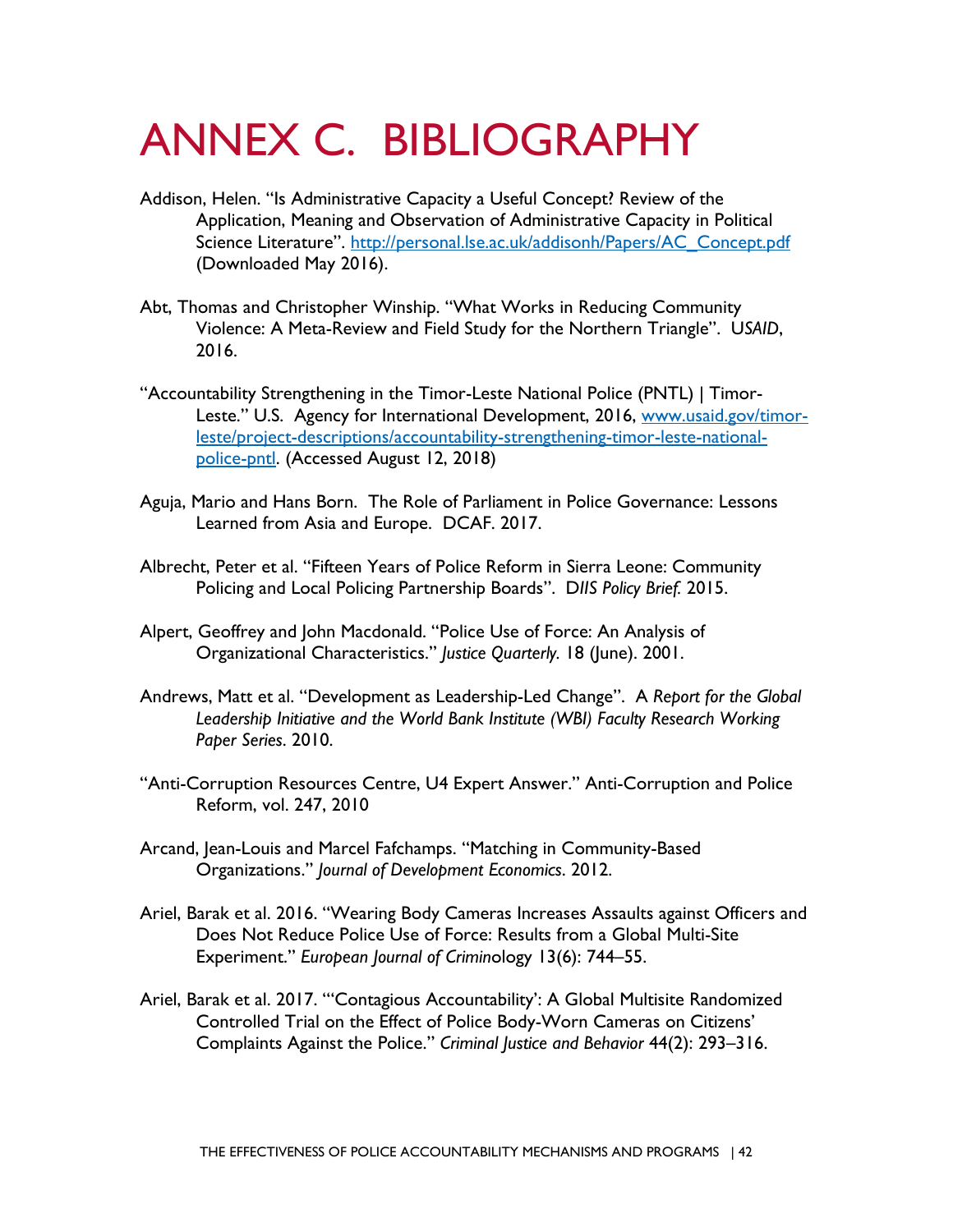# ANNEX C. BIBLIOGRAPHY

Addison, Helen. "Is Administrative Capacity a Useful Concept? Review of the Application, Meaning and Observation of Administrative Capacity in Political Science Literature". http://personal.lse.ac.uk/addisonh/Papers/AC_Concept.pdf (Downloaded May 2016).

Abt, Thomas and Christopher Winship. "What Works in Reducing Community Violence: A Meta-Review and Field Study for the Northern Triangle". U*SAID*, 2016.

"Accountability Strengthening in the Timor-Leste National Police (PNTL) | Timor-Leste." U.S. Agency for International Development, 2016, www.usaid.gov/timor-leste/project-descriptions/accountability-strengthening-timor-leste-national-police-pntl. (Accessed August 12, 2018)

Aguja, Mario and Hans Born. The Role of Parliament in Police Governance: Lessons Learned from Asia and Europe. DCAF. 2017.

Albrecht, Peter et al. "Fifteen Years of Police Reform in Sierra Leone: Community Policing and Local Policing Partnership Boards". D*IIS Policy Brief.* 2015.

Alpert, Geoffrey and John Macdonald. "Police Use of Force: An Analysis of Organizational Characteristics." *Justice Quarterly.* 18 (June). 2001.

Andrews, Matt et al. "Development as Leadership-Led Change". A *Report for the Global Leadership Initiative and the World Bank Institute (WBI) Faculty Research Working Paper Series*. 2010.

"Anti-Corruption Resources Centre, U4 Expert Answer." Anti-Corruption and Police Reform, vol. 247, 2010

Arcand, Jean-Louis and Marcel Fafchamps. "Matching in Community-Based Organizations." *Journal of Development Economics*. 2012.

Ariel, Barak et al. 2016. "Wearing Body Cameras Increases Assaults against Officers and Does Not Reduce Police Use of Force: Results from a Global Multi-Site Experiment." *European Journal of Crimino*logy 13(6): 744–55.

Ariel, Barak et al. 2017. "'Contagious Accountability': A Global Multisite Randomized Controlled Trial on the Effect of Police Body-Worn Cameras on Citizens' Complaints Against the Police." *Criminal Justice and Behavior* 44(2): 293–316.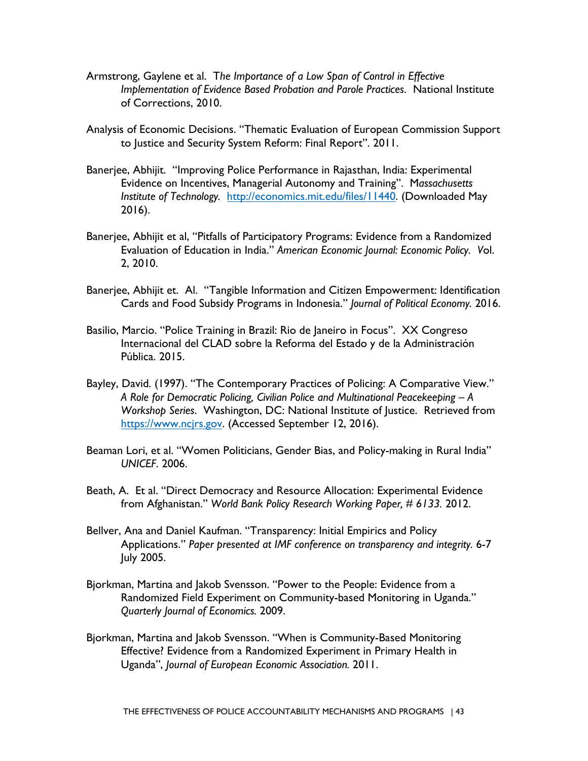Armstrong, Gaylene et al. T*he Importance of a Low Span of Control in Effective Implementation of Evidence Based Probation and Parole Practices*. National Institute of Corrections, 2010.

Analysis of Economic Decisions. "Thematic Evaluation of European Commission Support to Justice and Security System Reform: Final Report". 2011.

Banerjee, Abhijit. "Improving Police Performance in Rajasthan, India: Experimental Evidence on Incentives, Managerial Autonomy and Training". M*assachusetts Institute of Technology.* http://economics.mit.edu/files/11440. (Downloaded May 2016).

Banerjee, Abhijit et al, "Pitfalls of Participatory Programs: Evidence from a Randomized Evaluation of Education in India." *American Economic Journal: Economic Policy. V*ol. 2, 2010.

Banerjee, Abhijit et. Al. "Tangible Information and Citizen Empowerment: Identification Cards and Food Subsidy Programs in Indonesia." *Journal of Political Economy.* 2016.

Basilio, Marcio. "Police Training in Brazil: Rio de Janeiro in Focus". XX Congreso Internacional del CLAD sobre la Reforma del Estado y de la Administración Pública. 2015.

Bayley, David. (1997). "The Contemporary Practices of Policing: A Comparative View." *A Role for Democratic Policing, Civilian Police and Multinational Peacekeeping – A Workshop Series*. Washington, DC: National Institute of Justice. Retrieved from https://www.ncjrs.gov. (Accessed September 12, 2016).

Beaman Lori, et al. "Women Politicians, Gender Bias, and Policy-making in Rural India" *UNICEF*. 2006.

Beath, A. Et al. "Direct Democracy and Resource Allocation: Experimental Evidence from Afghanistan." *World Bank Policy Research Working Paper, # 6133.* 2012.

Bellver, Ana and Daniel Kaufman. "Transparency: Initial Empirics and Policy Applications." *Paper presented at IMF conference on transparency and integrity.* 6-7 July 2005.

Bjorkman, Martina and Jakob Svensson. "Power to the People: Evidence from a Randomized Field Experiment on Community-based Monitoring in Uganda." *Quarterly Journal of Economics.* 2009.

Bjorkman, Martina and Jakob Svensson. "When is Community-Based Monitoring Effective? Evidence from a Randomized Experiment in Primary Health in Uganda", *Journal of European Economic Association.* 2011.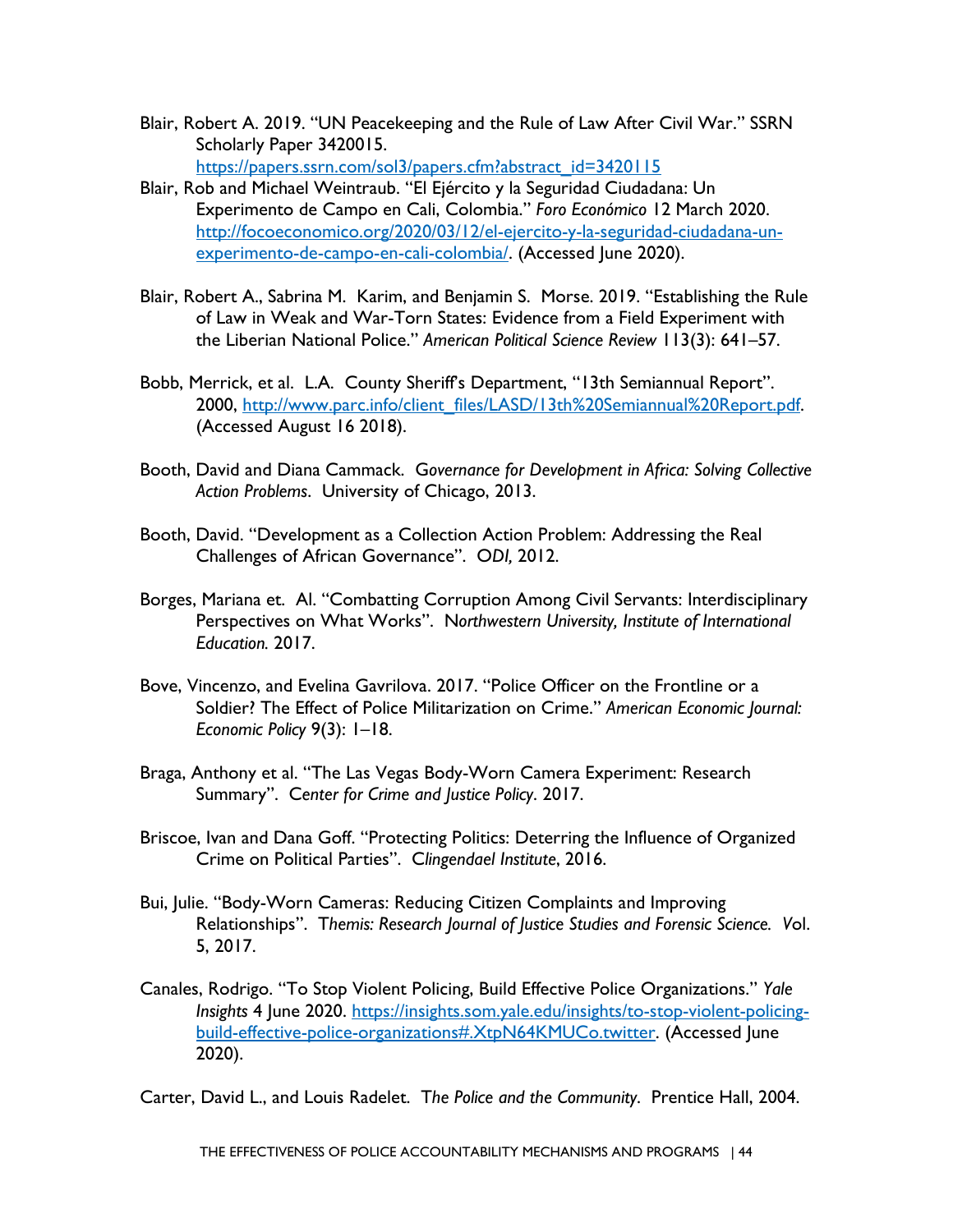Blair, Robert A. 2019. "UN Peacekeeping and the Rule of Law After Civil War." SSRN Scholarly Paper 3420015. https://papers.ssrn.com/sol3/papers.cfm?abstract_id=3420115

Blair, Rob and Michael Weintraub. "El Ejército y la Seguridad Ciudadana: Un Experimento de Campo en Cali, Colombia." *Foro Económico* 12 March 2020. http://focoeconomico.org/2020/03/12/el-ejercito-y-la-seguridad-ciudadana-un-experimento-de-campo-en-cali-colombia/. (Accessed June 2020).

Blair, Robert A., Sabrina M. Karim, and Benjamin S. Morse. 2019. "Establishing the Rule of Law in Weak and War-Torn States: Evidence from a Field Experiment with the Liberian National Police." *American Political Science Review* 113(3): 641–57.

Bobb, Merrick, et al. L.A. County Sheriff's Department, "13th Semiannual Report". 2000, http://www.parc.info/client_files/LASD/13th%20Semiannual%20Report.pdf. (Accessed August 16 2018).

Booth, David and Diana Cammack. *Governance for Development in Africa: Solving Collective Action Problems*. University of Chicago, 2013.

Booth, David. "Development as a Collection Action Problem: Addressing the Real Challenges of African Governance". *ODI,* 2012.

Borges, Mariana et. Al. "Combatting Corruption Among Civil Servants: Interdisciplinary Perspectives on What Works". *Northwestern University, Institute of International Education.* 2017.

Bove, Vincenzo, and Evelina Gavrilova. 2017. "Police Officer on the Frontline or a Soldier? The Effect of Police Militarization on Crime." *American Economic Journal: Economic Policy* 9(3): 1–18.

Braga, Anthony et al. "The Las Vegas Body-Worn Camera Experiment: Research Summary". *Center for Crime and Justice Policy*. 2017.

Briscoe, Ivan and Dana Goff. "Protecting Politics: Deterring the Influence of Organized Crime on Political Parties". *Clingendael Institute*, 2016.

Bui, Julie. "Body-Worn Cameras: Reducing Citizen Complaints and Improving Relationships". *Themis: Research Journal of Justice Studies and Forensic Science. Vol.* 5, 2017.

Canales, Rodrigo. "To Stop Violent Policing, Build Effective Police Organizations." *Yale Insights* 4 June 2020. https://insights.som.yale.edu/insights/to-stop-violent-policing-build-effective-police-organizations#.XtpN64KMUCo.twitter. (Accessed June 2020).

Carter, David L., and Louis Radelet. *The Police and the Community*. Prentice Hall, 2004.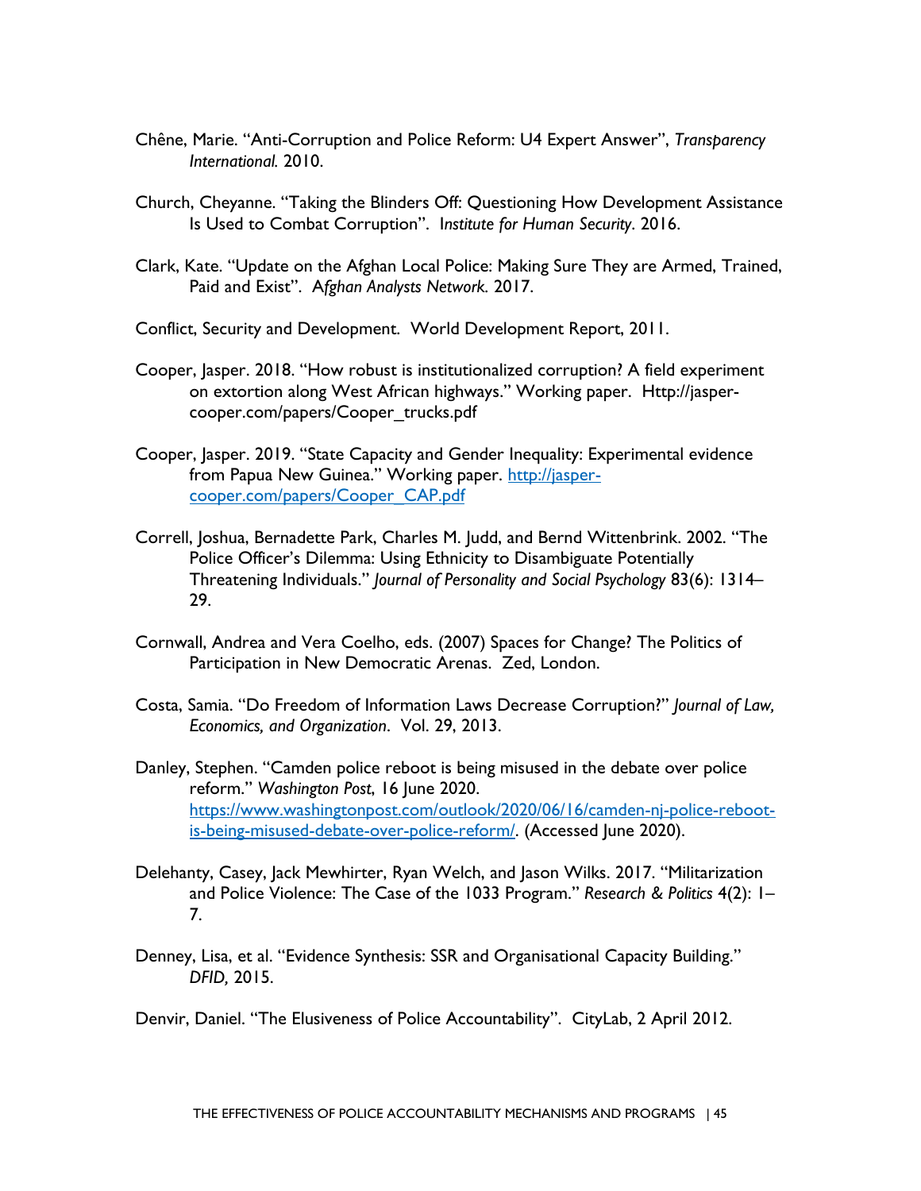Chêne, Marie. "Anti-Corruption and Police Reform: U4 Expert Answer", *Transparency International.* 2010.

Church, Cheyanne. "Taking the Blinders Off: Questioning How Development Assistance Is Used to Combat Corruption". I*nstitute for Human Security*. 2016.

Clark, Kate. "Update on the Afghan Local Police: Making Sure They are Armed, Trained, Paid and Exist". A*fghan Analysts Network.* 2017.

Conflict, Security and Development. World Development Report, 2011.

Cooper, Jasper. 2018. "How robust is institutionalized corruption? A field experiment on extortion along West African highways." Working paper. Http://jasper-cooper.com/papers/Cooper_trucks.pdf

Cooper, Jasper. 2019. "State Capacity and Gender Inequality: Experimental evidence from Papua New Guinea." Working paper. [http://jasper-cooper.com/papers/Cooper_CAP.pdf](http://jasper-cooper.com/papers/Cooper_CAP.pdf)

Correll, Joshua, Bernadette Park, Charles M. Judd, and Bernd Wittenbrink. 2002. "The Police Officer's Dilemma: Using Ethnicity to Disambiguate Potentially Threatening Individuals." *Journal of Personality and Social Psychology* 83(6): 1314–29.

Cornwall, Andrea and Vera Coelho, eds. (2007) Spaces for Change? The Politics of Participation in New Democratic Arenas. Zed, London.

Costa, Samia. "Do Freedom of Information Laws Decrease Corruption?" *Journal of Law, Economics, and Organization*. Vol. 29, 2013.

Danley, Stephen. "Camden police reboot is being misused in the debate over police reform." *Washington Post*, 16 June 2020. [https://www.washingtonpost.com/outlook/2020/06/16/camden-nj-police-reboot-is-being-misused-debate-over-police-reform/](https://www.washingtonpost.com/outlook/2020/06/16/camden-nj-police-reboot-is-being-misused-debate-over-police-reform/). (Accessed June 2020).

Delehanty, Casey, Jack Mewhirter, Ryan Welch, and Jason Wilks. 2017. "Militarization and Police Violence: The Case of the 1033 Program." *Research & Politics* 4(2): 1–7.

Denney, Lisa, et al. "Evidence Synthesis: SSR and Organisational Capacity Building." *DFID,* 2015.

Denvir, Daniel. "The Elusiveness of Police Accountability". CityLab, 2 April 2012.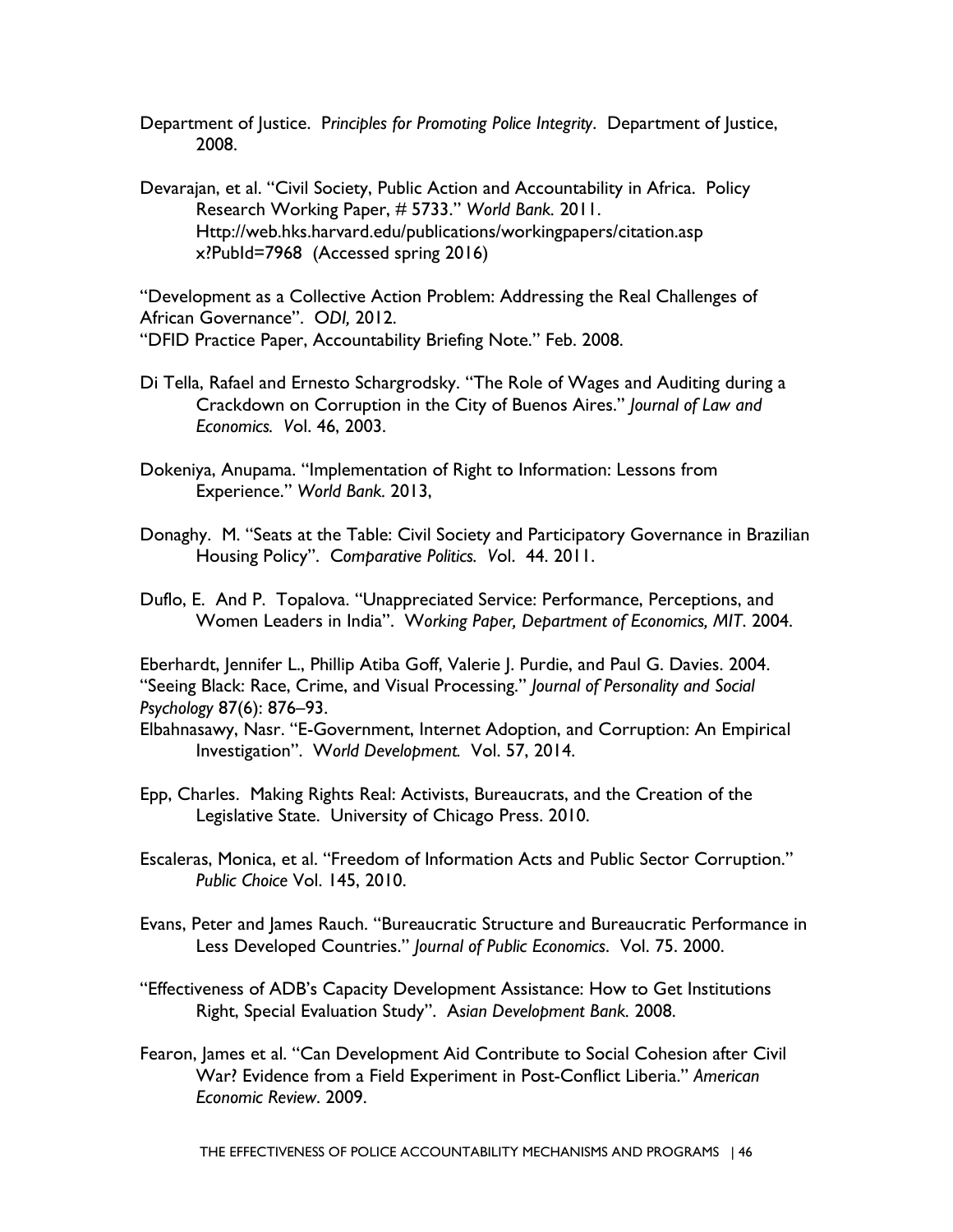Department of Justice. *Principles for Promoting Police Integrity*. Department of Justice, 2008.

Devarajan, et al. "Civil Society, Public Action and Accountability in Africa. Policy Research Working Paper, # 5733." *World Bank*. 2011. Http://web.hks.harvard.edu/publications/workingpapers/citation.aspx?PubId=7968 (Accessed spring 2016)

"Development as a Collective Action Problem: Addressing the Real Challenges of African Governance". *ODI*, 2012.

"DFID Practice Paper, Accountability Briefing Note." Feb. 2008.

Di Tella, Rafael and Ernesto Schargrodsky. "The Role of Wages and Auditing during a Crackdown on Corruption in the City of Buenos Aires." *Journal of Law and Economics*. Vol. 46, 2003.

Dokeniya, Anupama. "Implementation of Right to Information: Lessons from Experience." *World Bank*. 2013,

Donaghy. M. "Seats at the Table: Civil Society and Participatory Governance in Brazilian Housing Policy". *Comparative Politics*. Vol. 44. 2011.

Duflo, E. And P. Topalova. "Unappreciated Service: Performance, Perceptions, and Women Leaders in India". *Working Paper, Department of Economics, MIT*. 2004.

Eberhardt, Jennifer L., Phillip Atiba Goff, Valerie J. Purdie, and Paul G. Davies. 2004. "Seeing Black: Race, Crime, and Visual Processing." *Journal of Personality and Social Psychology* 87(6): 876–93.

Elbahnasawy, Nasr. "E-Government, Internet Adoption, and Corruption: An Empirical Investigation". *World Development*. Vol. 57, 2014.

Epp, Charles. Making Rights Real: Activists, Bureaucrats, and the Creation of the Legislative State. University of Chicago Press. 2010.

Escaleras, Monica, et al. "Freedom of Information Acts and Public Sector Corruption." *Public Choice* Vol. 145, 2010.

Evans, Peter and James Rauch. "Bureaucratic Structure and Bureaucratic Performance in Less Developed Countries." *Journal of Public Economics*. Vol. 75. 2000.

"Effectiveness of ADB's Capacity Development Assistance: How to Get Institutions Right, Special Evaluation Study". *Asian Development Bank*. 2008.

Fearon, James et al. "Can Development Aid Contribute to Social Cohesion after Civil War? Evidence from a Field Experiment in Post-Conflict Liberia." *American Economic Review*. 2009.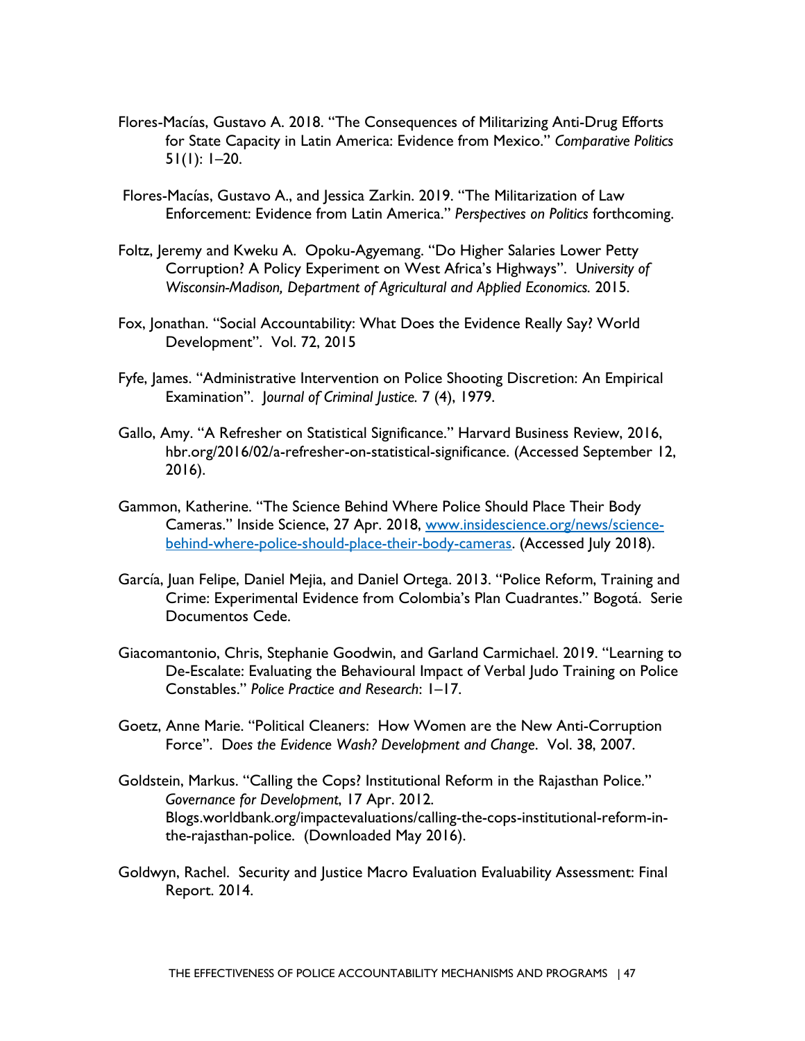Flores-Macías, Gustavo A. 2018. "The Consequences of Militarizing Anti-Drug Efforts for State Capacity in Latin America: Evidence from Mexico." *Comparative Politics* 51(1): 1–20.

Flores-Macías, Gustavo A., and Jessica Zarkin. 2019. "The Militarization of Law Enforcement: Evidence from Latin America." *Perspectives on Politics* forthcoming.

Foltz, Jeremy and Kweku A. Opoku-Agyemang. "Do Higher Salaries Lower Petty Corruption? A Policy Experiment on West Africa's Highways". U*niversity of Wisconsin-Madison, Department of Agricultural and Applied Economics.* 2015.

Fox, Jonathan. "Social Accountability: What Does the Evidence Really Say? World Development". Vol. 72, 2015

Fyfe, James. "Administrative Intervention on Police Shooting Discretion: An Empirical Examination". J*ournal of Criminal Justice.* 7 (4), 1979.

Gallo, Amy. "A Refresher on Statistical Significance." Harvard Business Review, 2016, hbr.org/2016/02/a-refresher-on-statistical-significance. (Accessed September 12, 2016).

Gammon, Katherine. "The Science Behind Where Police Should Place Their Body Cameras." Inside Science, 27 Apr. 2018, [www.insidescience.org/news/science-behind-where-police-should-place-their-body-cameras](www.insidescience.org/news/science-behind-where-police-should-place-their-body-cameras). (Accessed July 2018).

García, Juan Felipe, Daniel Mejia, and Daniel Ortega. 2013. "Police Reform, Training and Crime: Experimental Evidence from Colombia's Plan Cuadrantes." Bogotá. Serie Documentos Cede.

Giacomantonio, Chris, Stephanie Goodwin, and Garland Carmichael. 2019. "Learning to De-Escalate: Evaluating the Behavioural Impact of Verbal Judo Training on Police Constables." *Police Practice and Research*: 1–17.

Goetz, Anne Marie. "Political Cleaners: How Women are the New Anti-Corruption Force". *Does the Evidence Wash? Development and Change*. Vol. 38, 2007.

Goldstein, Markus. "Calling the Cops? Institutional Reform in the Rajasthan Police." *Governance for Development*, 17 Apr. 2012. Blogs.worldbank.org/impactevaluations/calling-the-cops-institutional-reform-in-the-rajasthan-police. (Downloaded May 2016).

Goldwyn, Rachel. Security and Justice Macro Evaluation Evaluability Assessment: Final Report. 2014.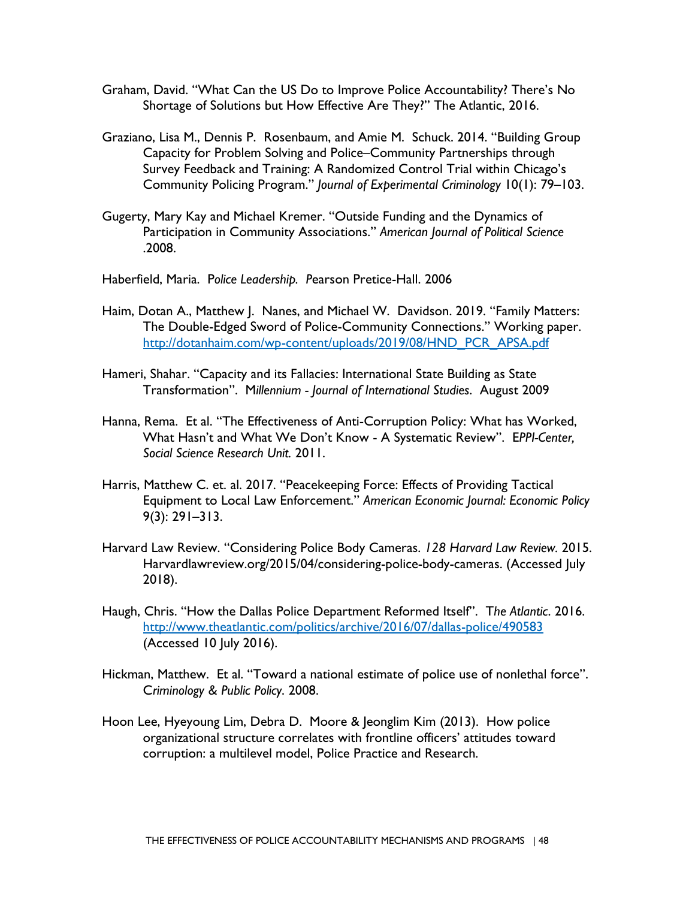Graham, David. "What Can the US Do to Improve Police Accountability? There's No Shortage of Solutions but How Effective Are They?" The Atlantic, 2016.

Graziano, Lisa M., Dennis P. Rosenbaum, and Amie M. Schuck. 2014. "Building Group Capacity for Problem Solving and Police–Community Partnerships through Survey Feedback and Training: A Randomized Control Trial within Chicago's Community Policing Program." *Journal of Experimental Criminology* 10(1): 79–103.

Gugerty, Mary Kay and Michael Kremer. "Outside Funding and the Dynamics of Participation in Community Associations." *American Journal of Political Science* .2008.

Haberfield, Maria. P*olice Leadership.* Pearson Pretice-Hall. 2006

Haim, Dotan A., Matthew J. Nanes, and Michael W. Davidson. 2019. "Family Matters: The Double-Edged Sword of Police-Community Connections." Working paper. http://dotanhaim.com/wp-content/uploads/2019/08/HND_PCR_APSA.pdf

Hameri, Shahar. "Capacity and its Fallacies: International State Building as State Transformation". M*illennium - Journal of International Studies*. August 2009

Hanna, Rema. Et al. "The Effectiveness of Anti-Corruption Policy: What has Worked, What Hasn't and What We Don't Know - A Systematic Review". E*PPI-Center, Social Science Research Unit.* 2011.

Harris, Matthew C. et. al. 2017. "Peacekeeping Force: Effects of Providing Tactical Equipment to Local Law Enforcement." *American Economic Journal: Economic Policy* 9(3): 291–313.

Harvard Law Review. "Considering Police Body Cameras. *128 Harvard Law Review*. 2015. Harvardlawreview.org/2015/04/considering-police-body-cameras. (Accessed July 2018).

Haugh, Chris. "How the Dallas Police Department Reformed Itself". T*he Atlantic*. 2016. http://www.theatlantic.com/politics/archive/2016/07/dallas-police/490583 (Accessed 10 July 2016).

Hickman, Matthew. Et al. "Toward a national estimate of police use of nonlethal force". C*riminology & Public Policy*. 2008.

Hoon Lee, Hyeyoung Lim, Debra D. Moore & Jeonglim Kim (2013). How police organizational structure correlates with frontline officers' attitudes toward corruption: a multilevel model, Police Practice and Research.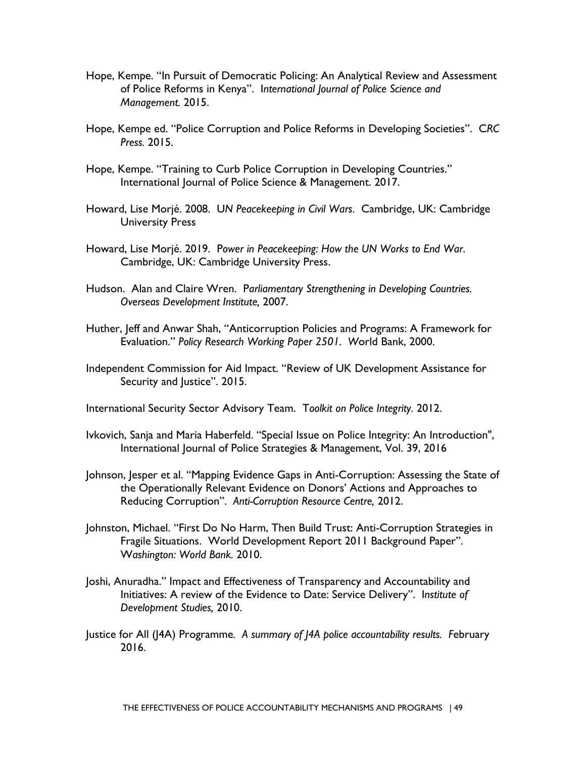Hope, Kempe. "In Pursuit of Democratic Policing: An Analytical Review and Assessment of Police Reforms in Kenya". I*nternational Journal of Police Science and Management.* 2015.

Hope, Kempe ed. "Police Corruption and Police Reforms in Developing Societies". C*RC Press.* 2015.

Hope, Kempe. "Training to Curb Police Corruption in Developing Countries." International Journal of Police Science & Management. 2017.

Howard, Lise Morjé. 2008. U*N Peacekeeping in Civil Wars*. Cambridge, UK: Cambridge University Press

Howard, Lise Morjé. 2019. P*ower in Peacekeeping: How the UN Works to End War*. Cambridge, UK: Cambridge University Press.

Hudson. Alan and Claire Wren. P*arliamentary Strengthening in Developing Countries. Overseas Development Institute,* 2007.

Huther, Jeff and Anwar Shah, "Anticorruption Policies and Programs: A Framework for Evaluation." *Policy Research Working Paper 2501*. World Bank, 2000.

Independent Commission for Aid Impact. "Review of UK Development Assistance for Security and Justice". 2015.

International Security Sector Advisory Team. T*oolkit on Police Integrity*. 2012.

Ivkovich, Sanja and Maria Haberfeld. "Special Issue on Police Integrity: An Introduction", International Journal of Police Strategies & Management, Vol. 39, 2016

Johnson, Jesper et al. "Mapping Evidence Gaps in Anti-Corruption: Assessing the State of the Operationally Relevant Evidence on Donors' Actions and Approaches to Reducing Corruption". *Anti-Corruption Resource Centre,* 2012.

Johnston, Michael. "First Do No Harm, Then Build Trust: Anti-Corruption Strategies in Fragile Situations. World Development Report 2011 Background Paper". W*ashington: World Bank*. 2010.

Joshi, Anuradha." Impact and Effectiveness of Transparency and Accountability and Initiatives: A review of the Evidence to Date: Service Delivery". I*nstitute of Development Studies,* 2010.

Justice for All (J4A) Programme*. A summary of J4A police accountability results.* February 2016.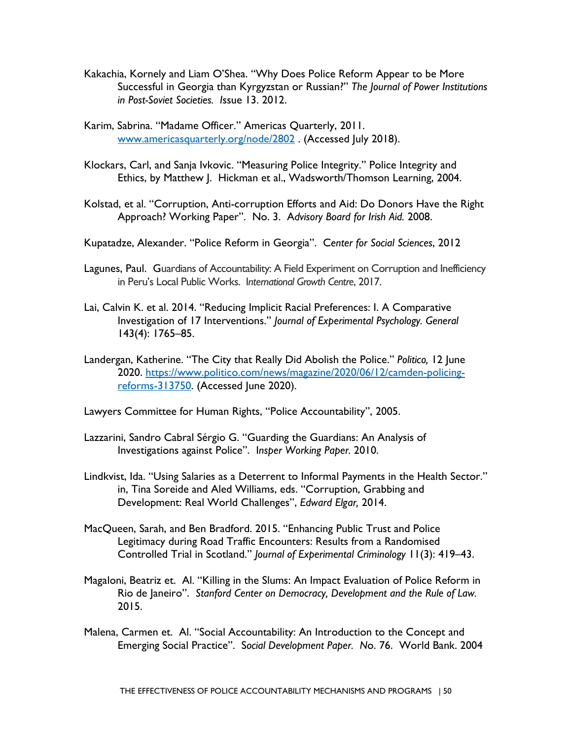Kakachia, Kornely and Liam O'Shea. "Why Does Police Reform Appear to be More Successful in Georgia than Kyrgyzstan or Russian?" *The Journal of Power Institutions in Post-Soviet Societies.* Issue 13. 2012.

Karim, Sabrina. "Madame Officer." Americas Quarterly, 2011. [www.americasquarterly.org/node/2802](www.americasquarterly.org/node/2802) . (Accessed July 2018).

Klockars, Carl, and Sanja Ivkovic. "Measuring Police Integrity." Police Integrity and Ethics, by Matthew J. Hickman et al., Wadsworth/Thomson Learning, 2004.

Kolstad, et al. "Corruption, Anti-corruption Efforts and Aid: Do Donors Have the Right Approach? Working Paper". No. 3. *Advisory Board for Irish Aid.* 2008.

Kupatadze, Alexander. "Police Reform in Georgia". *Center for Social Sciences*, 2012

Lagunes, Paul. Guardians of Accountability: A Field Experiment on Corruption and Inefficiency in Peru's Local Public Works. *International Growth Centre*, 2017.

Lai, Calvin K. et al. 2014. "Reducing Implicit Racial Preferences: I. A Comparative Investigation of 17 Interventions." *Journal of Experimental Psychology. General* 143(4): 1765–85.

Landergan, Katherine. "The City that Really Did Abolish the Police." *Politico,* 12 June 2020. [https://www.politico.com/news/magazine/2020/06/12/camden-policing-reforms-313750](https://www.politico.com/news/magazine/2020/06/12/camden-policing-reforms-313750). (Accessed June 2020).

Lawyers Committee for Human Rights, "Police Accountability", 2005.

Lazzarini, Sandro Cabral Sérgio G. "Guarding the Guardians: An Analysis of Investigations against Police". *Insper Working Paper.* 2010.

Lindkvist, Ida. "Using Salaries as a Deterrent to Informal Payments in the Health Sector." in, Tina Soreide and Aled Williams, eds. "Corruption, Grabbing and Development: Real World Challenges", *Edward Elgar,* 2014.

MacQueen, Sarah, and Ben Bradford. 2015. "Enhancing Public Trust and Police Legitimacy during Road Traffic Encounters: Results from a Randomised Controlled Trial in Scotland." *Journal of Experimental Criminology* 11(3): 419–43.

Magaloni, Beatriz et. Al. "Killing in the Slums: An Impact Evaluation of Police Reform in Rio de Janeiro". *Stanford Center on Democracy, Development and the Rule of Law.* 2015.

Malena, Carmen et. Al. "Social Accountability: An Introduction to the Concept and Emerging Social Practice". *Social Development Paper. No.* 76. World Bank. 2004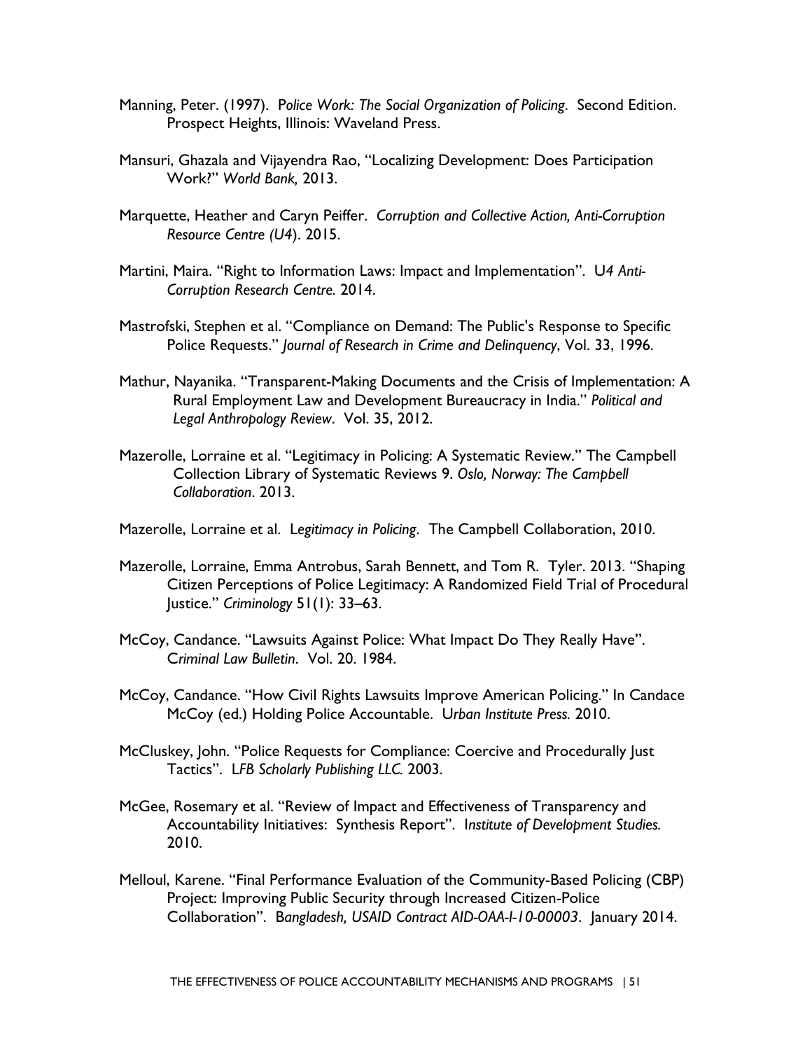Manning, Peter. (1997). *Police Work: The Social Organization of Policing*. Second Edition. Prospect Heights, Illinois: Waveland Press.

Mansuri, Ghazala and Vijayendra Rao, "Localizing Development: Does Participation Work?" *World Bank,* 2013.

Marquette, Heather and Caryn Peiffer. *Corruption and Collective Action, Anti-Corruption Resource Centre (U4*). 2015.

Martini, Maira. "Right to Information Laws: Impact and Implementation". U*4 Anti-Corruption Research Centre.* 2014.

Mastrofski, Stephen et al. "Compliance on Demand: The Public's Response to Specific Police Requests." *Journal of Research in Crime and Delinquency*, Vol. 33, 1996.

Mathur, Nayanika. "Transparent-Making Documents and the Crisis of Implementation: A Rural Employment Law and Development Bureaucracy in India." *Political and Legal Anthropology Review*. Vol. 35, 2012.

Mazerolle, Lorraine et al. "Legitimacy in Policing: A Systematic Review." The Campbell Collection Library of Systematic Reviews 9. *Oslo, Norway: The Campbell Collaboration*. 2013.

Mazerolle, Lorraine et al. L*egitimacy in Policing*. The Campbell Collaboration, 2010.

Mazerolle, Lorraine, Emma Antrobus, Sarah Bennett, and Tom R. Tyler. 2013. "Shaping Citizen Perceptions of Police Legitimacy: A Randomized Field Trial of Procedural Justice." *Criminology* 51(1): 33–63.

McCoy, Candance. "Lawsuits Against Police: What Impact Do They Really Have". C*riminal Law Bulletin*. Vol. 20. 1984.

McCoy, Candance. "How Civil Rights Lawsuits Improve American Policing." In Candace McCoy (ed.) Holding Police Accountable. U*rban Institute Press.* 2010.

McCluskey, John. "Police Requests for Compliance: Coercive and Procedurally Just Tactics". L*FB Scholarly Publishing LLC.* 2003.

McGee, Rosemary et al. "Review of Impact and Effectiveness of Transparency and Accountability Initiatives: Synthesis Report". I*nstitute of Development Studies.* 2010.

Melloul, Karene. "Final Performance Evaluation of the Community-Based Policing (CBP) Project: Improving Public Security through Increased Citizen-Police Collaboration". B*angladesh, USAID Contract AID-OAA-I-10-00003*. January 2014.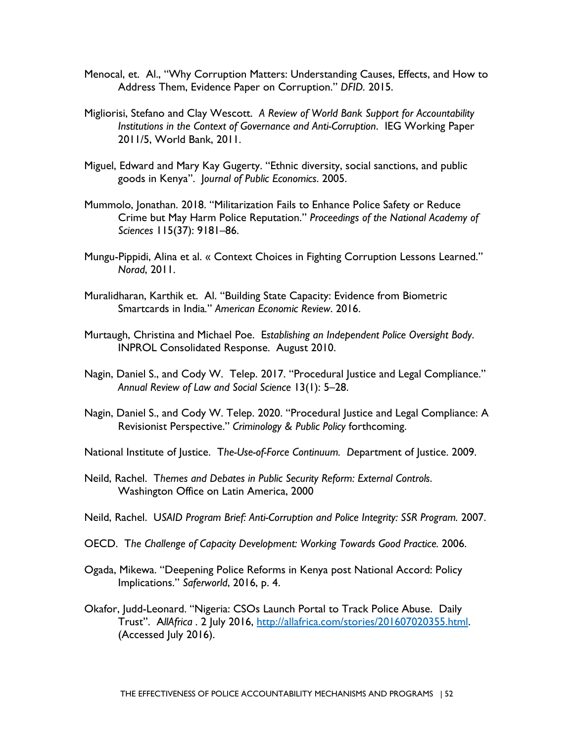Menocal, et. Al., "Why Corruption Matters: Understanding Causes, Effects, and How to Address Them, Evidence Paper on Corruption." *DFID*. 2015.

Migliorisi, Stefano and Clay Wescott. *A Review of World Bank Support for Accountability Institutions in the Context of Governance and Anti-Corruption*. IEG Working Paper 2011/5, World Bank, 2011.

Miguel, Edward and Mary Kay Gugerty. "Ethnic diversity, social sanctions, and public goods in Kenya". J*ournal of Public Economics*. 2005.

Mummolo, Jonathan. 2018. "Militarization Fails to Enhance Police Safety or Reduce Crime but May Harm Police Reputation." *Proceedings of the National Academy of Sciences* 115(37): 9181–86.

Mungu-Pippidi, Alina et al. « Context Choices in Fighting Corruption Lessons Learned." *Norad*, 2011.

Muralidharan, Karthik et. Al. "Building State Capacity: Evidence from Biometric Smartcards in India." *American Economic Review*. 2016.

Murtaugh, Christina and Michael Poe. Es*tablishing an Independent Police Oversight Body*. INPROL Consolidated Response. August 2010.

Nagin, Daniel S., and Cody W. Telep. 2017. "Procedural Justice and Legal Compliance." *Annual Review of Law and Social Science* 13(1): 5–28.

Nagin, Daniel S., and Cody W. Telep. 2020. "Procedural Justice and Legal Compliance: A Revisionist Perspective." *Criminology & Public Policy* forthcoming.

National Institute of Justice. T*he-Use-of-Force Continuum*. Department of Justice. 2009.

Neild, Rachel. T*hemes and Debates in Public Security Reform: External Controls*. Washington Office on Latin America, 2000

Neild, Rachel. U*SAID Program Brief: Anti-Corruption and Police Integrity: SSR Program*. 2007.

OECD. T*he Challenge of Capacity Development: Working Towards Good Practice*. 2006.

Ogada, Mikewa. "Deepening Police Reforms in Kenya post National Accord: Policy Implications." *Saferworld*, 2016, p. 4.

Okafor, Judd-Leonard. "Nigeria: CSOs Launch Portal to Track Police Abuse. Daily Trust". A*llAfrica* . 2 July 2016, http://allafrica.com/stories/201607020355.html. (Accessed July 2016).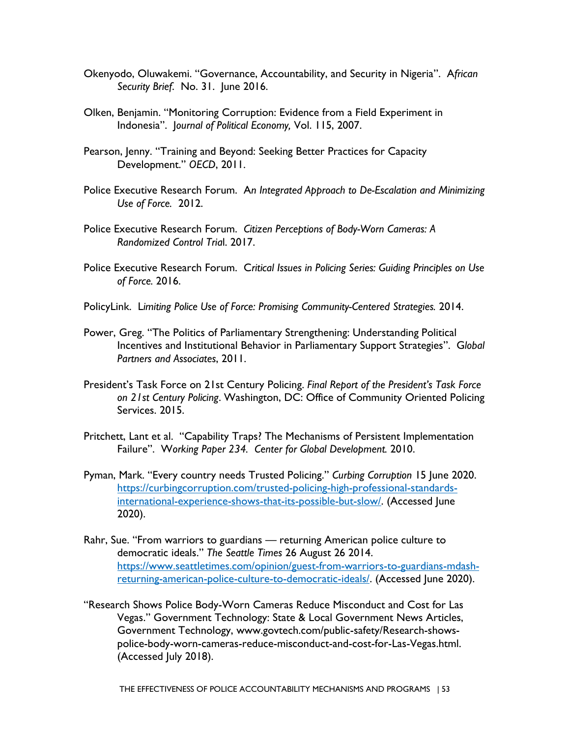Okenyodo, Oluwakemi. "Governance, Accountability, and Security in Nigeria". *African Security Brief*. No. 31. June 2016.

Olken, Benjamin. "Monitoring Corruption: Evidence from a Field Experiment in Indonesia". *Journal of Political Economy,* Vol. 115, 2007.

Pearson, Jenny. "Training and Beyond: Seeking Better Practices for Capacity Development." *OECD*, 2011.

Police Executive Research Forum. *An Integrated Approach to De-Escalation and Minimizing Use of Force.* 2012.

Police Executive Research Forum. *Citizen Perceptions of Body-Worn Cameras: A Randomized Control Trial*. 2017.

Police Executive Research Forum. *Critical Issues in Policing Series: Guiding Principles on Use of Force.* 2016.

PolicyLink. *Limiting Police Use of Force: Promising Community-Centered Strategies.* 2014.

Power, Greg. "The Politics of Parliamentary Strengthening: Understanding Political Incentives and Institutional Behavior in Parliamentary Support Strategies". *Global Partners and Associates*, 2011.

President's Task Force on 21st Century Policing. *Final Report of the President's Task Force on 21st Century Policing*. Washington, DC: Office of Community Oriented Policing Services. 2015.

Pritchett, Lant et al. "Capability Traps? The Mechanisms of Persistent Implementation Failure". *Working Paper 234. Center for Global Development.* 2010.

Pyman, Mark. "Every country needs Trusted Policing." *Curbing Corruption* 15 June 2020. https://curbingcorruption.com/trusted-policing-high-professional-standards-international-experience-shows-that-its-possible-but-slow/. (Accessed June 2020).

Rahr, Sue. "From warriors to guardians — returning American police culture to democratic ideals." *The Seattle Times* 26 August 26 2014. https://www.seattletimes.com/opinion/guest-from-warriors-to-guardians-mdash-returning-american-police-culture-to-democratic-ideals/. (Accessed June 2020).

"Research Shows Police Body-Worn Cameras Reduce Misconduct and Cost for Las Vegas." Government Technology: State & Local Government News Articles, Government Technology, www.govtech.com/public-safety/Research-shows-police-body-worn-cameras-reduce-misconduct-and-cost-for-Las-Vegas.html. (Accessed July 2018).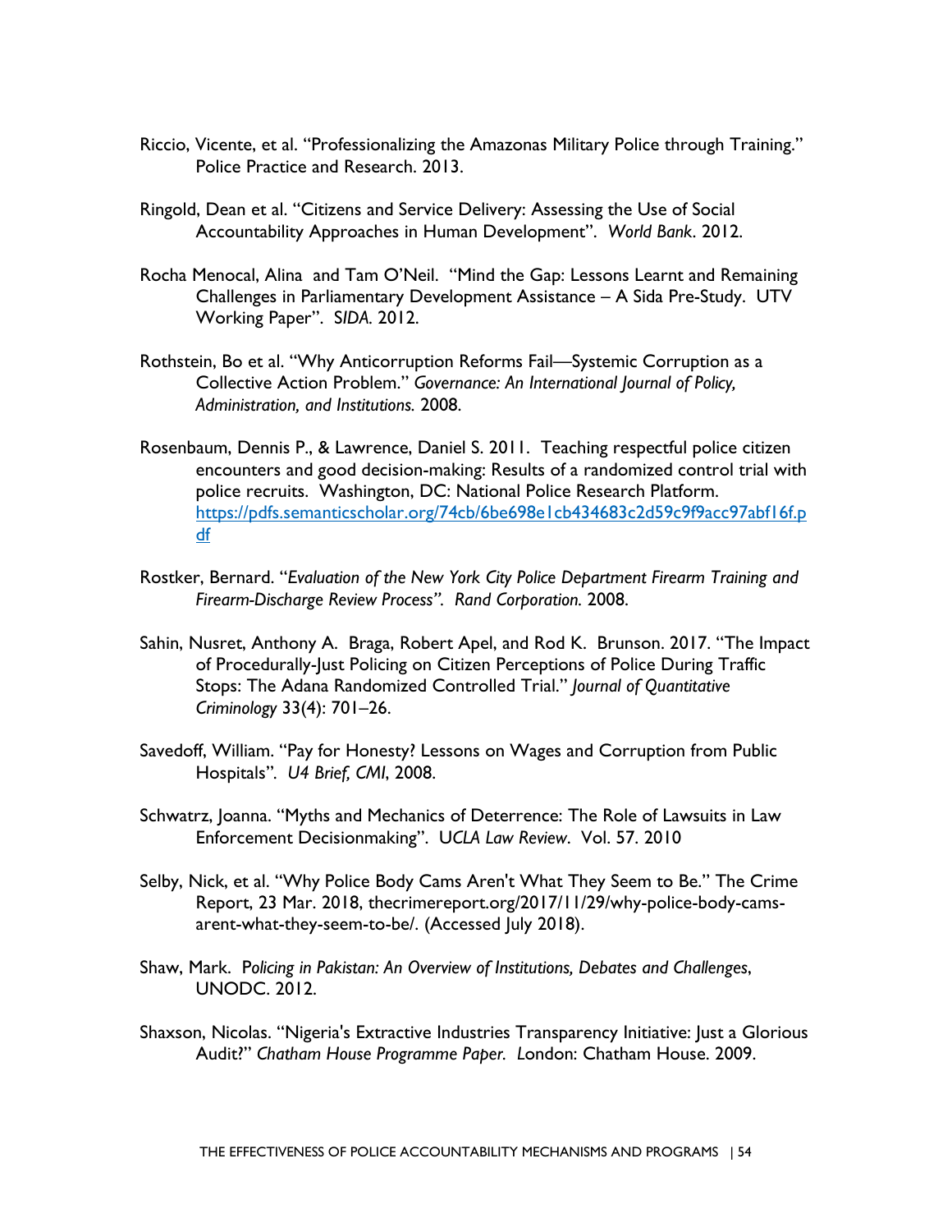Riccio, Vicente, et al. "Professionalizing the Amazonas Military Police through Training." Police Practice and Research. 2013.

Ringold, Dean et al. "Citizens and Service Delivery: Assessing the Use of Social Accountability Approaches in Human Development". *World Bank*. 2012.

Rocha Menocal, Alina and Tam O'Neil. "Mind the Gap: Lessons Learnt and Remaining Challenges in Parliamentary Development Assistance – A Sida Pre-Study. UTV Working Paper". *SIDA*. 2012.

Rothstein, Bo et al. "Why Anticorruption Reforms Fail—Systemic Corruption as a Collective Action Problem." *Governance: An International Journal of Policy, Administration, and Institutions.* 2008.

Rosenbaum, Dennis P., & Lawrence, Daniel S. 2011. Teaching respectful police citizen encounters and good decision-making: Results of a randomized control trial with police recruits. Washington, DC: National Police Research Platform. https://pdfs.semanticscholar.org/74cb/6be698e1cb434683c2d59c9f9acc97abf16f.pdf

Rostker, Bernard. "*Evaluation of the New York City Police Department Firearm Training and Firearm-Discharge Review Process". Rand Corporation.* 2008.

Sahin, Nusret, Anthony A. Braga, Robert Apel, and Rod K. Brunson. 2017. "The Impact of Procedurally-Just Policing on Citizen Perceptions of Police During Traffic Stops: The Adana Randomized Controlled Trial." *Journal of Quantitative Criminology* 33(4): 701–26.

Savedoff, William. "Pay for Honesty? Lessons on Wages and Corruption from Public Hospitals". *U4 Brief, CMI*, 2008.

Schwatrz, Joanna. "Myths and Mechanics of Deterrence: The Role of Lawsuits in Law Enforcement Decisionmaking". *UCLA Law Review*. Vol. 57. 2010

Selby, Nick, et al. "Why Police Body Cams Aren't What They Seem to Be." The Crime Report, 23 Mar. 2018, thecrimereport.org/2017/11/29/why-police-body-cams-arent-what-they-seem-to-be/. (Accessed July 2018).

Shaw, Mark. *Policing in Pakistan: An Overview of Institutions, Debates and Challenges*, UNODC. 2012.

Shaxson, Nicolas. "Nigeria's Extractive Industries Transparency Initiative: Just a Glorious Audit?" *Chatham House Programme Paper.* London: Chatham House. 2009.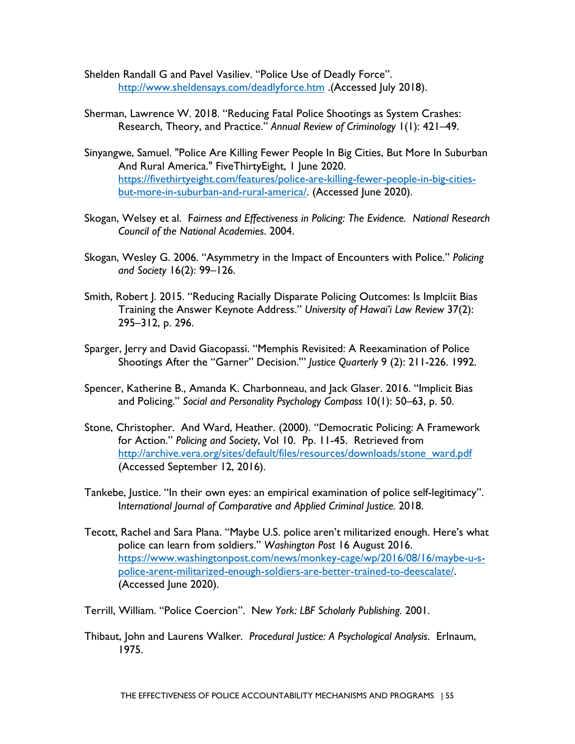Shelden Randall G and Pavel Vasiliev. "Police Use of Deadly Force". http://www.sheldensays.com/deadlyforce.htm .(Accessed July 2018).

Sherman, Lawrence W. 2018. "Reducing Fatal Police Shootings as System Crashes: Research, Theory, and Practice." *Annual Review of Criminology* 1(1): 421–49.

Sinyangwe, Samuel. "Police Are Killing Fewer People In Big Cities, But More In Suburban And Rural America." FiveThirtyEight, 1 June 2020. https://fivethirtyeight.com/features/police-are-killing-fewer-people-in-big-cities-but-more-in-suburban-and-rural-america/. (Accessed June 2020).

Skogan, Welsey et al. F*airness and Effectiveness in Policing: The Evidence. National Research Council of the National Academies*. 2004.

Skogan, Wesley G. 2006. "Asymmetry in the Impact of Encounters with Police." *Policing and Society* 16(2): 99–126.

Smith, Robert J. 2015. "Reducing Racially Disparate Policing Outcomes: Is Implciit Bias Training the Answer Keynote Address." *University of Hawai'i Law Review* 37(2): 295–312, p. 296.

Sparger, Jerry and David Giacopassi. "Memphis Revisited: A Reexamination of Police Shootings After the "Garner" Decision."' *Justice Quarterly* 9 (2): 211-226. 1992.

Spencer, Katherine B., Amanda K. Charbonneau, and Jack Glaser. 2016. "Implicit Bias and Policing." *Social and Personality Psychology Compass* 10(1): 50–63, p. 50.

Stone, Christopher. And Ward, Heather. (2000). "Democratic Policing: A Framework for Action." *Policing and Society*, Vol 10. Pp. 11-45. Retrieved from http://archive.vera.org/sites/default/files/resources/downloads/stone_ward.pdf (Accessed September 12, 2016).

Tankebe, Justice. "In their own eyes: an empirical examination of police self-legitimacy". I*nternational Journal of Comparative and Applied Criminal Justice*. 2018.

Tecott, Rachel and Sara Plana. "Maybe U.S. police aren't militarized enough. Here's what police can learn from soldiers." *Washington Post* 16 August 2016. https://www.washingtonpost.com/news/monkey-cage/wp/2016/08/16/maybe-u-s-police-arent-militarized-enough-soldiers-are-better-trained-to-deescalate/. (Accessed June 2020).

Terrill, William. "Police Coercion". N*ew York: LBF Scholarly Publishing*. 2001.

Thibaut, John and Laurens Walker. *Procedural Justice: A Psychological Analysis*. Erlnaum, 1975.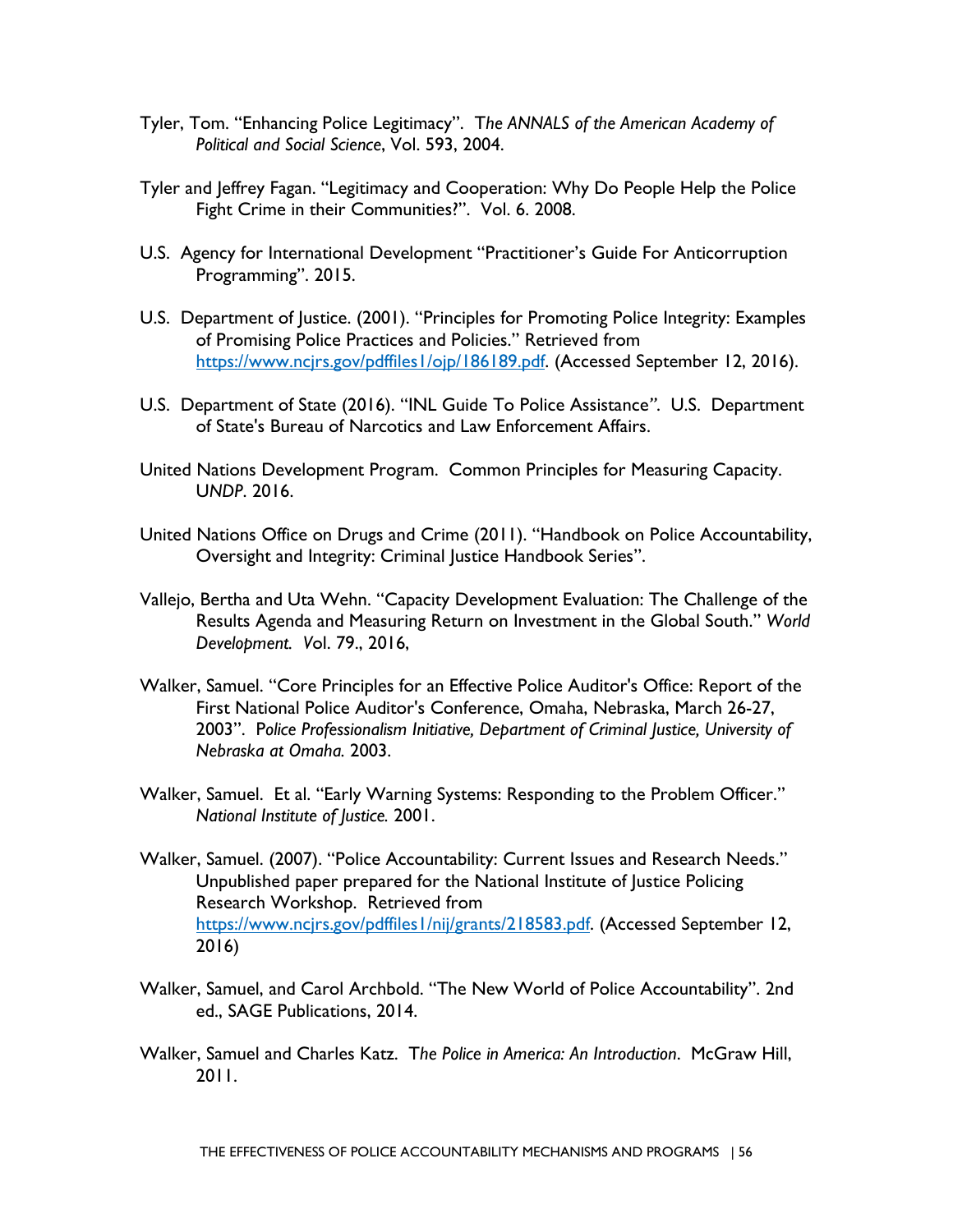Tyler, Tom. "Enhancing Police Legitimacy". T*he ANNALS of the American Academy of Political and Social Science*, Vol. 593, 2004.

Tyler and Jeffrey Fagan. "Legitimacy and Cooperation: Why Do People Help the Police Fight Crime in their Communities?". Vol. 6. 2008.

U.S. Agency for International Development "Practitioner's Guide For Anticorruption Programming". 2015.

U.S. Department of Justice. (2001). "Principles for Promoting Police Integrity: Examples of Promising Police Practices and Policies." Retrieved from https://www.ncjrs.gov/pdffiles1/ojp/186189.pdf. (Accessed September 12, 2016).

U.S. Department of State (2016). "INL Guide To Police Assistance". U.S. Department of State's Bureau of Narcotics and Law Enforcement Affairs.

United Nations Development Program. Common Principles for Measuring Capacity. U*NDP*. 2016.

United Nations Office on Drugs and Crime (2011). "Handbook on Police Accountability, Oversight and Integrity: Criminal Justice Handbook Series".

Vallejo, Bertha and Uta Wehn. "Capacity Development Evaluation: The Challenge of the Results Agenda and Measuring Return on Investment in the Global South." *World Development. V*ol. 79., 2016,

Walker, Samuel. "Core Principles for an Effective Police Auditor's Office: Report of the First National Police Auditor's Conference, Omaha, Nebraska, March 26-27, 2003". P*olice Professionalism Initiative, Department of Criminal Justice, University of Nebraska at Omaha.* 2003.

Walker, Samuel. Et al. "Early Warning Systems: Responding to the Problem Officer." *National Institute of Justice.* 2001.

Walker, Samuel. (2007). "Police Accountability: Current Issues and Research Needs." Unpublished paper prepared for the National Institute of Justice Policing Research Workshop. Retrieved from https://www.ncjrs.gov/pdffiles1/nij/grants/218583.pdf. (Accessed September 12, 2016)

Walker, Samuel, and Carol Archbold. "The New World of Police Accountability". 2nd ed., SAGE Publications, 2014.

Walker, Samuel and Charles Katz. T*he Police in America: An Introduction*. McGraw Hill, 2011.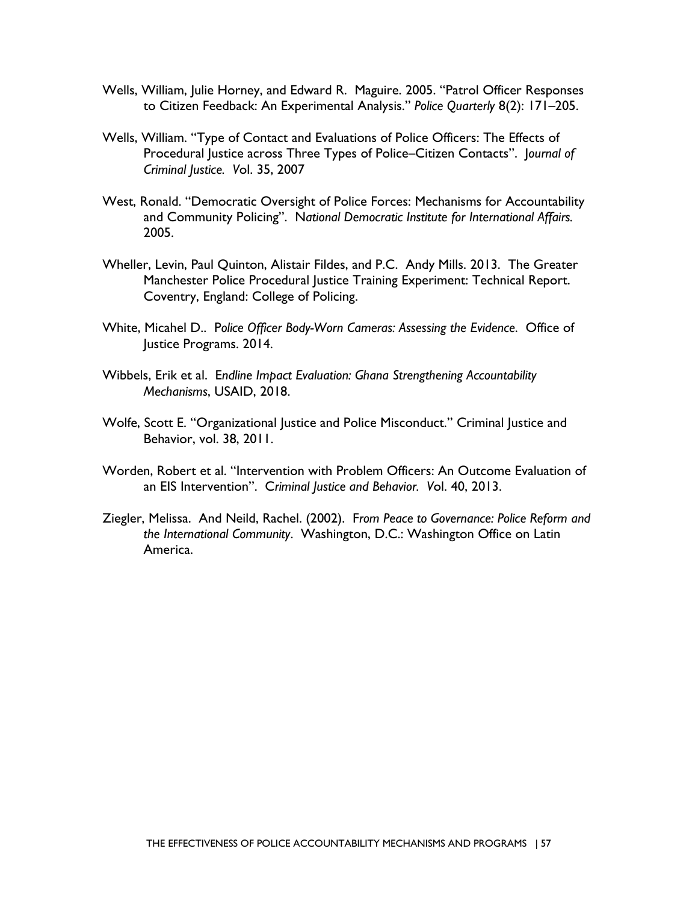Wells, William, Julie Horney, and Edward R. Maguire. 2005. "Patrol Officer Responses to Citizen Feedback: An Experimental Analysis." *Police Quarterly* 8(2): 171–205.

Wells, William. "Type of Contact and Evaluations of Police Officers: The Effects of Procedural Justice across Three Types of Police–Citizen Contacts". *Journal of Criminal Justice. V*ol. 35, 2007

West, Ronald. "Democratic Oversight of Police Forces: Mechanisms for Accountability and Community Policing". *National Democratic Institute for International Affairs.* 2005.

Wheller, Levin, Paul Quinton, Alistair Fildes, and P.C. Andy Mills. 2013. The Greater Manchester Police Procedural Justice Training Experiment: Technical Report. Coventry, England: College of Policing.

White, Micahel D.. *Police Officer Body-Worn Cameras: Assessing the Evidence*. Office of Justice Programs. 2014.

Wibbels, Erik et al. *Endline Impact Evaluation: Ghana Strengthening Accountability Mechanisms*, USAID, 2018.

Wolfe, Scott E. "Organizational Justice and Police Misconduct." Criminal Justice and Behavior, vol. 38, 2011.

Worden, Robert et al. "Intervention with Problem Officers: An Outcome Evaluation of an EIS Intervention". *Criminal Justice and Behavior. V*ol. 40, 2013.

Ziegler, Melissa. And Neild, Rachel. (2002). *From Peace to Governance: Police Reform and the International Community*. Washington, D.C.: Washington Office on Latin America.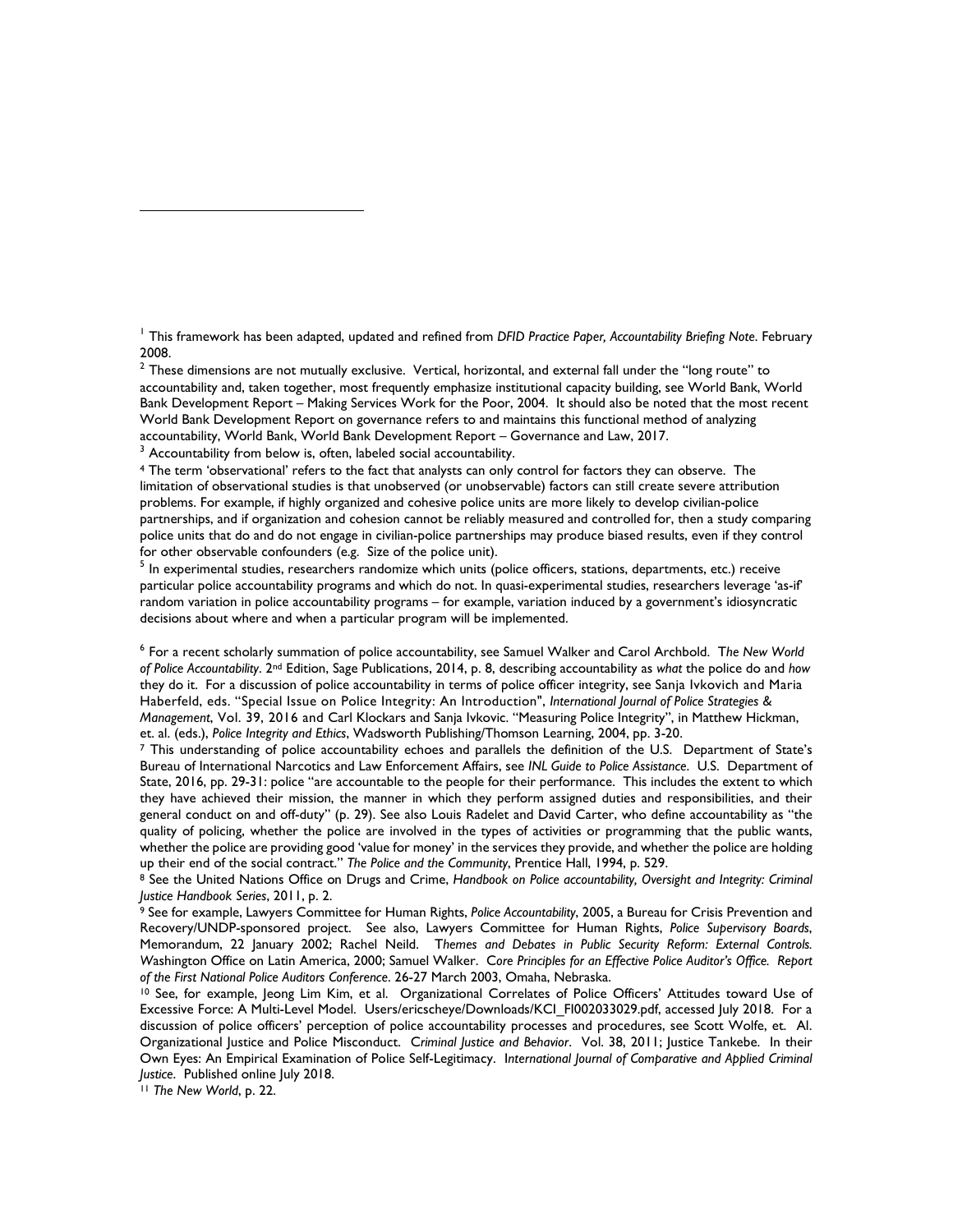[1] This framework has been adapted, updated and refined from *DFID Practice Paper, Accountability Briefing Note*. February 2008.

[2] These dimensions are not mutually exclusive. Vertical, horizontal, and external fall under the "long route" to accountability and, taken together, most frequently emphasize institutional capacity building, see World Bank, World Bank Development Report – Making Services Work for the Poor, 2004. It should also be noted that the most recent World Bank Development Report on governance refers to and maintains this functional method of analyzing accountability, World Bank, World Bank Development Report – Governance and Law, 2017.

[3] Accountability from below is, often, labeled social accountability.

[4] The term 'observational' refers to the fact that analysts can only control for factors they can observe. The limitation of observational studies is that unobserved (or unobservable) factors can still create severe attribution problems. For example, if highly organized and cohesive police units are more likely to develop civilian-police partnerships, and if organization and cohesion cannot be reliably measured and controlled for, then a study comparing police units that do and do not engage in civilian-police partnerships may produce biased results, even if they control for other observable confounders (e.g. Size of the police unit).

[5] In experimental studies, researchers randomize which units (police officers, stations, departments, etc.) receive particular police accountability programs and which do not. In quasi-experimental studies, researchers leverage 'as-if' random variation in police accountability programs – for example, variation induced by a government's idiosyncratic decisions about where and when a particular program will be implemented.

[6] For a recent scholarly summation of police accountability, see Samuel Walker and Carol Archbold. *The New World of Police Accountability*. 2nd Edition, Sage Publications, 2014, p. 8, describing accountability as *what* the police do and *how* they do it. For a discussion of police accountability in terms of police officer integrity, see Sanja Ivkovich and Maria Haberfeld, eds. "Special Issue on Police Integrity: An Introduction", *International Journal of Police Strategies & Management*, Vol. 39, 2016 and Carl Klockars and Sanja Ivkovic. "Measuring Police Integrity", in Matthew Hickman, et. al. (eds.), *Police Integrity and Ethics*, Wadsworth Publishing/Thomson Learning, 2004, pp. 3-20.

[7] This understanding of police accountability echoes and parallels the definition of the U.S. Department of State's Bureau of International Narcotics and Law Enforcement Affairs, see *INL Guide to Police Assistance*. U.S. Department of State, 2016, pp. 29-31: police "are accountable to the people for their performance. This includes the extent to which they have achieved their mission, the manner in which they perform assigned duties and responsibilities, and their general conduct on and off-duty" (p. 29). See also Louis Radelet and David Carter, who define accountability as "the quality of policing, whether the police are involved in the types of activities or programming that the public wants, whether the police are providing good 'value for money' in the services they provide, and whether the police are holding up their end of the social contract." *The Police and the Community*, Prentice Hall, 1994, p. 529.

[8] See the United Nations Office on Drugs and Crime, *Handbook on Police accountability, Oversight and Integrity: Criminal Justice Handbook Series*, 2011, p. 2.

[9] See for example, Lawyers Committee for Human Rights, *Police Accountability*, 2005, a Bureau for Crisis Prevention and Recovery/UNDP-sponsored project. See also, Lawyers Committee for Human Rights, *Police Supervisory Boards*, Memorandum, 22 January 2002; Rachel Neild. *Themes and Debates in Public Security Reform: External Controls.* Washington Office on Latin America, 2000; Samuel Walker. *Core Principles for an Effective Police Auditor's Office. Report of the First National Police Auditors Conference*. 26-27 March 2003, Omaha, Nebraska.

[10] See, for example, Jeong Lim Kim, et al. Organizational Correlates of Police Officers' Attitudes toward Use of Excessive Force: A Multi-Level Model. Users/ericscheye/Downloads/KCI_FI002033029.pdf, accessed July 2018. For a discussion of police officers' perception of police accountability processes and procedures, see Scott Wolfe, et. Al. Organizational Justice and Police Misconduct. *Criminal Justice and Behavior*. Vol. 38, 2011; Justice Tankebe. In their Own Eyes: An Empirical Examination of Police Self-Legitimacy. *International Journal of Comparative and Applied Criminal Justice*. Published online July 2018.

[11] *The New World*, p. 22.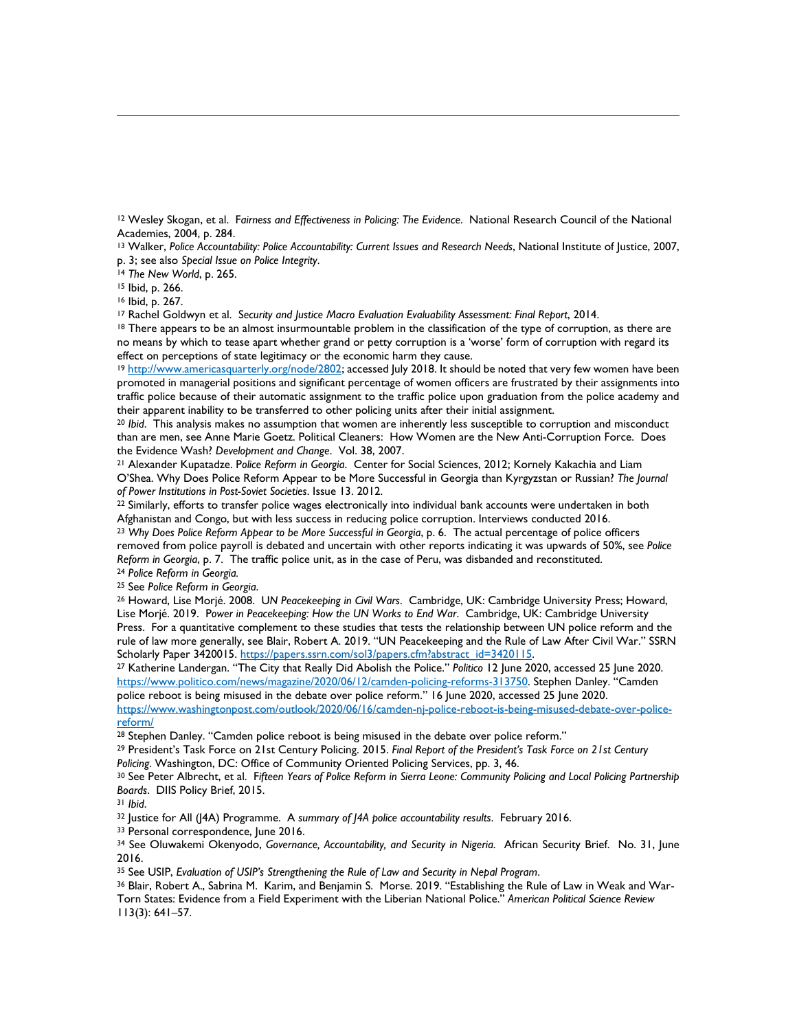[12] Wesley Skogan, et al. *Fairness and Effectiveness in Policing: The Evidence*. National Research Council of the National Academies, 2004, p. 284.

[13] Walker, *Police Accountability: Police Accountability: Current Issues and Research Needs*, National Institute of Justice, 2007, p. 3; see also *Special Issue on Police Integrity*.

[14] *The New World*, p. 265.

[15] Ibid, p. 266.

[16] Ibid, p. 267.

[17] Rachel Goldwyn et al. *Security and Justice Macro Evaluation Evaluability Assessment: Final Report*, 2014.

[18] There appears to be an almost insurmountable problem in the classification of the type of corruption, as there are no means by which to tease apart whether grand or petty corruption is a 'worse' form of corruption with regard its effect on perceptions of state legitimacy or the economic harm they cause.

[19] http://www.americasquarterly.org/node/2802; accessed July 2018. It should be noted that very few women have been promoted in managerial positions and significant percentage of women officers are frustrated by their assignments into traffic police because of their automatic assignment to the traffic police upon graduation from the police academy and their apparent inability to be transferred to other policing units after their initial assignment.

[20] *Ibid*. This analysis makes no assumption that women are inherently less susceptible to corruption and misconduct than are men, see Anne Marie Goetz. Political Cleaners: How Women are the New Anti-Corruption Force. Does the Evidence Wash? *Development and Change*. Vol. 38, 2007.

[21] Alexander Kupatadze. *Police Reform in Georgia*. Center for Social Sciences, 2012; Kornely Kakachia and Liam O'Shea. Why Does Police Reform Appear to be More Successful in Georgia than Kyrgyzstan or Russian? *The Journal of Power Institutions in Post-Soviet Societies*. Issue 13. 2012.

[22] Similarly, efforts to transfer police wages electronically into individual bank accounts were undertaken in both Afghanistan and Congo, but with less success in reducing police corruption. Interviews conducted 2016.

[23] *Why Does Police Reform Appear to be More Successful in Georgia*, p. 6. The actual percentage of police officers removed from police payroll is debated and uncertain with other reports indicating it was upwards of 50%, see *Police Reform in Georgia*, p. 7. The traffic police unit, as in the case of Peru, was disbanded and reconstituted.

[24] *Police Reform in Georgia.*

[25] See *Police Reform in Georgia*.

[26] Howard, Lise Morjé. 2008. *UN Peacekeeping in Civil Wars*. Cambridge, UK: Cambridge University Press; Howard, Lise Morjé. 2019. *Power in Peacekeeping: How the UN Works to End War*. Cambridge, UK: Cambridge University Press. For a quantitative complement to these studies that tests the relationship between UN police reform and the rule of law more generally, see Blair, Robert A. 2019. "UN Peacekeeping and the Rule of Law After Civil War." SSRN Scholarly Paper 3420015. https://papers.ssrn.com/sol3/papers.cfm?abstract_id=3420115.

[27] Katherine Landergan. "The City that Really Did Abolish the Police." *Politico* 12 June 2020, accessed 25 June 2020. https://www.politico.com/news/magazine/2020/06/12/camden-policing-reforms-313750. Stephen Danley. "Camden police reboot is being misused in the debate over police reform." 16 June 2020, accessed 25 June 2020. https://www.washingtonpost.com/outlook/2020/06/16/camden-nj-police-reboot-is-being-misused-debate-over-police-reform/

[28] Stephen Danley. "Camden police reboot is being misused in the debate over police reform."

[29] President's Task Force on 21st Century Policing. 2015. *Final Report of the President's Task Force on 21st Century Policing*. Washington, DC: Office of Community Oriented Policing Services, pp. 3, 46.

[30] See Peter Albrecht, et al. *Fifteen Years of Police Reform in Sierra Leone: Community Policing and Local Policing Partnership Boards*. DIIS Policy Brief, 2015.

[31] *Ibid*.

[32] Justice for All (J4A) Programme. *A summary of J4A police accountability results*. February 2016.

[33] Personal correspondence, June 2016.

[34] See Oluwakemi Okenyodo, *Governance, Accountability, and Security in Nigeria.* African Security Brief. No. 31, June 2016.

[35] See USIP, *Evaluation of USIP's Strengthening the Rule of Law and Security in Nepal Program*.

[36] Blair, Robert A., Sabrina M. Karim, and Benjamin S. Morse. 2019. "Establishing the Rule of Law in Weak and War-Torn States: Evidence from a Field Experiment with the Liberian National Police." *American Political Science Review* 113(3): 641–57.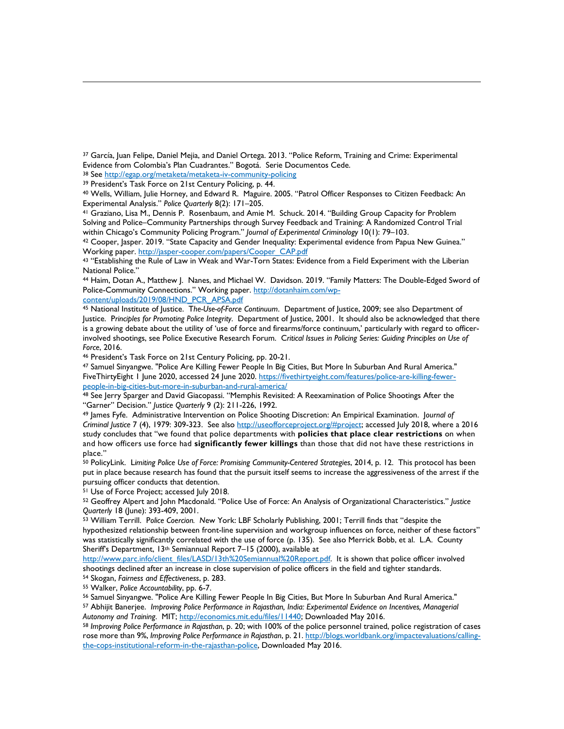[37] García, Juan Felipe, Daniel Mejia, and Daniel Ortega. 2013. "Police Reform, Training and Crime: Experimental Evidence from Colombia's Plan Cuadrantes." Bogotá. Serie Documentos Cede.

[38] See http://egap.org/metaketa/metaketa-iv-community-policing

[39] President's Task Force on 21st Century Policing, p. 44.

[40] Wells, William, Julie Horney, and Edward R. Maguire. 2005. "Patrol Officer Responses to Citizen Feedback: An Experimental Analysis." *Police Quarterly* 8(2): 171–205.

[41] Graziano, Lisa M., Dennis P. Rosenbaum, and Amie M. Schuck. 2014. "Building Group Capacity for Problem Solving and Police–Community Partnerships through Survey Feedback and Training: A Randomized Control Trial within Chicago's Community Policing Program." *Journal of Experimental Criminology* 10(1): 79–103.

[42] Cooper, Jasper. 2019. "State Capacity and Gender Inequality: Experimental evidence from Papua New Guinea." Working paper. http://jasper-cooper.com/papers/Cooper_CAP.pdf

[43] "Establishing the Rule of Law in Weak and War-Torn States: Evidence from a Field Experiment with the Liberian National Police."

[44] Haim, Dotan A., Matthew J. Nanes, and Michael W. Davidson. 2019. "Family Matters: The Double-Edged Sword of Police-Community Connections." Working paper. http://dotanhaim.com/wp-content/uploads/2019/08/HND_PCR_APSA.pdf

[45] National Institute of Justice. *The-Use-of-Force Continuum*. Department of Justice, 2009; see also Department of Justice. *Principles for Promoting Police Integrity*. Department of Justice, 2001. It should also be acknowledged that there is a growing debate about the utility of 'use of force and firearms/force continuum,' particularly with regard to officer-involved shootings, see Police Executive Research Forum. *Critical Issues in Policing Series: Guiding Principles on Use of Force*, 2016.

[46] President's Task Force on 21st Century Policing, pp. 20-21.

[47] Samuel Sinyangwe. "Police Are Killing Fewer People In Big Cities, But More In Suburban And Rural America." FiveThirtyEight 1 June 2020, accessed 24 June 2020. https://fivethirtyeight.com/features/police-are-killing-fewer-people-in-big-cities-but-more-in-suburban-and-rural-america/

[48] See Jerry Sparger and David Giacopassi. "Memphis Revisited: A Reexamination of Police Shootings After the "Garner" Decision." *Justice Quarterly* 9 (2): 211-226, 1992.

[49] James Fyfe. Administrative Intervention on Police Shooting Discretion: An Empirical Examination. *Journal of Criminal Justice* 7 (4), 1979: 309-323. See also http://useofforceproject.org/#project; accessed July 2018, where a 2016 study concludes that "we found that police departments with **policies that place clear restrictions** on when and how officers use force had **significantly fewer killings** than those that did not have these restrictions in place."

[50] PolicyLink. *Limiting Police Use of Force: Promising Community-Centered Strategies*, 2014, p. 12. This protocol has been put in place because research has found that the pursuit itself seems to increase the aggressiveness of the arrest if the pursuing officer conducts that detention.

[51] Use of Force Project; accessed July 2018.

[52] Geoffrey Alpert and John Macdonald. "Police Use of Force: An Analysis of Organizational Characteristics." *Justice Quarterly* 18 (June): 393-409, 2001.

[53] William Terrill. *Police Coercion.* New York: LBF Scholarly Publishing, 2001; Terrill finds that "despite the hypothesized relationship between front-line supervision and workgroup influences on force, neither of these factors" was statistically significantly correlated with the use of force (p. 135). See also Merrick Bobb, et al. L.A. County Sheriff's Department, 13th Semiannual Report 7–15 (2000), available at http://www.parc.info/client_files/LASD/13th%20Semiannual%20Report.pdf. It is shown that police officer involved shootings declined after an increase in close supervision of police officers in the field and tighter standards.

[54] Skogan, *Fairness and Effectiveness*, p. 283.

[55] Walker, *Police Accountability*, pp. 6-7.

[56] Samuel Sinyangwe. "Police Are Killing Fewer People In Big Cities, But More In Suburban And Rural America."

[57] Abhijit Banerjee. *Improving Police Performance in Rajasthan, India: Experimental Evidence on Incentives, Managerial Autonomy and Training*. MIT; http://economics.mit.edu/files/11440; Downloaded May 2016.

[58] *Improving Police Performance in Rajasthan*, p. 20; with 100% of the police personnel trained, police registration of cases rose more than 9%, *Improving Police Performance in Rajasthan*, p. 21. http://blogs.worldbank.org/impactevaluations/calling-the-cops-institutional-reform-in-the-rajasthan-police, Downloaded May 2016.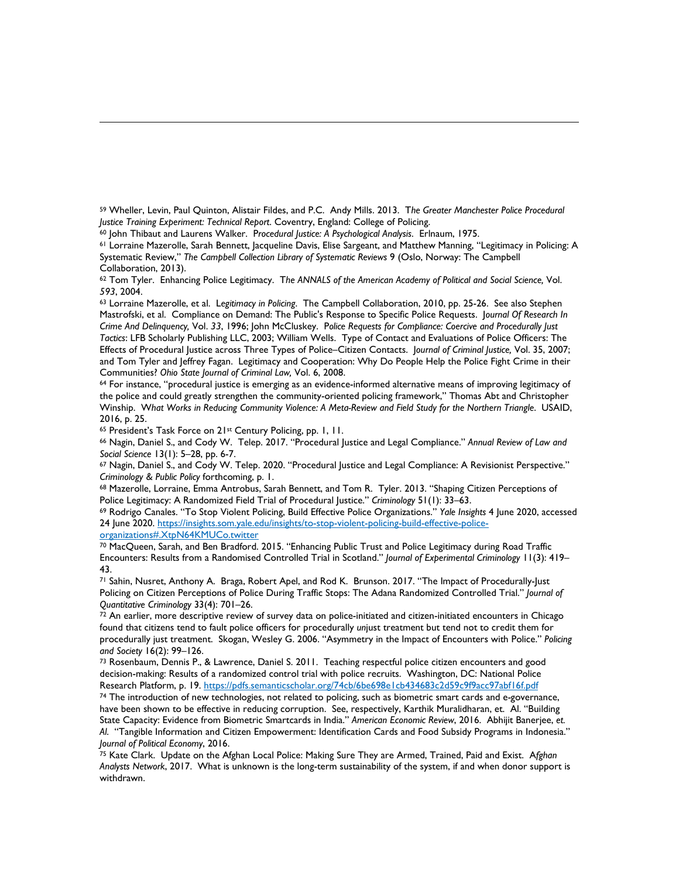[59] Wheller, Levin, Paul Quinton, Alistair Fildes, and P.C. Andy Mills. 2013. *The Greater Manchester Police Procedural Justice Training Experiment: Technical Report*. Coventry, England: College of Policing.

[60] John Thibaut and Laurens Walker. *Procedural Justice: A Psychological Analysis*. Erlnaum, 1975.

[61] Lorraine Mazerolle, Sarah Bennett, Jacqueline Davis, Elise Sargeant, and Matthew Manning, "Legitimacy in Policing: A Systematic Review," *The Campbell Collection Library of Systematic Reviews* 9 (Oslo, Norway: The Campbell Collaboration, 2013).

[62] Tom Tyler. Enhancing Police Legitimacy. *The ANNALS of the American Academy of Political and Social Science,* Vol. *593*, 2004.

[63] Lorraine Mazerolle, et al. *Legitimacy in Policing*. The Campbell Collaboration, 2010, pp. 25-26. See also Stephen Mastrofski, et al. Compliance on Demand: The Public's Response to Specific Police Requests. *Journal Of Research In Crime And Delinquency,* Vol. *33*, 1996; John McCluskey. *Police Requests for Compliance: Coercive and Procedurally Just Tactics*: LFB Scholarly Publishing LLC, 2003; William Wells. Type of Contact and Evaluations of Police Officers: The Effects of Procedural Justice across Three Types of Police–Citizen Contacts. *Journal of Criminal Justice,* Vol. 35, 2007; and Tom Tyler and Jeffrey Fagan. Legitimacy and Cooperation: Why Do People Help the Police Fight Crime in their Communities? *Ohio State Journal of Criminal Law,* Vol. 6, 2008.

[64] For instance, "procedural justice is emerging as an evidence-informed alternative means of improving legitimacy of the police and could greatly strengthen the community-oriented policing framework," Thomas Abt and Christopher Winship. *What Works in Reducing Community Violence: A Meta-Review and Field Study for the Northern Triangle*. USAID, 2016, p. 25.

[65] President's Task Force on 21st Century Policing, pp. 1, 11.

[66] Nagin, Daniel S., and Cody W. Telep. 2017. "Procedural Justice and Legal Compliance." *Annual Review of Law and Social Science* 13(1): 5–28, pp. 6-7.

[67] Nagin, Daniel S., and Cody W. Telep. 2020. "Procedural Justice and Legal Compliance: A Revisionist Perspective." *Criminology & Public Policy* forthcoming, p. 1.

[68] Mazerolle, Lorraine, Emma Antrobus, Sarah Bennett, and Tom R. Tyler. 2013. "Shaping Citizen Perceptions of Police Legitimacy: A Randomized Field Trial of Procedural Justice." *Criminology* 51(1): 33–63.

[69] Rodrigo Canales. "To Stop Violent Policing, Build Effective Police Organizations." *Yale Insights* 4 June 2020, accessed 24 June 2020. https://insights.som.yale.edu/insights/to-stop-violent-policing-build-effective-police-organizations#.XtpN64KMUCo.twitter

[70] MacQueen, Sarah, and Ben Bradford. 2015. "Enhancing Public Trust and Police Legitimacy during Road Traffic Encounters: Results from a Randomised Controlled Trial in Scotland." *Journal of Experimental Criminology* 11(3): 419–43.

[71] Sahin, Nusret, Anthony A. Braga, Robert Apel, and Rod K. Brunson. 2017. "The Impact of Procedurally-Just Policing on Citizen Perceptions of Police During Traffic Stops: The Adana Randomized Controlled Trial." *Journal of Quantitative Criminology* 33(4): 701–26.

[72] An earlier, more descriptive review of survey data on police-initiated and citizen-initiated encounters in Chicago found that citizens tend to fault police officers for procedurally *un*just treatment but tend not to credit them for procedurally just treatment. Skogan, Wesley G. 2006. "Asymmetry in the Impact of Encounters with Police." *Policing and Society* 16(2): 99–126.

[73] Rosenbaum, Dennis P., & Lawrence, Daniel S. 2011. Teaching respectful police citizen encounters and good decision-making: Results of a randomized control trial with police recruits. Washington, DC: National Police Research Platform, p. 19. https://pdfs.semanticscholar.org/74cb/6be698e1cb434683c2d59c9f9acc97abf16f.pdf

[74] The introduction of new technologies, not related to policing, such as biometric smart cards and e-governance, have been shown to be effective in reducing corruption. See, respectively, Karthik Muralidharan, et. Al. "Building State Capacity: Evidence from Biometric Smartcards in India." *American Economic Review*, 2016. Abhijit Banerjee, *et. Al.* "Tangible Information and Citizen Empowerment: Identification Cards and Food Subsidy Programs in Indonesia." *Journal of Political Economy*, 2016.

[75] Kate Clark. Update on the Afghan Local Police: Making Sure They are Armed, Trained, Paid and Exist. *Afghan Analysts Network*, 2017. What is unknown is the long-term sustainability of the system, if and when donor support is withdrawn.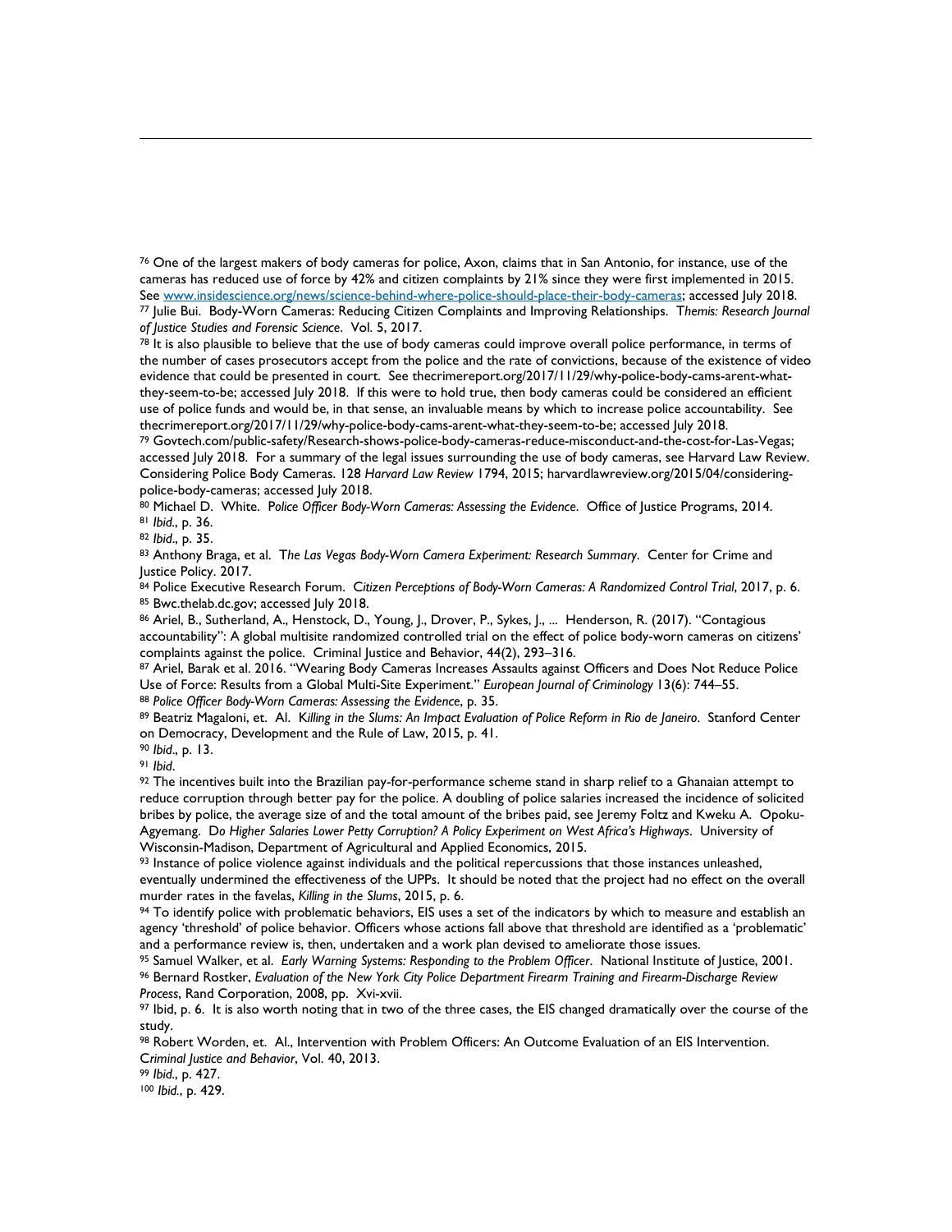---

[76] One of the largest makers of body cameras for police, Axon, claims that in San Antonio, for instance, use of the cameras has reduced use of force by 42% and citizen complaints by 21% since they were first implemented in 2015. See www.insidescience.org/news/science-behind-where-police-should-place-their-body-cameras; accessed July 2018.

[77] Julie Bui. Body-Worn Cameras: Reducing Citizen Complaints and Improving Relationships. *Themis: Research Journal of Justice Studies and Forensic Science*. Vol. 5, 2017.

[78] It is also plausible to believe that the use of body cameras could improve overall police performance, in terms of the number of cases prosecutors accept from the police and the rate of convictions, because of the existence of video evidence that could be presented in court. See thecrimereport.org/2017/11/29/why-police-body-cams-arent-what-they-seem-to-be; accessed July 2018. If this were to hold true, then body cameras could be considered an efficient use of police funds and would be, in that sense, an invaluable means by which to increase police accountability. See thecrimereport.org/2017/11/29/why-police-body-cams-arent-what-they-seem-to-be; accessed July 2018.

[79] Govtech.com/public-safety/Research-shows-police-body-cameras-reduce-misconduct-and-the-cost-for-Las-Vegas; accessed July 2018. For a summary of the legal issues surrounding the use of body cameras, see Harvard Law Review. Considering Police Body Cameras. 128 *Harvard Law Review* 1794, 2015; harvardlawreview.org/2015/04/considering-police-body-cameras; accessed July 2018.

[80] Michael D. White. *Police Officer Body-Worn Cameras: Assessing the Evidence*. Office of Justice Programs, 2014.

[81] *Ibid*., p. 36.

[82] *Ibid*., p. 35.

[83] Anthony Braga, et al. *The Las Vegas Body-Worn Camera Experiment: Research Summary*. Center for Crime and Justice Policy. 2017.

[84] Police Executive Research Forum. *Citizen Perceptions of Body-Worn Cameras: A Randomized Control Trial*, 2017, p. 6.

[85] Bwc.thelab.dc.gov; accessed July 2018.

[86] Ariel, B., Sutherland, A., Henstock, D., Young, J., Drover, P., Sykes, J., ... Henderson, R. (2017). "Contagious accountability": A global multisite randomized controlled trial on the effect of police body-worn cameras on citizens' complaints against the police. Criminal Justice and Behavior, 44(2), 293–316.

[87] Ariel, Barak et al. 2016. "Wearing Body Cameras Increases Assaults against Officers and Does Not Reduce Police Use of Force: Results from a Global Multi-Site Experiment." *European Journal of Criminology* 13(6): 744–55.

[88] *Police Officer Body-Worn Cameras: Assessing the Evidence*, p. 35.

[89] Beatriz Magaloni, et. Al. *Killing in the Slums: An Impact Evaluation of Police Reform in Rio de Janeiro*. Stanford Center on Democracy, Development and the Rule of Law, 2015, p. 41.

[90] *Ibid*., p. 13.

[91] *Ibid*.

[92] The incentives built into the Brazilian pay-for-performance scheme stand in sharp relief to a Ghanaian attempt to reduce corruption through better pay for the police. A doubling of police salaries increased the incidence of solicited bribes by police, the average size of and the total amount of the bribes paid, see Jeremy Foltz and Kweku A. Opoku-Agyemang. *Do Higher Salaries Lower Petty Corruption? A Policy Experiment on West Africa's Highways*. University of Wisconsin-Madison, Department of Agricultural and Applied Economics, 2015.

[93] Instance of police violence against individuals and the political repercussions that those instances unleashed, eventually undermined the effectiveness of the UPPs. It should be noted that the project had no effect on the overall murder rates in the favelas, *Killing in the Slums*, 2015, p. 6.

[94] To identify police with problematic behaviors, EIS uses a set of the indicators by which to measure and establish an agency 'threshold' of police behavior. Officers whose actions fall above that threshold are identified as a 'problematic' and a performance review is, then, undertaken and a work plan devised to ameliorate those issues.

[95] Samuel Walker, et al. *Early Warning Systems: Responding to the Problem Officer*. National Institute of Justice, 2001.

[96] Bernard Rostker, *Evaluation of the New York City Police Department Firearm Training and Firearm-Discharge Review Process*, Rand Corporation, 2008, pp. Xvi-xvii.

[97] Ibid, p. 6. It is also worth noting that in two of the three cases, the EIS changed dramatically over the course of the study.

[98] Robert Worden, et. Al., Intervention with Problem Officers: An Outcome Evaluation of an EIS Intervention. *Criminal Justice and Behavior*, Vol. 40, 2013.

[99] *Ibid*., p. 427.

[100] *Ibid*., p. 429.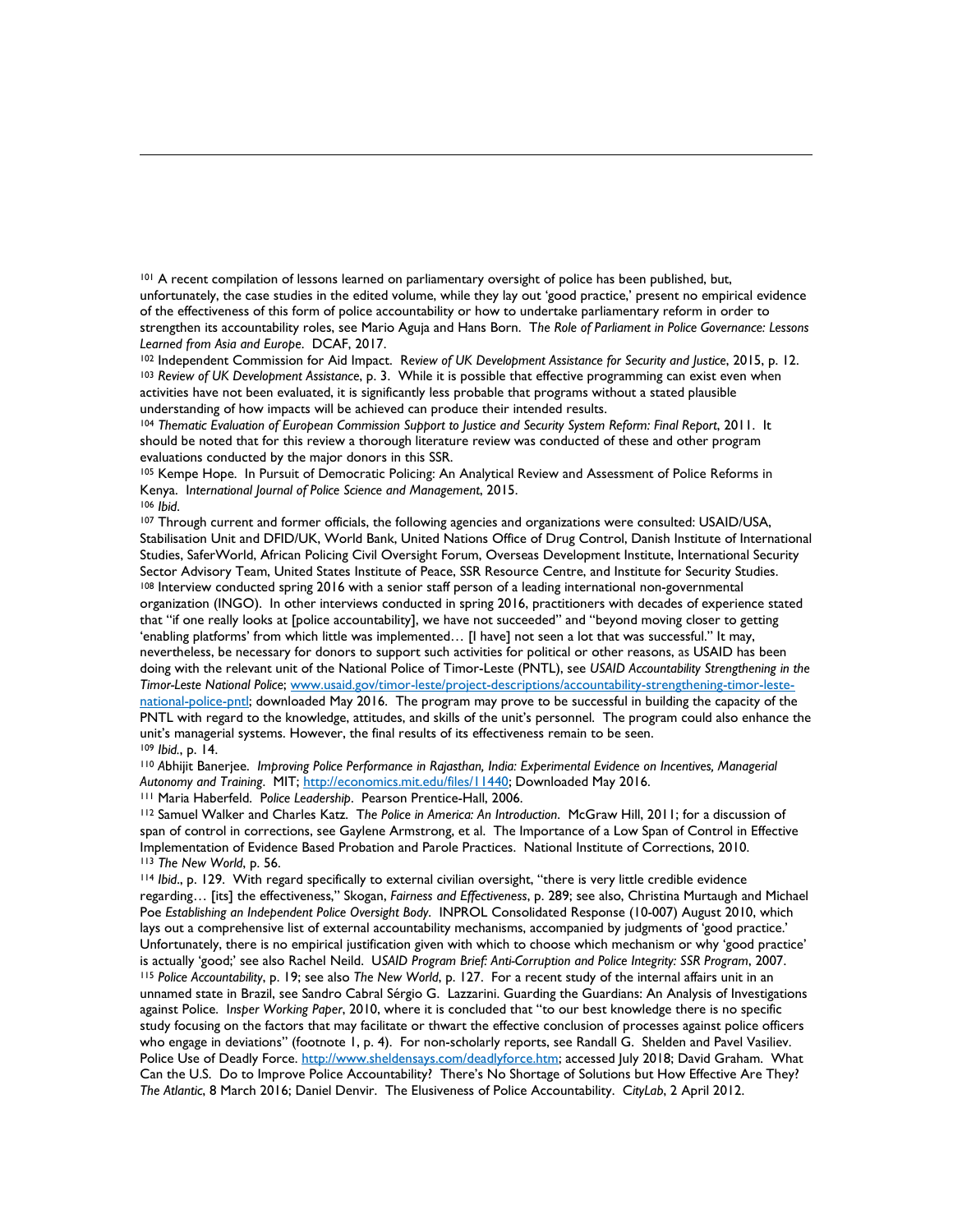[101] A recent compilation of lessons learned on parliamentary oversight of police has been published, but, unfortunately, the case studies in the edited volume, while they lay out 'good practice,' present no empirical evidence of the effectiveness of this form of police accountability or how to undertake parliamentary reform in order to strengthen its accountability roles, see Mario Aguja and Hans Born. *The Role of Parliament in Police Governance: Lessons Learned from Asia and Europe*. DCAF, 2017.

[102] Independent Commission for Aid Impact. *Review of UK Development Assistance for Security and Justice*, 2015, p. 12.

[103] *Review of UK Development Assistance*, p. 3. While it is possible that effective programming can exist even when activities have not been evaluated, it is significantly less probable that programs without a stated plausible understanding of how impacts will be achieved can produce their intended results.

[104] *Thematic Evaluation of European Commission Support to Justice and Security System Reform: Final Report*, 2011. It should be noted that for this review a thorough literature review was conducted of these and other program evaluations conducted by the major donors in this SSR.

[105] Kempe Hope. In Pursuit of Democratic Policing: An Analytical Review and Assessment of Police Reforms in Kenya. *International Journal of Police Science and Management*, 2015.

[106] *Ibid*.

[107] Through current and former officials, the following agencies and organizations were consulted: USAID/USA, Stabilisation Unit and DFID/UK, World Bank, United Nations Office of Drug Control, Danish Institute of International Studies, SaferWorld, African Policing Civil Oversight Forum, Overseas Development Institute, International Security Sector Advisory Team, United States Institute of Peace, SSR Resource Centre, and Institute for Security Studies.

[108] Interview conducted spring 2016 with a senior staff person of a leading international non-governmental organization (INGO). In other interviews conducted in spring 2016, practitioners with decades of experience stated that "if one really looks at [police accountability], we have not succeeded" and "beyond moving closer to getting 'enabling platforms' from which little was implemented… [I have] not seen a lot that was successful." It may, nevertheless, be necessary for donors to support such activities for political or other reasons, as USAID has been doing with the relevant unit of the National Police of Timor-Leste (PNTL), see *USAID Accountability Strengthening in the Timor-Leste National Police*; www.usaid.gov/timor-leste/project-descriptions/accountability-strengthening-timor-leste-national-police-pntl; downloaded May 2016. The program may prove to be successful in building the capacity of the PNTL with regard to the knowledge, attitudes, and skills of the unit's personnel. The program could also enhance the unit's managerial systems. However, the final results of its effectiveness remain to be seen.

[109] *Ibid*., p. 14.

[110] Abhijit Banerjee. *Improving Police Performance in Rajasthan, India: Experimental Evidence on Incentives, Managerial Autonomy and Training*. MIT; http://economics.mit.edu/files/11440; Downloaded May 2016.

[111] Maria Haberfeld. *Police Leadership*. Pearson Prentice-Hall, 2006.

[112] Samuel Walker and Charles Katz. *The Police in America: An Introduction*. McGraw Hill, 2011; for a discussion of span of control in corrections, see Gaylene Armstrong, et al. The Importance of a Low Span of Control in Effective Implementation of Evidence Based Probation and Parole Practices. National Institute of Corrections, 2010.

[113] *The New World*, p. 56.

[114] *Ibid*., p. 129. With regard specifically to external civilian oversight, "there is very little credible evidence regarding… [its] the effectiveness," Skogan, *Fairness and Effectiveness*, p. 289; see also, Christina Murtaugh and Michael Poe *Establishing an Independent Police Oversight Body*. INPROL Consolidated Response (10-007) August 2010, which lays out a comprehensive list of external accountability mechanisms, accompanied by judgments of 'good practice.' Unfortunately, there is no empirical justification given with which to choose which mechanism or why 'good practice' is actually 'good;' see also Rachel Neild. *USAID Program Brief: Anti-Corruption and Police Integrity: SSR Program*, 2007.

[115] *Police Accountability*, p. 19; see also *The New World*, p. 127. For a recent study of the internal affairs unit in an unnamed state in Brazil, see Sandro Cabral Sérgio G. Lazzarini. Guarding the Guardians: An Analysis of Investigations against Police. *Insper Working Paper*, 2010, where it is concluded that "to our best knowledge there is no specific study focusing on the factors that may facilitate or thwart the effective conclusion of processes against police officers who engage in deviations" (footnote 1, p. 4). For non-scholarly reports, see Randall G. Shelden and Pavel Vasiliev. Police Use of Deadly Force. http://www.sheldensays.com/deadlyforce.htm; accessed July 2018; David Graham. What Can the U.S. Do to Improve Police Accountability? There's No Shortage of Solutions but How Effective Are They? *The Atlantic*, 8 March 2016; Daniel Denvir. The Elusiveness of Police Accountability. *CityLab*, 2 April 2012.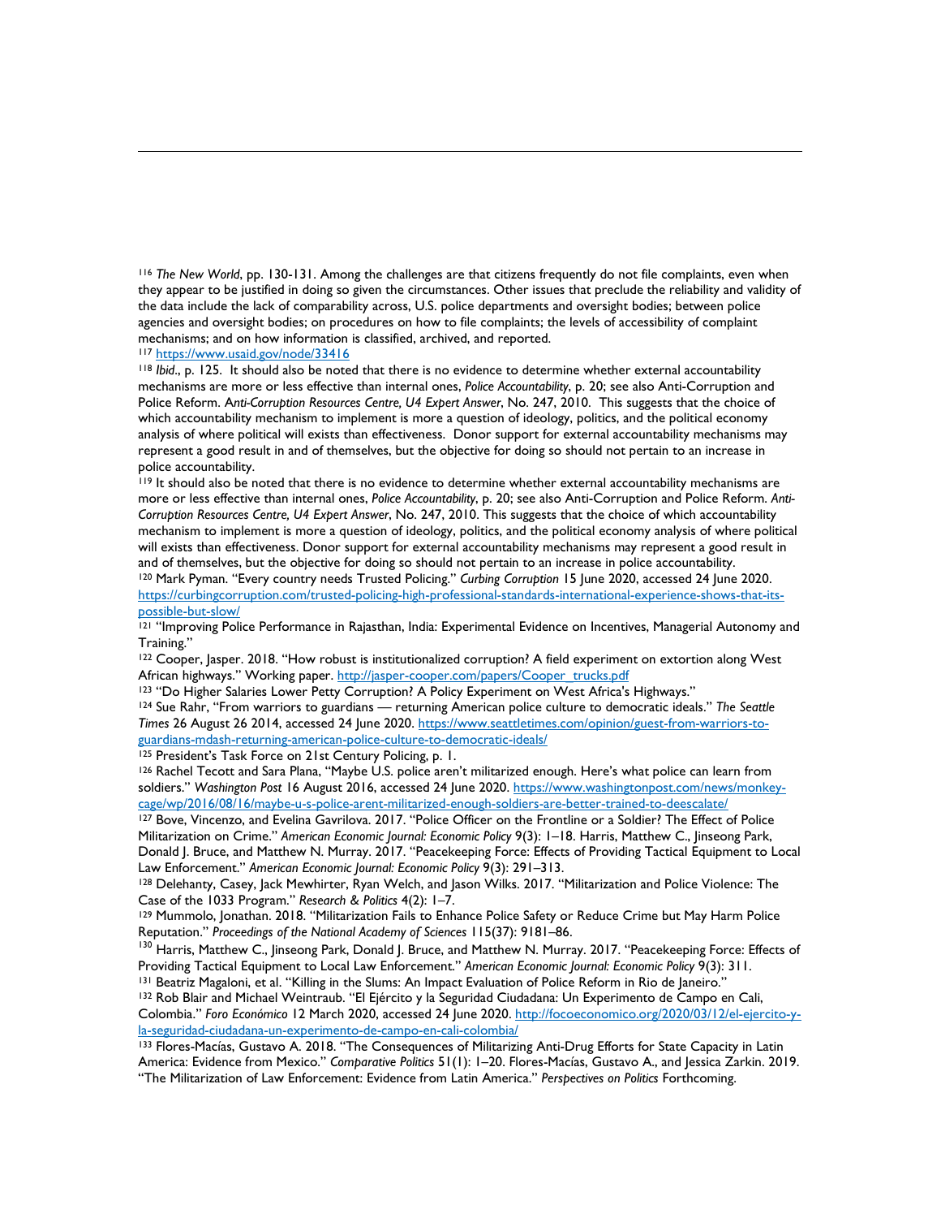[116] *The New World*, pp. 130-131. Among the challenges are that citizens frequently do not file complaints, even when they appear to be justified in doing so given the circumstances. Other issues that preclude the reliability and validity of the data include the lack of comparability across, U.S. police departments and oversight bodies; between police agencies and oversight bodies; on procedures on how to file complaints; the levels of accessibility of complaint mechanisms; and on how information is classified, archived, and reported.

[117] https://www.usaid.gov/node/33416

[118] *Ibid*., p. 125. It should also be noted that there is no evidence to determine whether external accountability mechanisms are more or less effective than internal ones, *Police Accountability*, p. 20; see also Anti-Corruption and Police Reform. A*nti-Corruption Resources Centre, U4 Expert Answer*, No. 247, 2010. This suggests that the choice of which accountability mechanism to implement is more a question of ideology, politics, and the political economy analysis of where political will exists than effectiveness. Donor support for external accountability mechanisms may represent a good result in and of themselves, but the objective for doing so should not pertain to an increase in police accountability.

[119] It should also be noted that there is no evidence to determine whether external accountability mechanisms are more or less effective than internal ones, *Police Accountability*, p. 20; see also Anti-Corruption and Police Reform. *Anti-Corruption Resources Centre, U4 Expert Answer*, No. 247, 2010. This suggests that the choice of which accountability mechanism to implement is more a question of ideology, politics, and the political economy analysis of where political will exists than effectiveness. Donor support for external accountability mechanisms may represent a good result in and of themselves, but the objective for doing so should not pertain to an increase in police accountability.

[120] Mark Pyman. "Every country needs Trusted Policing." *Curbing Corruption* 15 June 2020, accessed 24 June 2020. https://curbingcorruption.com/trusted-policing-high-professional-standards-international-experience-shows-that-its-possible-but-slow/

[121] "Improving Police Performance in Rajasthan, India: Experimental Evidence on Incentives, Managerial Autonomy and Training."

[122] Cooper, Jasper. 2018. "How robust is institutionalized corruption? A field experiment on extortion along West African highways." Working paper. http://jasper-cooper.com/papers/Cooper_trucks.pdf

[123] "Do Higher Salaries Lower Petty Corruption? A Policy Experiment on West Africa's Highways."

[124] Sue Rahr, "From warriors to guardians — returning American police culture to democratic ideals." *The Seattle Times* 26 August 26 2014, accessed 24 June 2020. https://www.seattletimes.com/opinion/guest-from-warriors-to-guardians-mdash-returning-american-police-culture-to-democratic-ideals/

[125] President's Task Force on 21st Century Policing, p. 1.

[126] Rachel Tecott and Sara Plana, "Maybe U.S. police aren't militarized enough. Here's what police can learn from soldiers." *Washington Post* 16 August 2016, accessed 24 June 2020. https://www.washingtonpost.com/news/monkey-cage/wp/2016/08/16/maybe-u-s-police-arent-militarized-enough-soldiers-are-better-trained-to-deescalate/

[127] Bove, Vincenzo, and Evelina Gavrilova. 2017. "Police Officer on the Frontline or a Soldier? The Effect of Police Militarization on Crime." *American Economic Journal: Economic Policy* 9(3): 1–18. Harris, Matthew C., Jinseong Park, Donald J. Bruce, and Matthew N. Murray. 2017. "Peacekeeping Force: Effects of Providing Tactical Equipment to Local Law Enforcement." *American Economic Journal: Economic Policy* 9(3): 291–313.

[128] Delehanty, Casey, Jack Mewhirter, Ryan Welch, and Jason Wilks. 2017. "Militarization and Police Violence: The Case of the 1033 Program." *Research & Politics* 4(2): 1–7.

[129] Mummolo, Jonathan. 2018. "Militarization Fails to Enhance Police Safety or Reduce Crime but May Harm Police Reputation." *Proceedings of the National Academy of Sciences* 115(37): 9181–86.

[130] Harris, Matthew C., Jinseong Park, Donald J. Bruce, and Matthew N. Murray. 2017. "Peacekeeping Force: Effects of Providing Tactical Equipment to Local Law Enforcement." *American Economic Journal: Economic Policy* 9(3): 311.

[131] Beatriz Magaloni, et al. "Killing in the Slums: An Impact Evaluation of Police Reform in Rio de Janeiro."

[132] Rob Blair and Michael Weintraub. "El Ejército y la Seguridad Ciudadana: Un Experimento de Campo en Cali, Colombia." *Foro Económico* 12 March 2020, accessed 24 June 2020. http://focoeconomico.org/2020/03/12/el-ejercito-y-la-seguridad-ciudadana-un-experimento-de-campo-en-cali-colombia/

[133] Flores-Macías, Gustavo A. 2018. "The Consequences of Militarizing Anti-Drug Efforts for State Capacity in Latin America: Evidence from Mexico." *Comparative Politics* 51(1): 1–20. Flores-Macías, Gustavo A., and Jessica Zarkin. 2019. "The Militarization of Law Enforcement: Evidence from Latin America." *Perspectives on Politics* Forthcoming.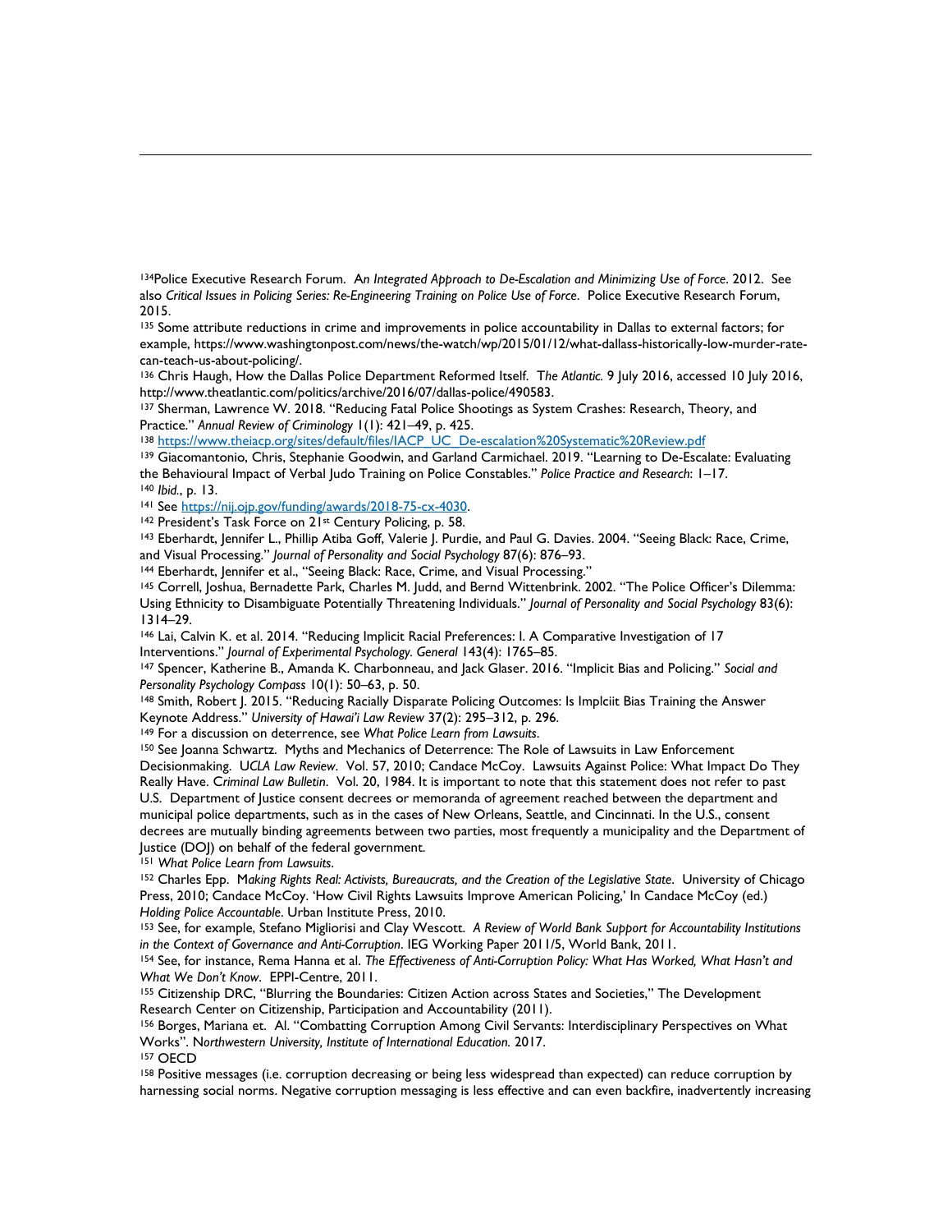[134]Police Executive Research Forum. *An Integrated Approach to De-Escalation and Minimizing Use of Force*. 2012. See also *Critical Issues in Policing Series: Re-Engineering Training on Police Use of Force*. Police Executive Research Forum, 2015.

[135] Some attribute reductions in crime and improvements in police accountability in Dallas to external factors; for example, https://www.washingtonpost.com/news/the-watch/wp/2015/01/12/what-dallass-historically-low-murder-rate-can-teach-us-about-policing/.

[136] Chris Haugh, How the Dallas Police Department Reformed Itself. *The Atlantic.* 9 July 2016, accessed 10 July 2016, http://www.theatlantic.com/politics/archive/2016/07/dallas-police/490583.

[137] Sherman, Lawrence W. 2018. "Reducing Fatal Police Shootings as System Crashes: Research, Theory, and Practice." *Annual Review of Criminology* 1(1): 421–49, p. 425.

[138] https://www.theiacp.org/sites/default/files/IACP_UC_De-escalation%20Systematic%20Review.pdf

[139] Giacomantonio, Chris, Stephanie Goodwin, and Garland Carmichael. 2019. "Learning to De-Escalate: Evaluating the Behavioural Impact of Verbal Judo Training on Police Constables." *Police Practice and Research*: 1–17.

[140] *Ibid.*, p. 13.

[141] See https://nij.ojp.gov/funding/awards/2018-75-cx-4030.

[142] President's Task Force on 21st Century Policing, p. 58.

[143] Eberhardt, Jennifer L., Phillip Atiba Goff, Valerie J. Purdie, and Paul G. Davies. 2004. "Seeing Black: Race, Crime, and Visual Processing." *Journal of Personality and Social Psychology* 87(6): 876–93.

[144] Eberhardt, Jennifer et al., "Seeing Black: Race, Crime, and Visual Processing."

[145] Correll, Joshua, Bernadette Park, Charles M. Judd, and Bernd Wittenbrink. 2002. "The Police Officer's Dilemma: Using Ethnicity to Disambiguate Potentially Threatening Individuals." *Journal of Personality and Social Psychology* 83(6): 1314–29.

[146] Lai, Calvin K. et al. 2014. "Reducing Implicit Racial Preferences: I. A Comparative Investigation of 17 Interventions." *Journal of Experimental Psychology. General* 143(4): 1765–85.

[147] Spencer, Katherine B., Amanda K. Charbonneau, and Jack Glaser. 2016. "Implicit Bias and Policing." *Social and Personality Psychology Compass* 10(1): 50–63, p. 50.

[148] Smith, Robert J. 2015. "Reducing Racially Disparate Policing Outcomes: Is Implciit Bias Training the Answer Keynote Address." *University of Hawai'i Law Review* 37(2): 295–312, p. 296.

[149] For a discussion on deterrence, see *What Police Learn from Lawsuits*.

[150] See Joanna Schwartz. Myths and Mechanics of Deterrence: The Role of Lawsuits in Law Enforcement Decisionmaking. *UCLA Law Review*. Vol. 57, 2010; Candace McCoy. Lawsuits Against Police: What Impact Do They Really Have. *Criminal Law Bulletin*. Vol. 20, 1984. It is important to note that this statement does not refer to past U.S. Department of Justice consent decrees or memoranda of agreement reached between the department and municipal police departments, such as in the cases of New Orleans, Seattle, and Cincinnati. In the U.S., consent decrees are mutually binding agreements between two parties, most frequently a municipality and the Department of Justice (DOJ) on behalf of the federal government.

[151] *What Police Learn from Lawsuits*.

[152] Charles Epp. *Making Rights Real: Activists, Bureaucrats, and the Creation of the Legislative State*. University of Chicago Press, 2010; Candace McCoy. 'How Civil Rights Lawsuits Improve American Policing,' In Candace McCoy (ed.) *Holding Police Accountable*. Urban Institute Press, 2010.

[153] See, for example, Stefano Migliorisi and Clay Wescott. *A Review of World Bank Support for Accountability Institutions in the Context of Governance and Anti-Corruption*. IEG Working Paper 2011/5, World Bank, 2011.

[154] See, for instance, Rema Hanna et al. *The Effectiveness of Anti-Corruption Policy: What Has Worked, What Hasn't and What We Don't Know*. EPPI-Centre, 2011.

[155] Citizenship DRC, "Blurring the Boundaries: Citizen Action across States and Societies," The Development Research Center on Citizenship, Participation and Accountability (2011).

[156] Borges, Mariana et. Al. "Combatting Corruption Among Civil Servants: Interdisciplinary Perspectives on What Works". *Northwestern University, Institute of International Education.* 2017.

[157] OECD

[158] Positive messages (i.e. corruption decreasing or being less widespread than expected) can reduce corruption by harnessing social norms. Negative corruption messaging is less effective and can even backfire, inadvertently increasing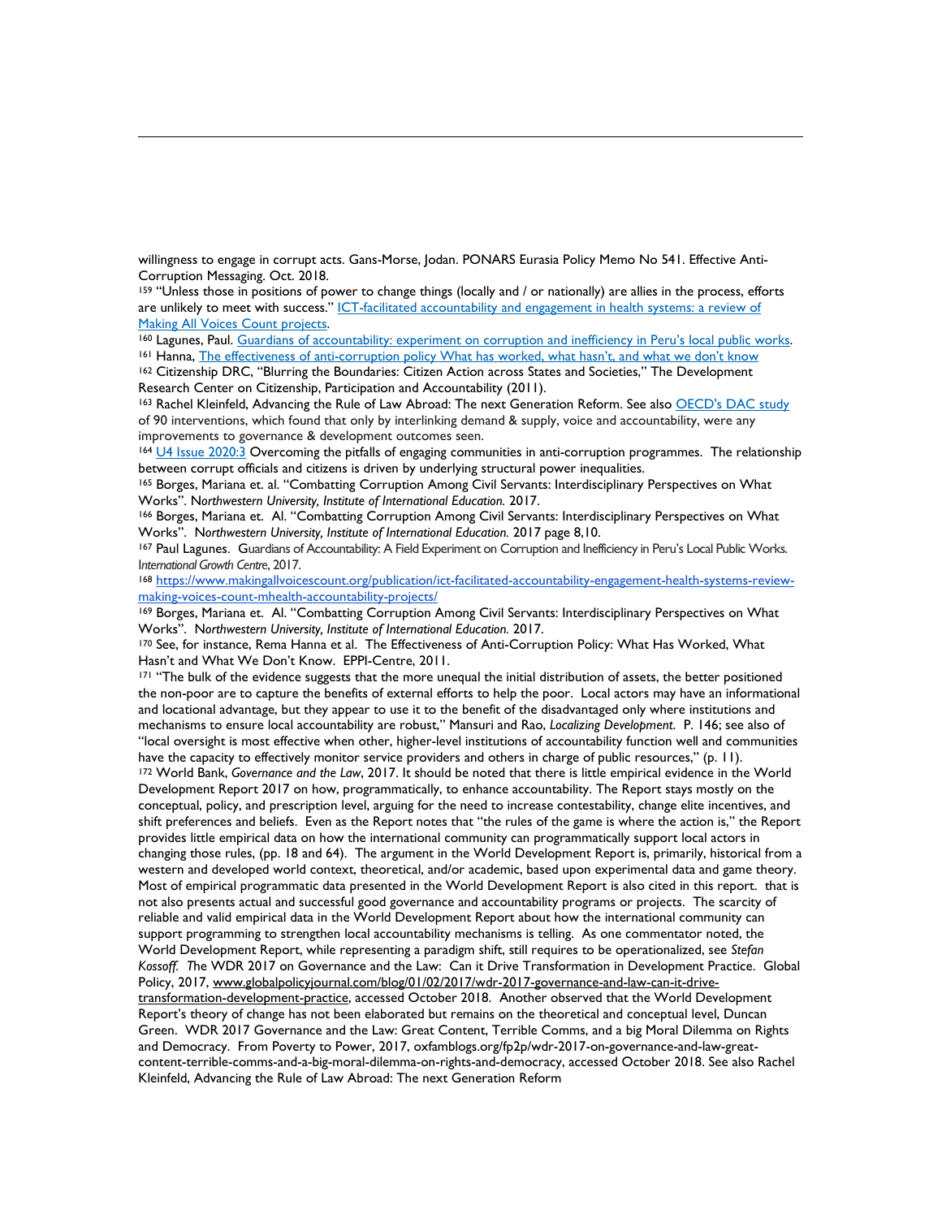willingness to engage in corrupt acts. Gans-Morse, Jodan. PONARS Eurasia Policy Memo No 541. Effective Anti-Corruption Messaging. Oct. 2018.

[159] "Unless those in positions of power to change things (locally and / or nationally) are allies in the process, efforts are unlikely to meet with success." [ICT-facilitated accountability and engagement in health systems: a review of Making All Voices Count projects](https://www.makingallvoicescount.org/publication/ict-facilitated-accountability-engagement-health-systems-review-making-voices-count-mhealth-accountability-projects/).

[160] Lagunes, Paul. Guardians of accountability: experiment on corruption and inefficiency in Peru's local public works.

[161] Hanna, The effectiveness of anti-corruption policy What has worked, what hasn't, and what we don't know

[162] Citizenship DRC, "Blurring the Boundaries: Citizen Action across States and Societies," The Development Research Center on Citizenship, Participation and Accountability (2011).

[163] Rachel Kleinfeld, Advancing the Rule of Law Abroad: The next Generation Reform. See also OECD's DAC study of 90 interventions, which found that only by interlinking demand & supply, voice and accountability, were any improvements to governance & development outcomes seen.

[164] U4 Issue 2020:3 Overcoming the pitfalls of engaging communities in anti-corruption programmes. The relationship between corrupt officials and citizens is driven by underlying structural power inequalities.

[165] Borges, Mariana et. al. "Combatting Corruption Among Civil Servants: Interdisciplinary Perspectives on What Works". N*orthwestern University, Institute of International Education.* 2017.

[166] Borges, Mariana et. Al. "Combatting Corruption Among Civil Servants: Interdisciplinary Perspectives on What Works". N*orthwestern University, Institute of International Education.* 2017 page 8,10.

[167] Paul Lagunes. Guardians of Accountability: A Field Experiment on Corruption and Inefficiency in Peru's Local Public Works. I*nternational Growth Centre*, 2017.

[168] https://www.makingallvoicescount.org/publication/ict-facilitated-accountability-engagement-health-systems-review-making-voices-count-mhealth-accountability-projects/

[169] Borges, Mariana et. Al. "Combatting Corruption Among Civil Servants: Interdisciplinary Perspectives on What Works". N*orthwestern University, Institute of International Education.* 2017.

[170] See, for instance, Rema Hanna et al. The Effectiveness of Anti-Corruption Policy: What Has Worked, What Hasn't and What We Don't Know. EPPI-Centre, 2011.

[171] "The bulk of the evidence suggests that the more unequal the initial distribution of assets, the better positioned the non-poor are to capture the benefits of external efforts to help the poor. Local actors may have an informational and locational advantage, but they appear to use it to the benefit of the disadvantaged only where institutions and mechanisms to ensure local accountability are robust," Mansuri and Rao, *Localizing Development*. P. 146; see also of "local oversight is most effective when other, higher-level institutions of accountability function well and communities have the capacity to effectively monitor service providers and others in charge of public resources," (p. 11).

[172] World Bank, *Governance and the Law*, 2017. It should be noted that there is little empirical evidence in the World Development Report 2017 on how, programmatically, to enhance accountability. The Report stays mostly on the conceptual, policy, and prescription level, arguing for the need to increase contestability, change elite incentives, and shift preferences and beliefs. Even as the Report notes that "the rules of the game is where the action is," the Report provides little empirical data on how the international community can programmatically support local actors in changing those rules, (pp. 18 and 64). The argument in the World Development Report is, primarily, historical from a western and developed world context, theoretical, and/or academic, based upon experimental data and game theory. Most of empirical programmatic data presented in the World Development Report is also cited in this report. that is not also presents actual and successful good governance and accountability programs or projects. The scarcity of reliable and valid empirical data in the World Development Report about how the international community can support programming to strengthen local accountability mechanisms is telling. As one commentator noted, the World Development Report, while representing a paradigm shift, still requires to be operationalized, see *Stefan Kossoff. T*he WDR 2017 on Governance and the Law: Can it Drive Transformation in Development Practice. Global Policy, 2017, www.globalpolicyjournal.com/blog/01/02/2017/wdr-2017-governance-and-law-can-it-drive-transformation-development-practice, accessed October 2018. Another observed that the World Development Report's theory of change has not been elaborated but remains on the theoretical and conceptual level, Duncan Green. WDR 2017 Governance and the Law: Great Content, Terrible Comms, and a big Moral Dilemma on Rights and Democracy. From Poverty to Power, 2017, oxfamblogs.org/fp2p/wdr-2017-on-governance-and-law-great-content-terrible-comms-and-a-big-moral-dilemma-on-rights-and-democracy, accessed October 2018. See also Rachel Kleinfeld, Advancing the Rule of Law Abroad: The next Generation Reform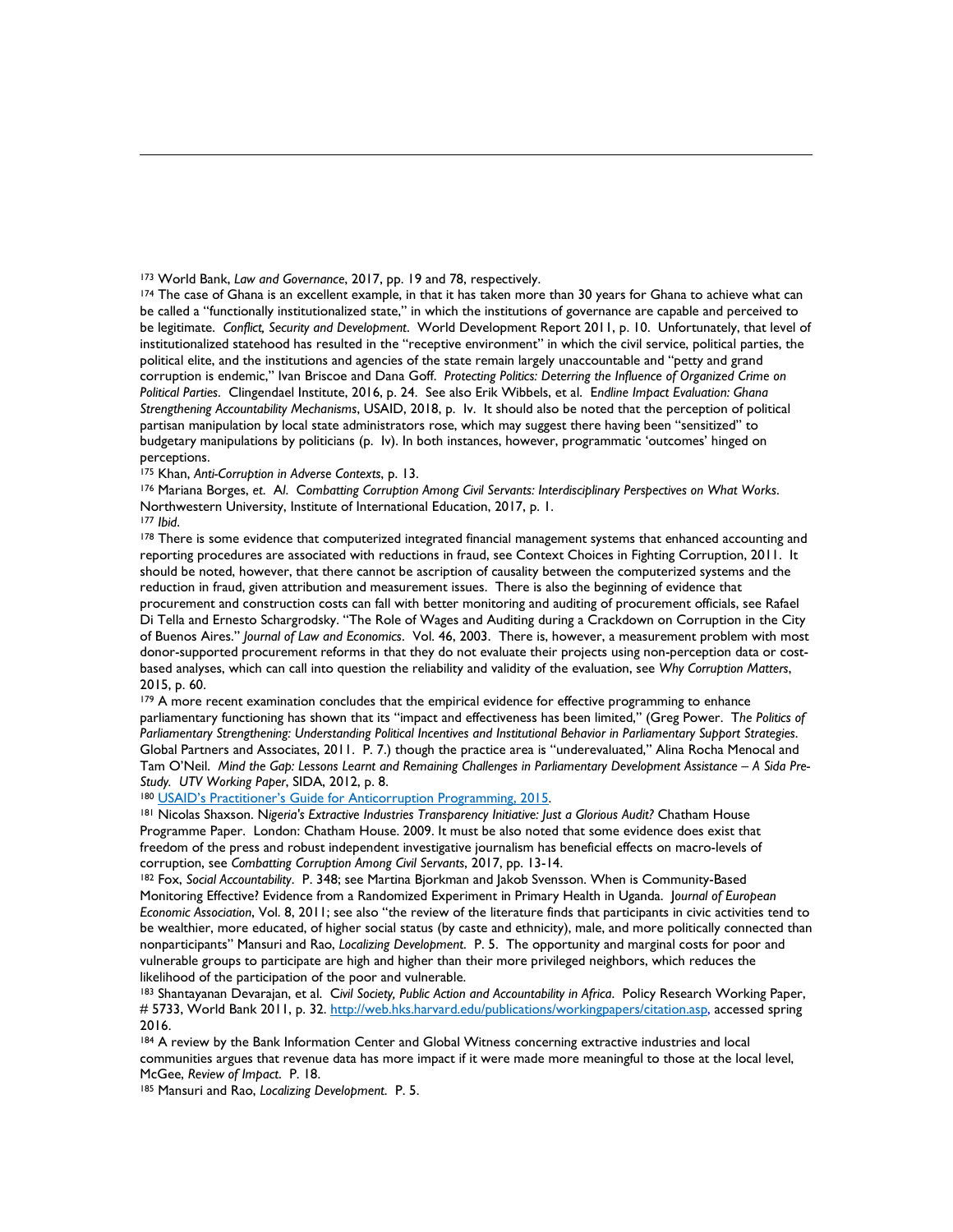[173] World Bank, *Law and Governance*, 2017, pp. 19 and 78, respectively.

[174] The case of Ghana is an excellent example, in that it has taken more than 30 years for Ghana to achieve what can be called a "functionally institutionalized state," in which the institutions of governance are capable and perceived to be legitimate. *Conflict, Security and Development*. World Development Report 2011, p. 10. Unfortunately, that level of institutionalized statehood has resulted in the "receptive environment" in which the civil service, political parties, the political elite, and the institutions and agencies of the state remain largely unaccountable and "petty and grand corruption is endemic," Ivan Briscoe and Dana Goff. *Protecting Politics: Deterring the Influence of Organized Crime on Political Parties*. Clingendael Institute, 2016, p. 24. See also Erik Wibbels, et al. *Endline Impact Evaluation: Ghana Strengthening Accountability Mechanisms*, USAID, 2018, p. Iv. It should also be noted that the perception of political partisan manipulation by local state administrators rose, which may suggest there having been "sensitized" to budgetary manipulations by politicians (p. Iv). In both instances, however, programmatic 'outcomes' hinged on perceptions.

[175] Khan, *Anti-Corruption in Adverse Contexts*, p. 13.

[176] Mariana Borges, *et. Al. Combatting Corruption Among Civil Servants: Interdisciplinary Perspectives on What Works*. Northwestern University, Institute of International Education, 2017, p. 1.

[177] *Ibid*.

[178] There is some evidence that computerized integrated financial management systems that enhanced accounting and reporting procedures are associated with reductions in fraud, see Context Choices in Fighting Corruption, 2011. It should be noted, however, that there cannot be ascription of causality between the computerized systems and the reduction in fraud, given attribution and measurement issues. There is also the beginning of evidence that procurement and construction costs can fall with better monitoring and auditing of procurement officials, see Rafael Di Tella and Ernesto Schargrodsky. "The Role of Wages and Auditing during a Crackdown on Corruption in the City of Buenos Aires." *Journal of Law and Economics*. Vol. 46, 2003. There is, however, a measurement problem with most donor-supported procurement reforms in that they do not evaluate their projects using non-perception data or cost-based analyses, which can call into question the reliability and validity of the evaluation, see *Why Corruption Matters*, 2015, p. 60.

[179] A more recent examination concludes that the empirical evidence for effective programming to enhance parliamentary functioning has shown that its "impact and effectiveness has been limited," (Greg Power. *The Politics of Parliamentary Strengthening: Understanding Political Incentives and Institutional Behavior in Parliamentary Support Strategies*. Global Partners and Associates, 2011. P. 7.) though the practice area is "underevaluated," Alina Rocha Menocal and Tam O'Neil. *Mind the Gap: Lessons Learnt and Remaining Challenges in Parliamentary Development Assistance – A Sida Pre-Study. UTV Working Paper*, SIDA, 2012, p. 8.

[180] USAID's Practitioner's Guide for Anticorruption Programming, 2015.

[181] Nicolas Shaxson. *Nigeria's Extractive Industries Transparency Initiative: Just a Glorious Audit?* Chatham House Programme Paper. London: Chatham House. 2009. It must be also noted that some evidence does exist that freedom of the press and robust independent investigative journalism has beneficial effects on macro-levels of corruption, see *Combatting Corruption Among Civil Servants*, 2017, pp. 13-14.

[182] Fox, *Social Accountability*. P. 348; see Martina Bjorkman and Jakob Svensson. When is Community-Based Monitoring Effective? Evidence from a Randomized Experiment in Primary Health in Uganda. *Journal of European Economic Association*, Vol. 8, 2011; see also "the review of the literature finds that participants in civic activities tend to be wealthier, more educated, of higher social status (by caste and ethnicity), male, and more politically connected than nonparticipants" Mansuri and Rao, *Localizing Development*. P. 5. The opportunity and marginal costs for poor and vulnerable groups to participate are high and higher than their more privileged neighbors, which reduces the likelihood of the participation of the poor and vulnerable.

[183] Shantayanan Devarajan, et al. *Civil Society, Public Action and Accountability in Africa*. Policy Research Working Paper, # 5733, World Bank 2011, p. 32. http://web.hks.harvard.edu/publications/workingpapers/citation.asp, accessed spring 2016.

[184] A review by the Bank Information Center and Global Witness concerning extractive industries and local communities argues that revenue data has more impact if it were made more meaningful to those at the local level, McGee, *Review of Impact*. P. 18.

[185] Mansuri and Rao, *Localizing Development*. P. 5.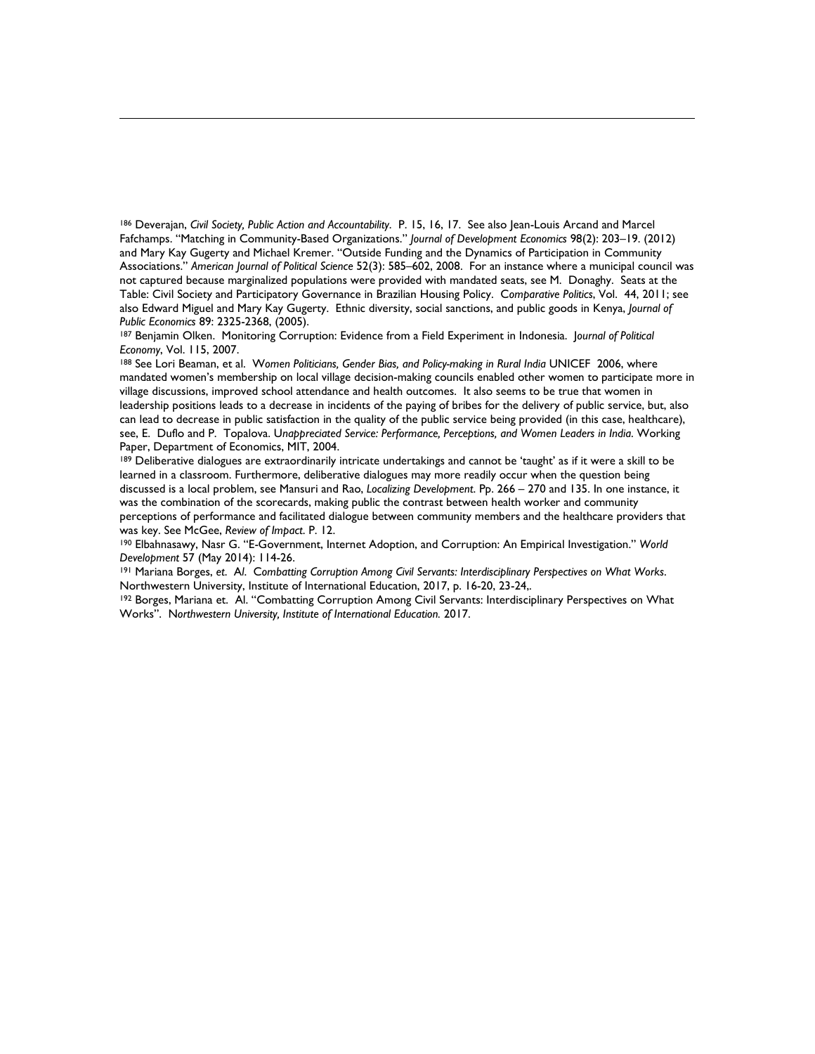[186] Deverajan, *Civil Society, Public Action and Accountability*. P. 15, 16, 17. See also Jean-Louis Arcand and Marcel Fafchamps. "Matching in Community-Based Organizations." *Journal of Development Economics* 98(2): 203–19. (2012) and Mary Kay Gugerty and Michael Kremer. "Outside Funding and the Dynamics of Participation in Community Associations." *American Journal of Political Science* 52(3): 585–602, 2008. For an instance where a municipal council was not captured because marginalized populations were provided with mandated seats, see M. Donaghy. Seats at the Table: Civil Society and Participatory Governance in Brazilian Housing Policy. *Comparative Politics*, Vol. 44, 2011; see also Edward Miguel and Mary Kay Gugerty. Ethnic diversity, social sanctions, and public goods in Kenya, *Journal of Public Economics* 89: 2325-2368, (2005).

[187] Benjamin Olken. Monitoring Corruption: Evidence from a Field Experiment in Indonesia. *Journal of Political Economy*, Vol. 115, 2007.

[188] See Lori Beaman, et al. *Women Politicians, Gender Bias, and Policy-making in Rural India* UNICEF 2006, where mandated women's membership on local village decision-making councils enabled other women to participate more in village discussions, improved school attendance and health outcomes. It also seems to be true that women in leadership positions leads to a decrease in incidents of the paying of bribes for the delivery of public service, but, also can lead to decrease in public satisfaction in the quality of the public service being provided (in this case, healthcare), see, E. Duflo and P. Topalova. *Unappreciated Service: Performance, Perceptions, and Women Leaders in India*. Working Paper, Department of Economics, MIT, 2004.

[189] Deliberative dialogues are extraordinarily intricate undertakings and cannot be 'taught' as if it were a skill to be learned in a classroom. Furthermore, deliberative dialogues may more readily occur when the question being discussed is a local problem, see Mansuri and Rao, *Localizing Development*. Pp. 266 – 270 and 135. In one instance, it was the combination of the scorecards, making public the contrast between health worker and community perceptions of performance and facilitated dialogue between community members and the healthcare providers that was key. See McGee, *Review of Impact*. P. 12.

[190] Elbahnasawy, Nasr G. "E-Government, Internet Adoption, and Corruption: An Empirical Investigation." *World Development* 57 (May 2014): 114-26.

[191] Mariana Borges, *et. Al. Combatting Corruption Among Civil Servants: Interdisciplinary Perspectives on What Works*. Northwestern University, Institute of International Education, 2017, p. 16-20, 23-24,.

[192] Borges, Mariana et. Al. "Combatting Corruption Among Civil Servants: Interdisciplinary Perspectives on What Works". *Northwestern University, Institute of International Education.* 2017.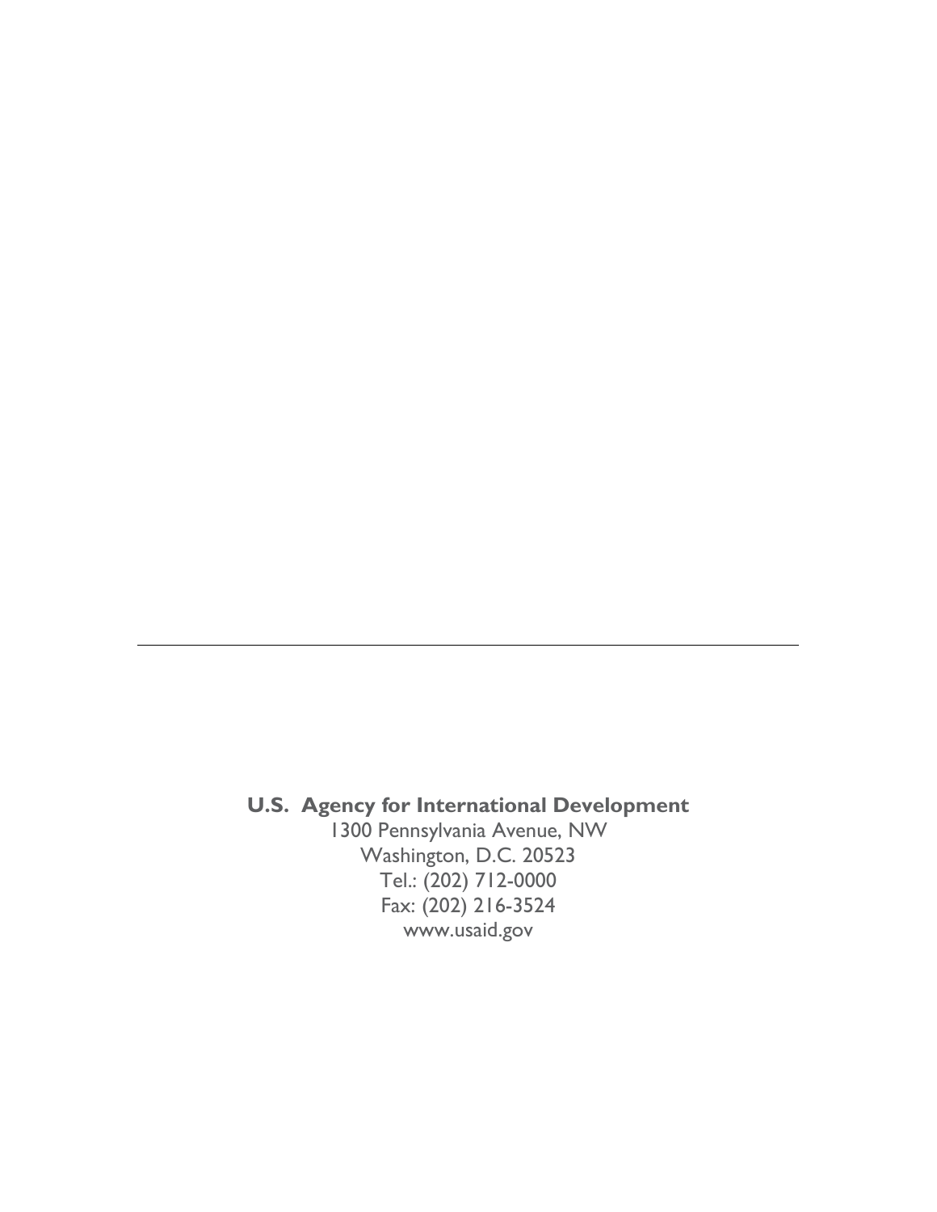---

**U.S. Agency for International Development**
1300 Pennsylvania Avenue, NW
Washington, D.C. 20523
Tel.: (202) 712-0000
Fax: (202) 216-3524
www.usaid.gov